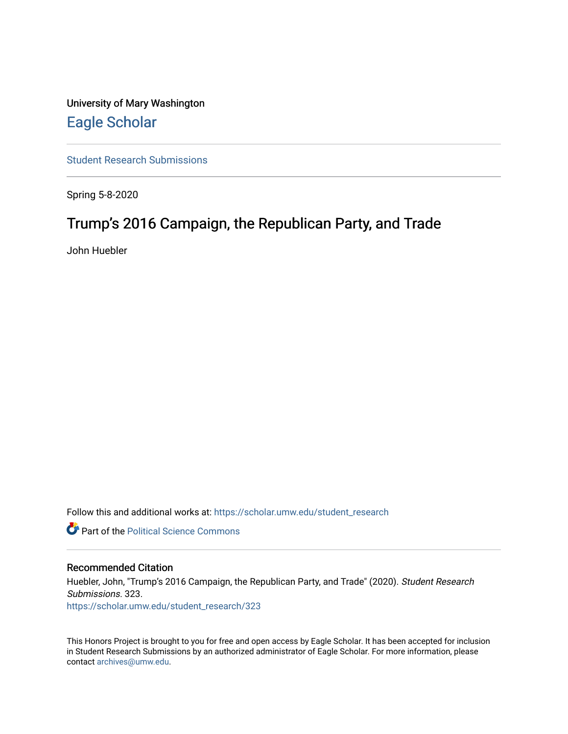University of Mary Washington

# Eagle Scholar

Student Research Submissions

Spring 5-8-2020

## Trump's 2016 Campaign, the Republican Party, and Trade

John Huebler

Follow this and additional works at: https://scholar.umw.edu/student_research

Part of the Political Science Commons

### Recommended Citation

Huebler, John, "Trump's 2016 Campaign, the Republican Party, and Trade" (2020). *Student Research Submissions*. 323.
https://scholar.umw.edu/student_research/323

This Honors Project is brought to you for free and open access by Eagle Scholar. It has been accepted for inclusion in Student Research Submissions by an authorized administrator of Eagle Scholar. For more information, please contact archives@umw.edu.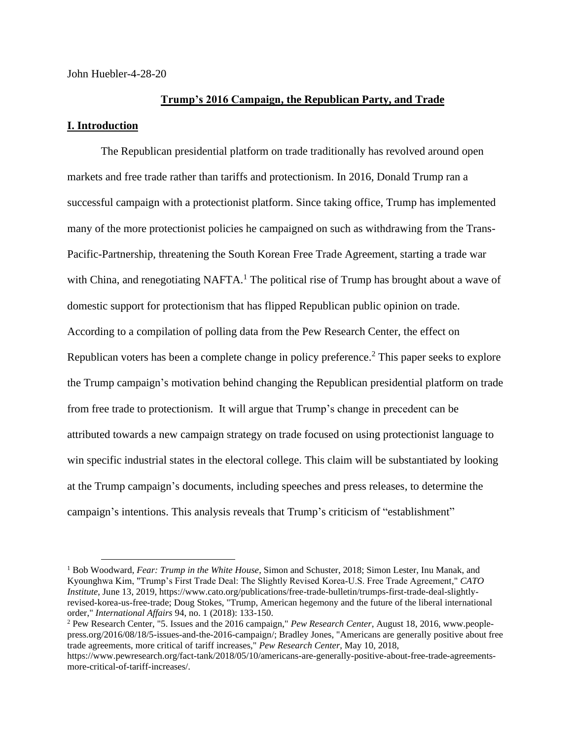John Huebler-4-28-20

## Trump's 2016 Campaign, the Republican Party, and Trade

## I. Introduction

The Republican presidential platform on trade traditionally has revolved around open markets and free trade rather than tariffs and protectionism. In 2016, Donald Trump ran a successful campaign with a protectionist platform. Since taking office, Trump has implemented many of the more protectionist policies he campaigned on such as withdrawing from the Trans-Pacific-Partnership, threatening the South Korean Free Trade Agreement, starting a trade war with China, and renegotiating NAFTA.[1] The political rise of Trump has brought about a wave of domestic support for protectionism that has flipped Republican public opinion on trade. According to a compilation of polling data from the Pew Research Center, the effect on Republican voters has been a complete change in policy preference.[2] This paper seeks to explore the Trump campaign's motivation behind changing the Republican presidential platform on trade from free trade to protectionism. It will argue that Trump's change in precedent can be attributed towards a new campaign strategy on trade focused on using protectionist language to win specific industrial states in the electoral college. This claim will be substantiated by looking at the Trump campaign's documents, including speeches and press releases, to determine the campaign's intentions. This analysis reveals that Trump's criticism of "establishment"

---

[1] Bob Woodward, *Fear: Trump in the White House*, Simon and Schuster, 2018; Simon Lester, Inu Manak, and Kyounghwa Kim, "Trump's First Trade Deal: The Slightly Revised Korea-U.S. Free Trade Agreement," *CATO Institute*, June 13, 2019, https://www.cato.org/publications/free-trade-bulletin/trumps-first-trade-deal-slightly-revised-korea-us-free-trade; Doug Stokes, "Trump, American hegemony and the future of the liberal international order," *International Affairs* 94, no. 1 (2018): 133-150.

[2] Pew Research Center, "5. Issues and the 2016 campaign," *Pew Research Center*, August 18, 2016, www.people-press.org/2016/08/18/5-issues-and-the-2016-campaign/; Bradley Jones, "Americans are generally positive about free trade agreements, more critical of tariff increases," *Pew Research Center*, May 10, 2018, https://www.pewresearch.org/fact-tank/2018/05/10/americans-are-generally-positive-about-free-trade-agreements-more-critical-of-tariff-increases/.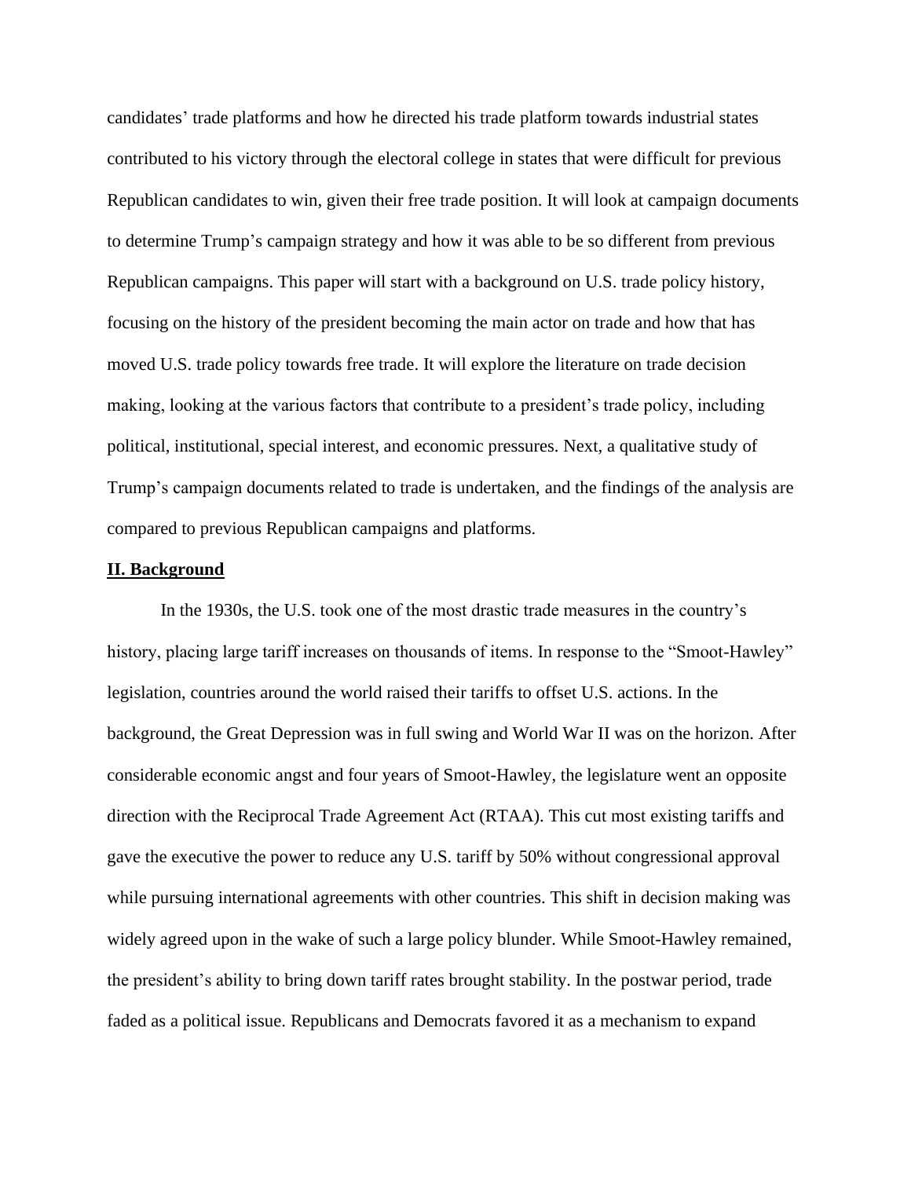candidates' trade platforms and how he directed his trade platform towards industrial states contributed to his victory through the electoral college in states that were difficult for previous Republican candidates to win, given their free trade position. It will look at campaign documents to determine Trump's campaign strategy and how it was able to be so different from previous Republican campaigns. This paper will start with a background on U.S. trade policy history, focusing on the history of the president becoming the main actor on trade and how that has moved U.S. trade policy towards free trade. It will explore the literature on trade decision making, looking at the various factors that contribute to a president's trade policy, including political, institutional, special interest, and economic pressures. Next, a qualitative study of Trump's campaign documents related to trade is undertaken, and the findings of the analysis are compared to previous Republican campaigns and platforms.

## II. Background

In the 1930s, the U.S. took one of the most drastic trade measures in the country's history, placing large tariff increases on thousands of items. In response to the "Smoot-Hawley" legislation, countries around the world raised their tariffs to offset U.S. actions. In the background, the Great Depression was in full swing and World War II was on the horizon. After considerable economic angst and four years of Smoot-Hawley, the legislature went an opposite direction with the Reciprocal Trade Agreement Act (RTAA). This cut most existing tariffs and gave the executive the power to reduce any U.S. tariff by 50% without congressional approval while pursuing international agreements with other countries. This shift in decision making was widely agreed upon in the wake of such a large policy blunder. While Smoot-Hawley remained, the president's ability to bring down tariff rates brought stability. In the postwar period, trade faded as a political issue. Republicans and Democrats favored it as a mechanism to expand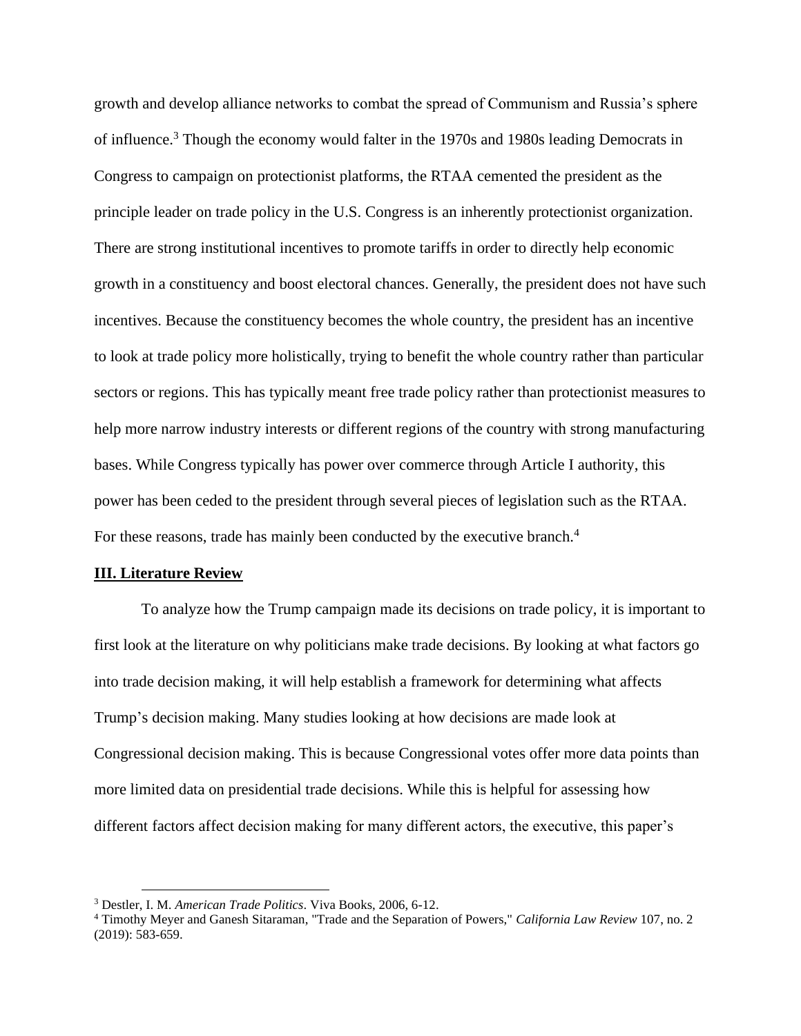growth and develop alliance networks to combat the spread of Communism and Russia's sphere of influence.[3] Though the economy would falter in the 1970s and 1980s leading Democrats in Congress to campaign on protectionist platforms, the RTAA cemented the president as the principle leader on trade policy in the U.S. Congress is an inherently protectionist organization. There are strong institutional incentives to promote tariffs in order to directly help economic growth in a constituency and boost electoral chances. Generally, the president does not have such incentives. Because the constituency becomes the whole country, the president has an incentive to look at trade policy more holistically, trying to benefit the whole country rather than particular sectors or regions. This has typically meant free trade policy rather than protectionist measures to help more narrow industry interests or different regions of the country with strong manufacturing bases. While Congress typically has power over commerce through Article I authority, this power has been ceded to the president through several pieces of legislation such as the RTAA. For these reasons, trade has mainly been conducted by the executive branch.[4]

## III. Literature Review

To analyze how the Trump campaign made its decisions on trade policy, it is important to first look at the literature on why politicians make trade decisions. By looking at what factors go into trade decision making, it will help establish a framework for determining what affects Trump's decision making. Many studies looking at how decisions are made look at Congressional decision making. This is because Congressional votes offer more data points than more limited data on presidential trade decisions. While this is helpful for assessing how different factors affect decision making for many different actors, the executive, this paper's

---

[3] Destler, I. M. *American Trade Politics*. Viva Books, 2006, 6-12.

[4] Timothy Meyer and Ganesh Sitaraman, "Trade and the Separation of Powers," *California Law Review* 107, no. 2 (2019): 583-659.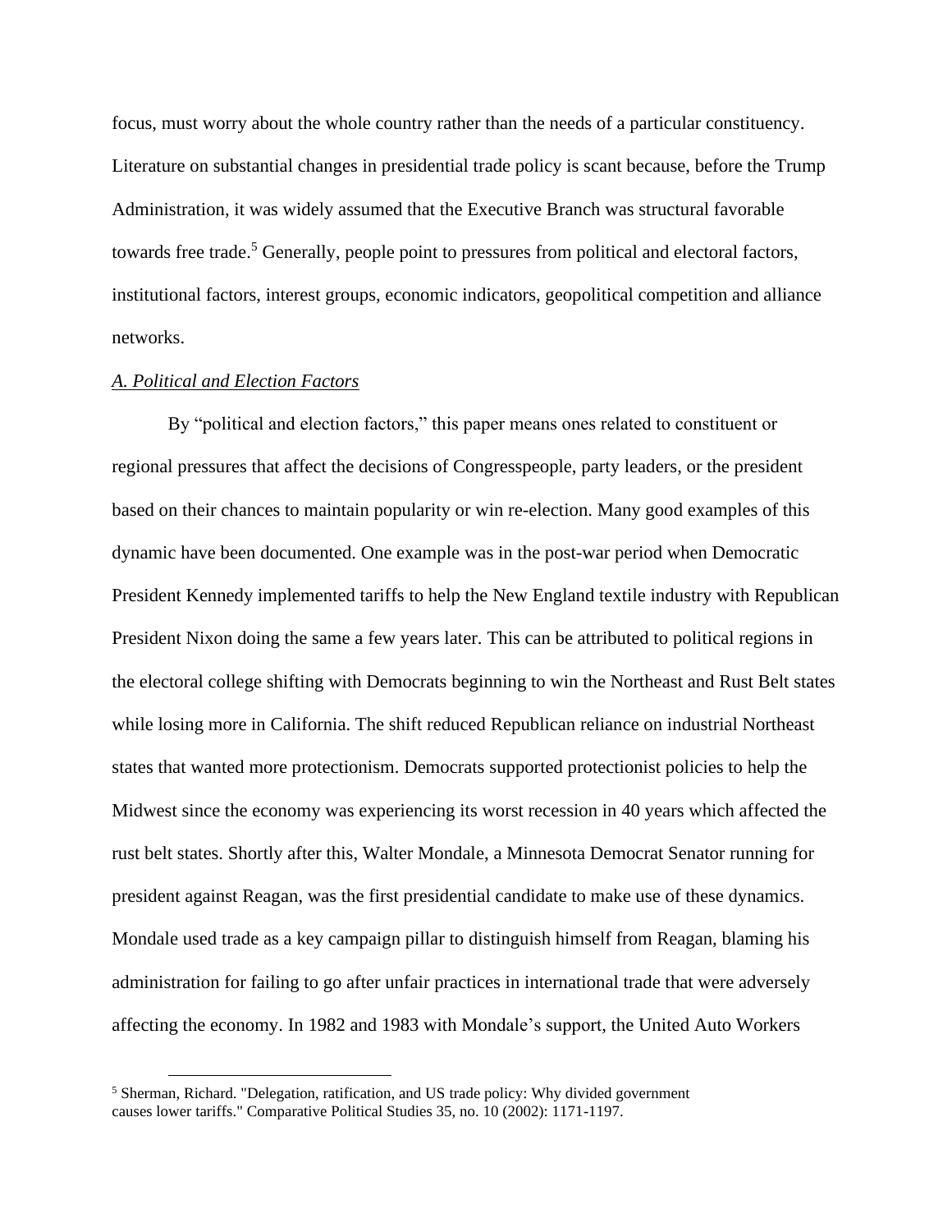focus, must worry about the whole country rather than the needs of a particular constituency. Literature on substantial changes in presidential trade policy is scant because, before the Trump Administration, it was widely assumed that the Executive Branch was structural favorable towards free trade.[5] Generally, people point to pressures from political and electoral factors, institutional factors, interest groups, economic indicators, geopolitical competition and alliance networks.

*A. Political and Election Factors*

By "political and election factors," this paper means ones related to constituent or regional pressures that affect the decisions of Congresspeople, party leaders, or the president based on their chances to maintain popularity or win re-election. Many good examples of this dynamic have been documented. One example was in the post-war period when Democratic President Kennedy implemented tariffs to help the New England textile industry with Republican President Nixon doing the same a few years later. This can be attributed to political regions in the electoral college shifting with Democrats beginning to win the Northeast and Rust Belt states while losing more in California. The shift reduced Republican reliance on industrial Northeast states that wanted more protectionism. Democrats supported protectionist policies to help the Midwest since the economy was experiencing its worst recession in 40 years which affected the rust belt states. Shortly after this, Walter Mondale, a Minnesota Democrat Senator running for president against Reagan, was the first presidential candidate to make use of these dynamics. Mondale used trade as a key campaign pillar to distinguish himself from Reagan, blaming his administration for failing to go after unfair practices in international trade that were adversely affecting the economy. In 1982 and 1983 with Mondale's support, the United Auto Workers

[5] Sherman, Richard. "Delegation, ratification, and US trade policy: Why divided government causes lower tariffs." Comparative Political Studies 35, no. 10 (2002): 1171-1197.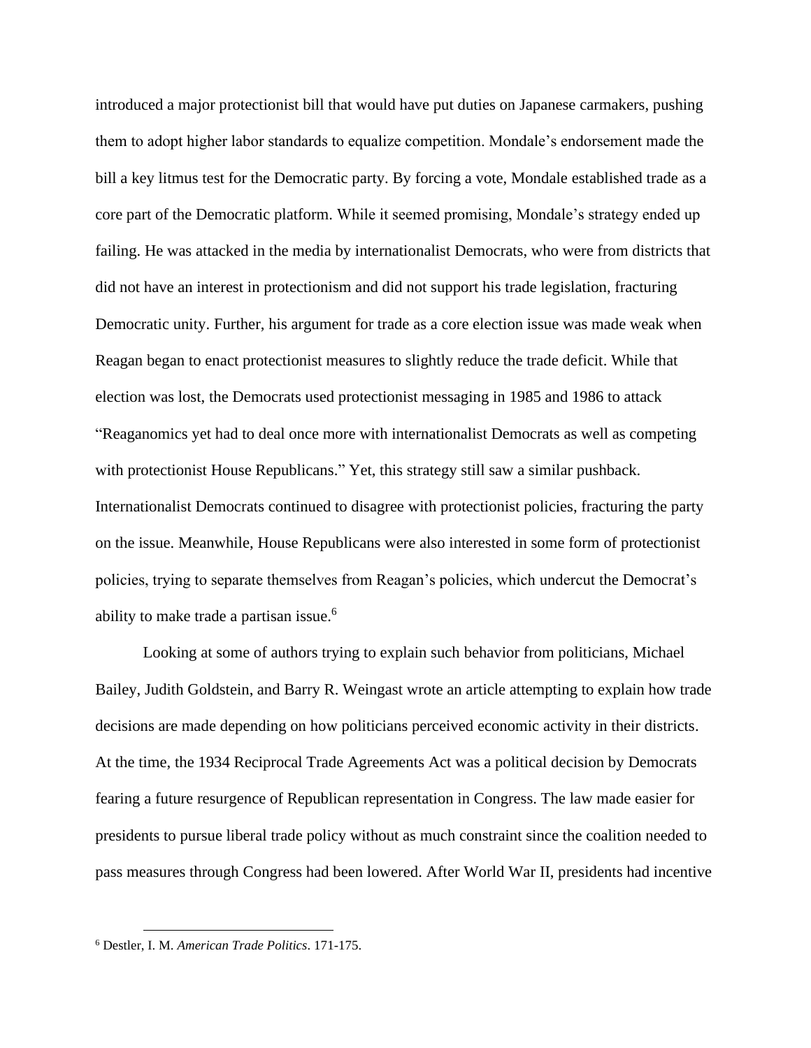introduced a major protectionist bill that would have put duties on Japanese carmakers, pushing them to adopt higher labor standards to equalize competition. Mondale's endorsement made the bill a key litmus test for the Democratic party. By forcing a vote, Mondale established trade as a core part of the Democratic platform. While it seemed promising, Mondale's strategy ended up failing. He was attacked in the media by internationalist Democrats, who were from districts that did not have an interest in protectionism and did not support his trade legislation, fracturing Democratic unity. Further, his argument for trade as a core election issue was made weak when Reagan began to enact protectionist measures to slightly reduce the trade deficit. While that election was lost, the Democrats used protectionist messaging in 1985 and 1986 to attack "Reaganomics yet had to deal once more with internationalist Democrats as well as competing with protectionist House Republicans." Yet, this strategy still saw a similar pushback. Internationalist Democrats continued to disagree with protectionist policies, fracturing the party on the issue. Meanwhile, House Republicans were also interested in some form of protectionist policies, trying to separate themselves from Reagan's policies, which undercut the Democrat's ability to make trade a partisan issue.[6]

Looking at some of authors trying to explain such behavior from politicians, Michael Bailey, Judith Goldstein, and Barry R. Weingast wrote an article attempting to explain how trade decisions are made depending on how politicians perceived economic activity in their districts. At the time, the 1934 Reciprocal Trade Agreements Act was a political decision by Democrats fearing a future resurgence of Republican representation in Congress. The law made easier for presidents to pursue liberal trade policy without as much constraint since the coalition needed to pass measures through Congress had been lowered. After World War II, presidents had incentive

[6] Destler, I. M. *American Trade Politics*. 171-175.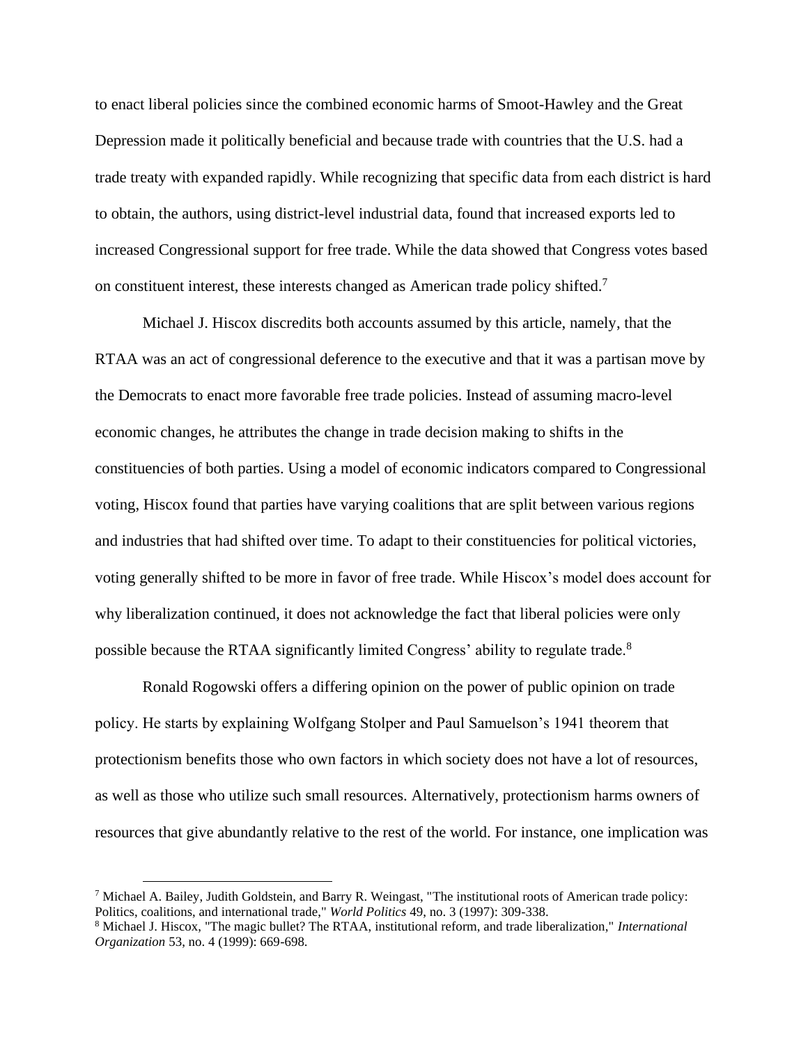to enact liberal policies since the combined economic harms of Smoot-Hawley and the Great Depression made it politically beneficial and because trade with countries that the U.S. had a trade treaty with expanded rapidly. While recognizing that specific data from each district is hard to obtain, the authors, using district-level industrial data, found that increased exports led to increased Congressional support for free trade. While the data showed that Congress votes based on constituent interest, these interests changed as American trade policy shifted.[7]

Michael J. Hiscox discredits both accounts assumed by this article, namely, that the RTAA was an act of congressional deference to the executive and that it was a partisan move by the Democrats to enact more favorable free trade policies. Instead of assuming macro-level economic changes, he attributes the change in trade decision making to shifts in the constituencies of both parties. Using a model of economic indicators compared to Congressional voting, Hiscox found that parties have varying coalitions that are split between various regions and industries that had shifted over time. To adapt to their constituencies for political victories, voting generally shifted to be more in favor of free trade. While Hiscox's model does account for why liberalization continued, it does not acknowledge the fact that liberal policies were only possible because the RTAA significantly limited Congress' ability to regulate trade.[8]

Ronald Rogowski offers a differing opinion on the power of public opinion on trade policy. He starts by explaining Wolfgang Stolper and Paul Samuelson's 1941 theorem that protectionism benefits those who own factors in which society does not have a lot of resources, as well as those who utilize such small resources. Alternatively, protectionism harms owners of resources that give abundantly relative to the rest of the world. For instance, one implication was

[7] Michael A. Bailey, Judith Goldstein, and Barry R. Weingast, "The institutional roots of American trade policy: Politics, coalitions, and international trade," *World Politics* 49, no. 3 (1997): 309-338.

[8] Michael J. Hiscox, "The magic bullet? The RTAA, institutional reform, and trade liberalization," *International Organization* 53, no. 4 (1999): 669-698.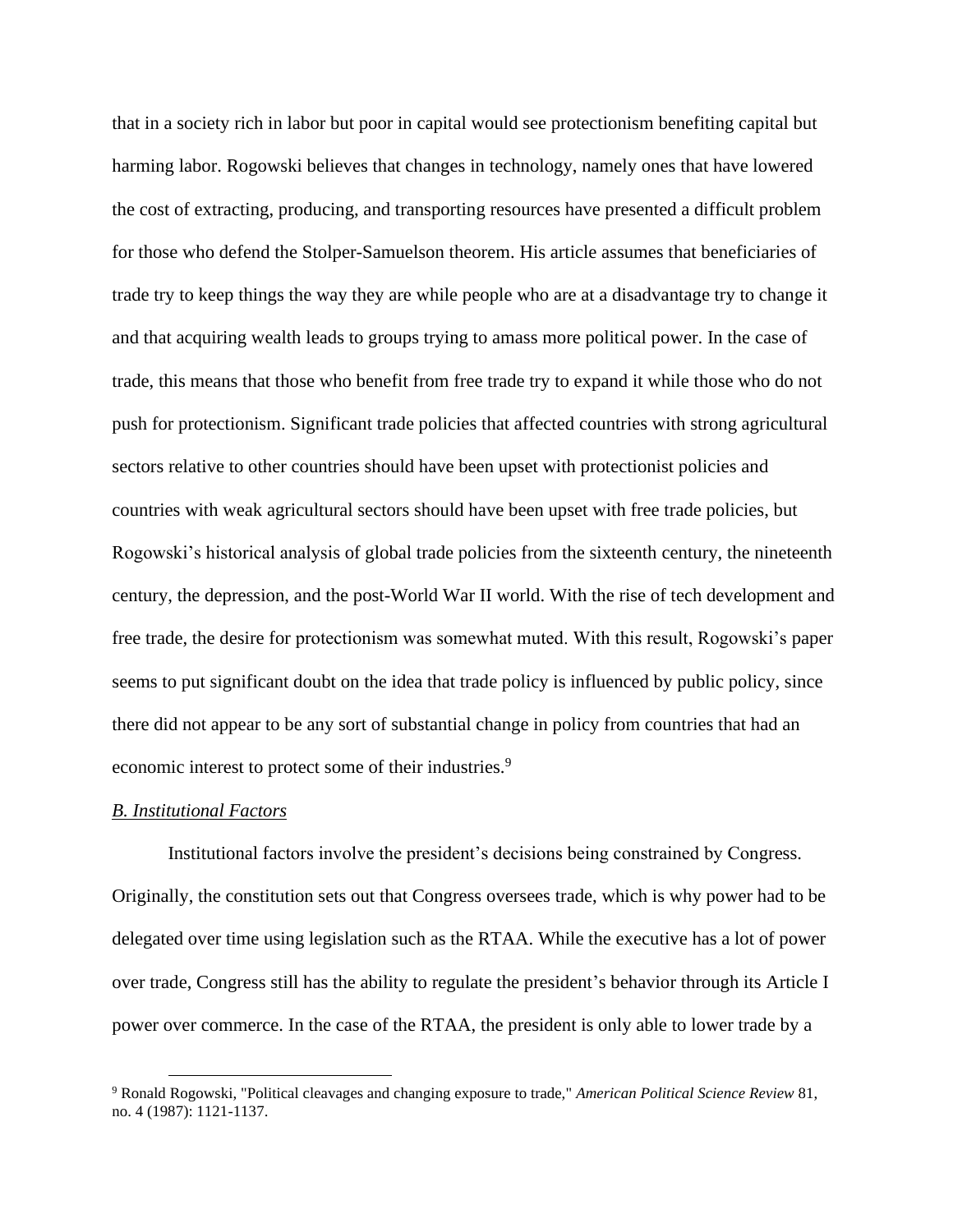that in a society rich in labor but poor in capital would see protectionism benefiting capital but harming labor. Rogowski believes that changes in technology, namely ones that have lowered the cost of extracting, producing, and transporting resources have presented a difficult problem for those who defend the Stolper-Samuelson theorem. His article assumes that beneficiaries of trade try to keep things the way they are while people who are at a disadvantage try to change it and that acquiring wealth leads to groups trying to amass more political power. In the case of trade, this means that those who benefit from free trade try to expand it while those who do not push for protectionism. Significant trade policies that affected countries with strong agricultural sectors relative to other countries should have been upset with protectionist policies and countries with weak agricultural sectors should have been upset with free trade policies, but Rogowski's historical analysis of global trade policies from the sixteenth century, the nineteenth century, the depression, and the post-World War II world. With the rise of tech development and free trade, the desire for protectionism was somewhat muted. With this result, Rogowski's paper seems to put significant doubt on the idea that trade policy is influenced by public policy, since there did not appear to be any sort of substantial change in policy from countries that had an economic interest to protect some of their industries.[9]

### *B. Institutional Factors*

Institutional factors involve the president's decisions being constrained by Congress. Originally, the constitution sets out that Congress oversees trade, which is why power had to be delegated over time using legislation such as the RTAA. While the executive has a lot of power over trade, Congress still has the ability to regulate the president's behavior through its Article I power over commerce. In the case of the RTAA, the president is only able to lower trade by a

[9] Ronald Rogowski, "Political cleavages and changing exposure to trade," *American Political Science Review* 81, no. 4 (1987): 1121-1137.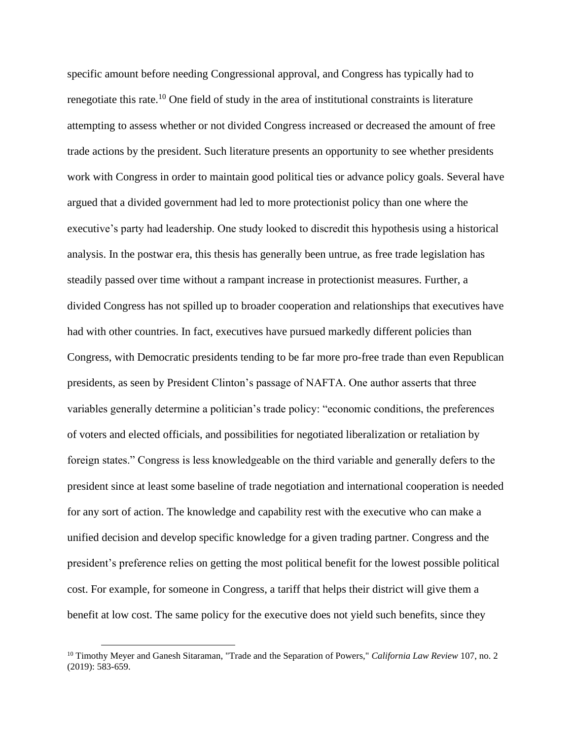specific amount before needing Congressional approval, and Congress has typically had to renegotiate this rate.[10] One field of study in the area of institutional constraints is literature attempting to assess whether or not divided Congress increased or decreased the amount of free trade actions by the president. Such literature presents an opportunity to see whether presidents work with Congress in order to maintain good political ties or advance policy goals. Several have argued that a divided government had led to more protectionist policy than one where the executive's party had leadership. One study looked to discredit this hypothesis using a historical analysis. In the postwar era, this thesis has generally been untrue, as free trade legislation has steadily passed over time without a rampant increase in protectionist measures. Further, a divided Congress has not spilled up to broader cooperation and relationships that executives have had with other countries. In fact, executives have pursued markedly different policies than Congress, with Democratic presidents tending to be far more pro-free trade than even Republican presidents, as seen by President Clinton's passage of NAFTA. One author asserts that three variables generally determine a politician's trade policy: "economic conditions, the preferences of voters and elected officials, and possibilities for negotiated liberalization or retaliation by foreign states." Congress is less knowledgeable on the third variable and generally defers to the president since at least some baseline of trade negotiation and international cooperation is needed for any sort of action. The knowledge and capability rest with the executive who can make a unified decision and develop specific knowledge for a given trading partner. Congress and the president's preference relies on getting the most political benefit for the lowest possible political cost. For example, for someone in Congress, a tariff that helps their district will give them a benefit at low cost. The same policy for the executive does not yield such benefits, since they

[10] Timothy Meyer and Ganesh Sitaraman, "Trade and the Separation of Powers," *California Law Review* 107, no. 2 (2019): 583-659.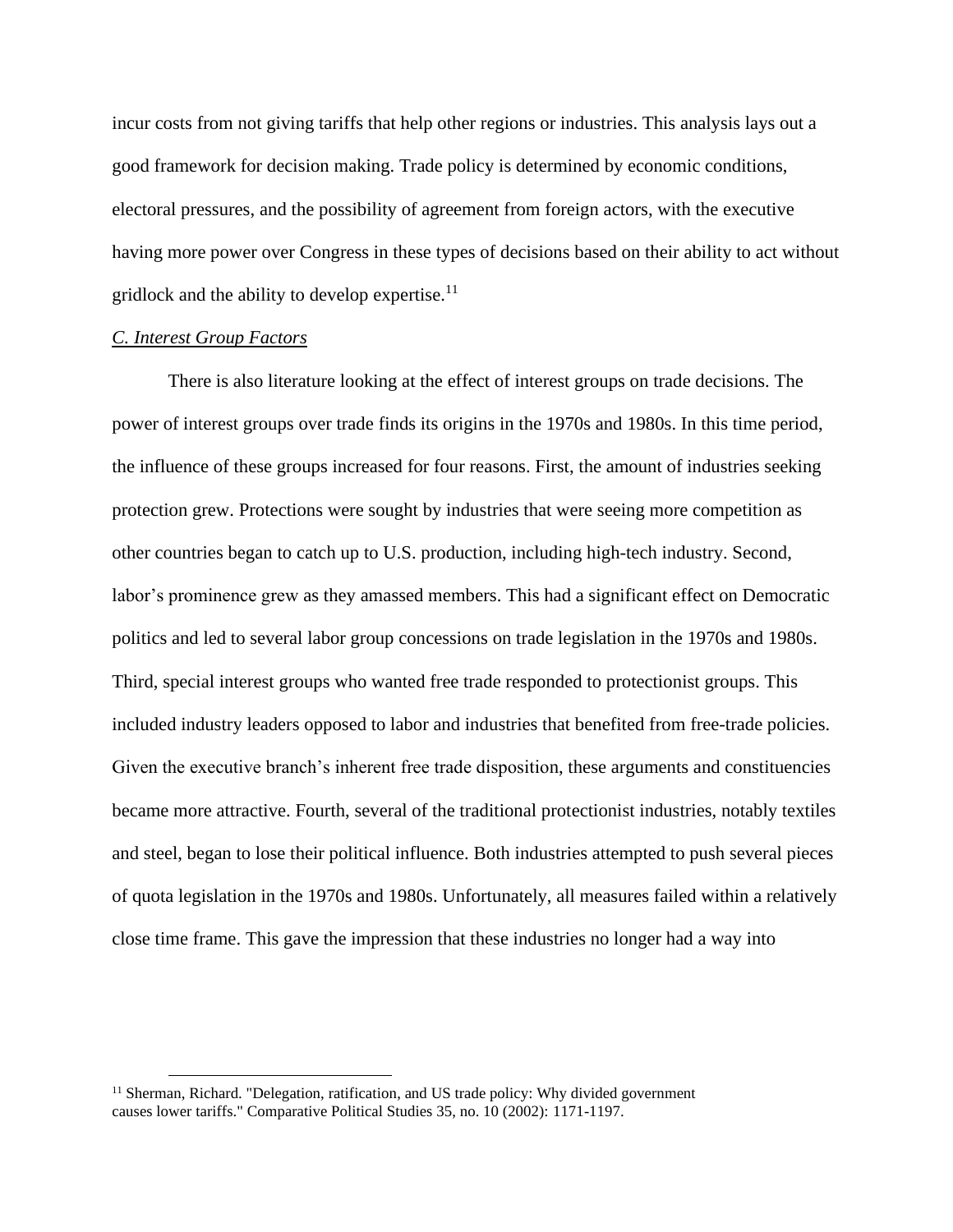incur costs from not giving tariffs that help other regions or industries. This analysis lays out a good framework for decision making. Trade policy is determined by economic conditions, electoral pressures, and the possibility of agreement from foreign actors, with the executive having more power over Congress in these types of decisions based on their ability to act without gridlock and the ability to develop expertise.[11]

### *C. Interest Group Factors*

There is also literature looking at the effect of interest groups on trade decisions. The power of interest groups over trade finds its origins in the 1970s and 1980s. In this time period, the influence of these groups increased for four reasons. First, the amount of industries seeking protection grew. Protections were sought by industries that were seeing more competition as other countries began to catch up to U.S. production, including high-tech industry. Second, labor's prominence grew as they amassed members. This had a significant effect on Democratic politics and led to several labor group concessions on trade legislation in the 1970s and 1980s. Third, special interest groups who wanted free trade responded to protectionist groups. This included industry leaders opposed to labor and industries that benefited from free-trade policies. Given the executive branch's inherent free trade disposition, these arguments and constituencies became more attractive. Fourth, several of the traditional protectionist industries, notably textiles and steel, began to lose their political influence. Both industries attempted to push several pieces of quota legislation in the 1970s and 1980s. Unfortunately, all measures failed within a relatively close time frame. This gave the impression that these industries no longer had a way into

---

[11] Sherman, Richard. "Delegation, ratification, and US trade policy: Why divided government causes lower tariffs." Comparative Political Studies 35, no. 10 (2002): 1171-1197.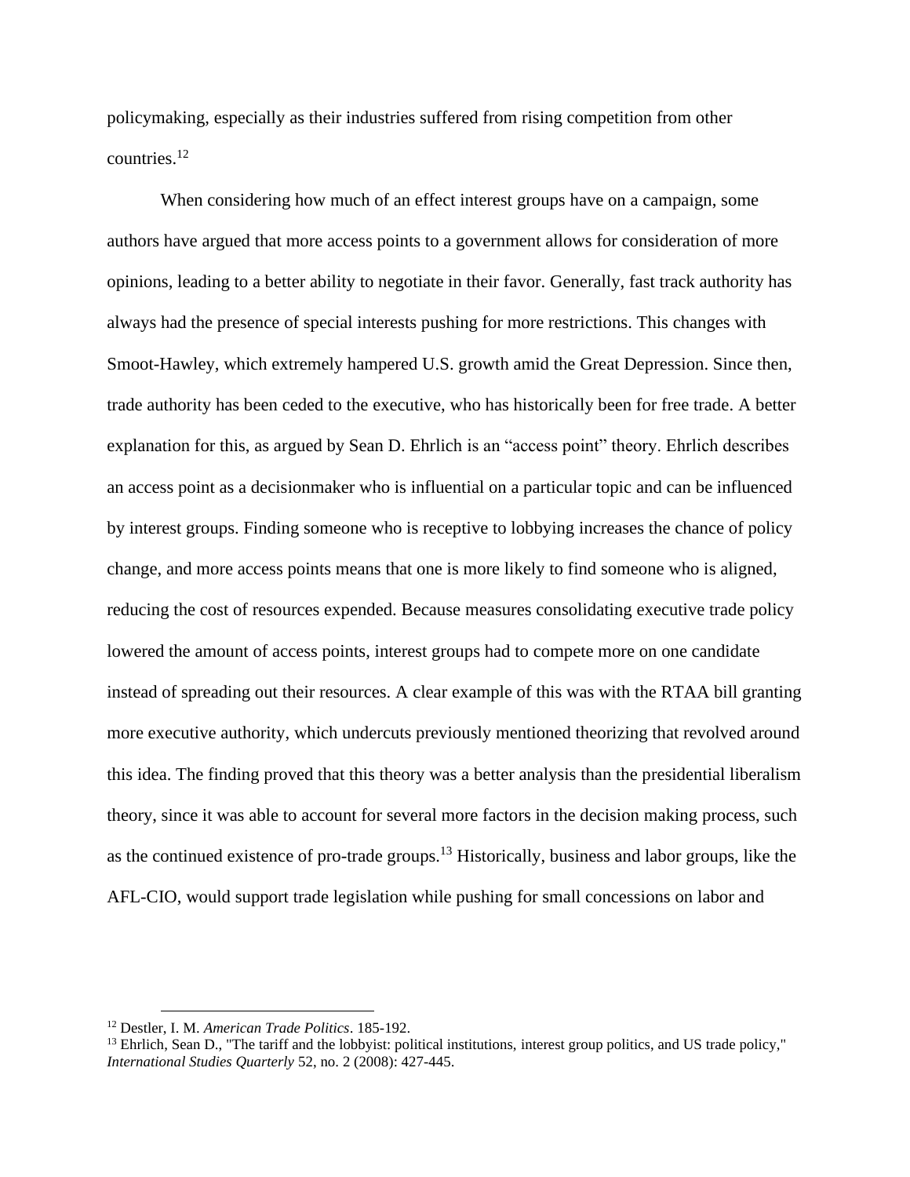policymaking, especially as their industries suffered from rising competition from other countries.[12]

When considering how much of an effect interest groups have on a campaign, some authors have argued that more access points to a government allows for consideration of more opinions, leading to a better ability to negotiate in their favor. Generally, fast track authority has always had the presence of special interests pushing for more restrictions. This changes with Smoot-Hawley, which extremely hampered U.S. growth amid the Great Depression. Since then, trade authority has been ceded to the executive, who has historically been for free trade. A better explanation for this, as argued by Sean D. Ehrlich is an "access point" theory. Ehrlich describes an access point as a decisionmaker who is influential on a particular topic and can be influenced by interest groups. Finding someone who is receptive to lobbying increases the chance of policy change, and more access points means that one is more likely to find someone who is aligned, reducing the cost of resources expended. Because measures consolidating executive trade policy lowered the amount of access points, interest groups had to compete more on one candidate instead of spreading out their resources. A clear example of this was with the RTAA bill granting more executive authority, which undercuts previously mentioned theorizing that revolved around this idea. The finding proved that this theory was a better analysis than the presidential liberalism theory, since it was able to account for several more factors in the decision making process, such as the continued existence of pro-trade groups.[13] Historically, business and labor groups, like the AFL-CIO, would support trade legislation while pushing for small concessions on labor and

---

[12] Destler, I. M. *American Trade Politics*. 185-192.

[13] Ehrlich, Sean D., "The tariff and the lobbyist: political institutions, interest group politics, and US trade policy," *International Studies Quarterly* 52, no. 2 (2008): 427-445.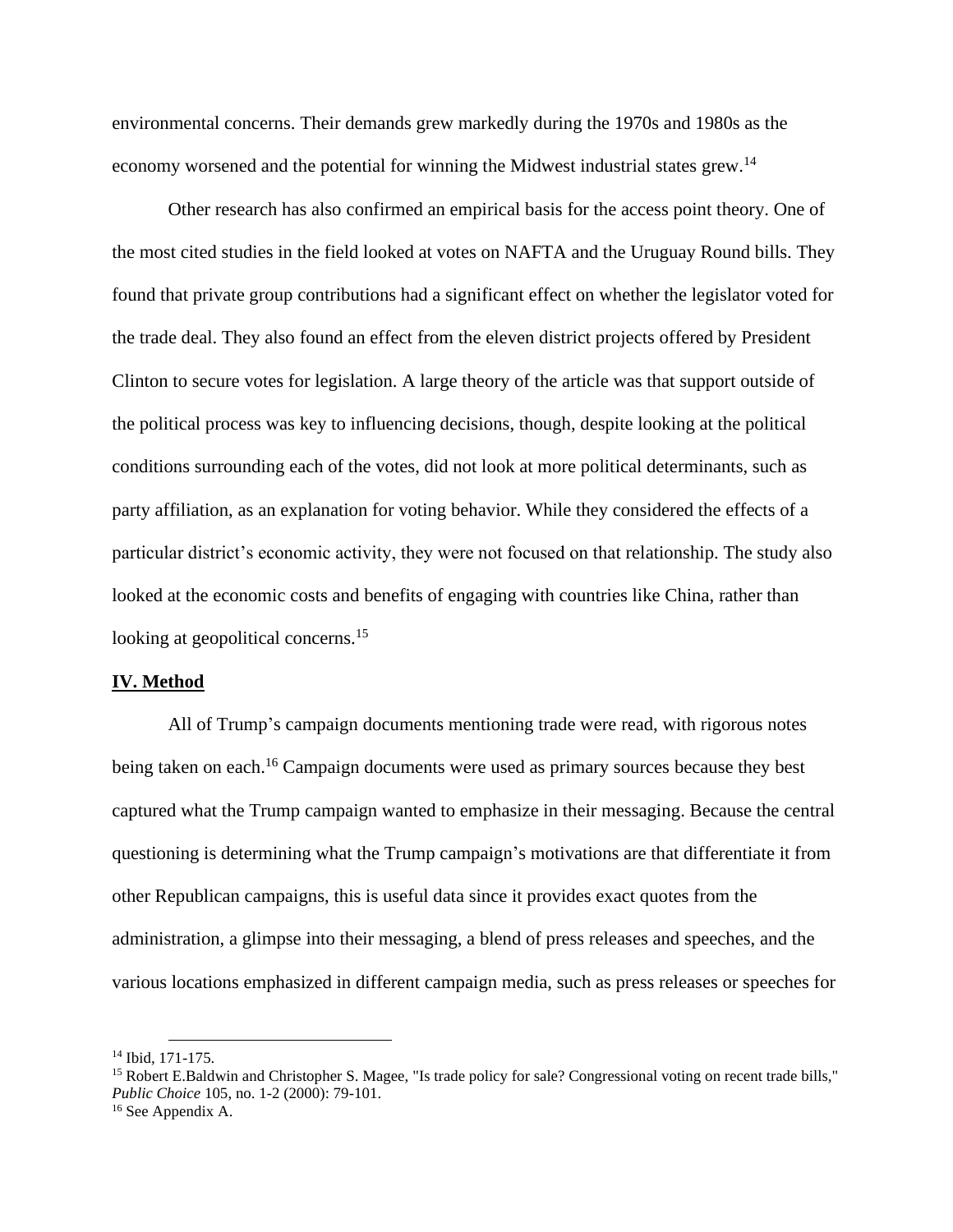environmental concerns. Their demands grew markedly during the 1970s and 1980s as the economy worsened and the potential for winning the Midwest industrial states grew.[14]

Other research has also confirmed an empirical basis for the access point theory. One of the most cited studies in the field looked at votes on NAFTA and the Uruguay Round bills. They found that private group contributions had a significant effect on whether the legislator voted for the trade deal. They also found an effect from the eleven district projects offered by President Clinton to secure votes for legislation. A large theory of the article was that support outside of the political process was key to influencing decisions, though, despite looking at the political conditions surrounding each of the votes, did not look at more political determinants, such as party affiliation, as an explanation for voting behavior. While they considered the effects of a particular district's economic activity, they were not focused on that relationship. The study also looked at the economic costs and benefits of engaging with countries like China, rather than looking at geopolitical concerns.[15]

## IV. Method

All of Trump's campaign documents mentioning trade were read, with rigorous notes being taken on each.[16] Campaign documents were used as primary sources because they best captured what the Trump campaign wanted to emphasize in their messaging. Because the central questioning is determining what the Trump campaign's motivations are that differentiate it from other Republican campaigns, this is useful data since it provides exact quotes from the administration, a glimpse into their messaging, a blend of press releases and speeches, and the various locations emphasized in different campaign media, such as press releases or speeches for

---

[14] Ibid, 171-175.

[15] Robert E.Baldwin and Christopher S. Magee, "Is trade policy for sale? Congressional voting on recent trade bills," *Public Choice* 105, no. 1-2 (2000): 79-101.

[16] See Appendix A.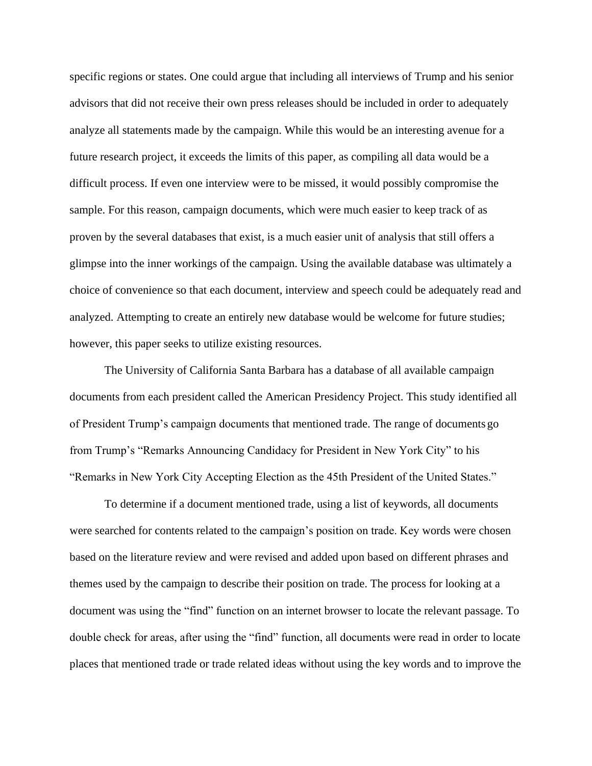specific regions or states. One could argue that including all interviews of Trump and his senior advisors that did not receive their own press releases should be included in order to adequately analyze all statements made by the campaign. While this would be an interesting avenue for a future research project, it exceeds the limits of this paper, as compiling all data would be a difficult process. If even one interview were to be missed, it would possibly compromise the sample. For this reason, campaign documents, which were much easier to keep track of as proven by the several databases that exist, is a much easier unit of analysis that still offers a glimpse into the inner workings of the campaign. Using the available database was ultimately a choice of convenience so that each document, interview and speech could be adequately read and analyzed. Attempting to create an entirely new database would be welcome for future studies; however, this paper seeks to utilize existing resources.

The University of California Santa Barbara has a database of all available campaign documents from each president called the American Presidency Project. This study identified all of President Trump's campaign documents that mentioned trade. The range of documents go from Trump's "Remarks Announcing Candidacy for President in New York City" to his "Remarks in New York City Accepting Election as the 45th President of the United States."

To determine if a document mentioned trade, using a list of keywords, all documents were searched for contents related to the campaign's position on trade. Key words were chosen based on the literature review and were revised and added upon based on different phrases and themes used by the campaign to describe their position on trade. The process for looking at a document was using the "find" function on an internet browser to locate the relevant passage. To double check for areas, after using the "find" function, all documents were read in order to locate places that mentioned trade or trade related ideas without using the key words and to improve the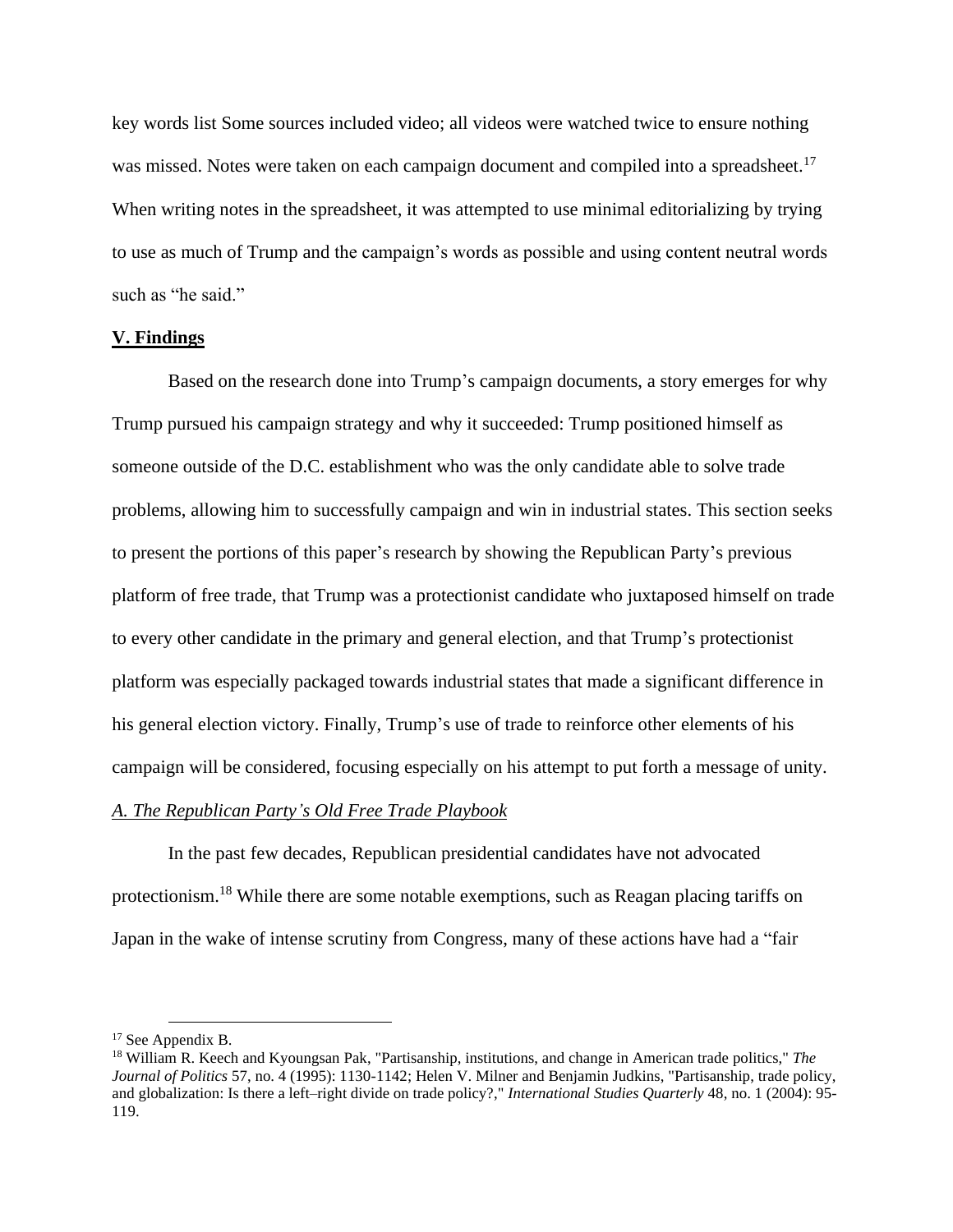key words list Some sources included video; all videos were watched twice to ensure nothing was missed. Notes were taken on each campaign document and compiled into a spreadsheet.[17] When writing notes in the spreadsheet, it was attempted to use minimal editorializing by trying to use as much of Trump and the campaign's words as possible and using content neutral words such as "he said."

## V. Findings

Based on the research done into Trump's campaign documents, a story emerges for why Trump pursued his campaign strategy and why it succeeded: Trump positioned himself as someone outside of the D.C. establishment who was the only candidate able to solve trade problems, allowing him to successfully campaign and win in industrial states. This section seeks to present the portions of this paper's research by showing the Republican Party's previous platform of free trade, that Trump was a protectionist candidate who juxtaposed himself on trade to every other candidate in the primary and general election, and that Trump's protectionist platform was especially packaged towards industrial states that made a significant difference in his general election victory. Finally, Trump's use of trade to reinforce other elements of his campaign will be considered, focusing especially on his attempt to put forth a message of unity.

### *A. The Republican Party's Old Free Trade Playbook*

In the past few decades, Republican presidential candidates have not advocated protectionism.[18] While there are some notable exemptions, such as Reagan placing tariffs on Japan in the wake of intense scrutiny from Congress, many of these actions have had a "fair

---

[17] See Appendix B.

[18] William R. Keech and Kyoungsan Pak, "Partisanship, institutions, and change in American trade politics," *The Journal of Politics* 57, no. 4 (1995): 1130-1142; Helen V. Milner and Benjamin Judkins, "Partisanship, trade policy, and globalization: Is there a left–right divide on trade policy?," *International Studies Quarterly* 48, no. 1 (2004): 95-119.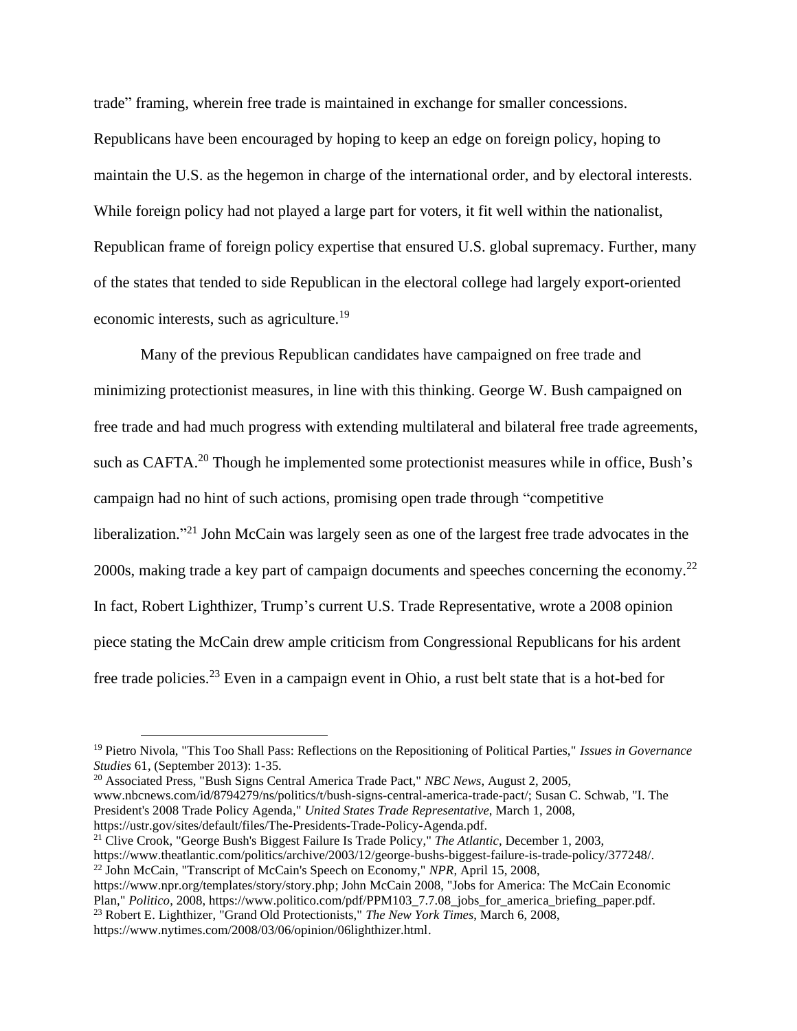trade" framing, wherein free trade is maintained in exchange for smaller concessions. Republicans have been encouraged by hoping to keep an edge on foreign policy, hoping to maintain the U.S. as the hegemon in charge of the international order, and by electoral interests. While foreign policy had not played a large part for voters, it fit well within the nationalist, Republican frame of foreign policy expertise that ensured U.S. global supremacy. Further, many of the states that tended to side Republican in the electoral college had largely export-oriented economic interests, such as agriculture.[19]

Many of the previous Republican candidates have campaigned on free trade and minimizing protectionist measures, in line with this thinking. George W. Bush campaigned on free trade and had much progress with extending multilateral and bilateral free trade agreements, such as CAFTA.[20] Though he implemented some protectionist measures while in office, Bush's campaign had no hint of such actions, promising open trade through "competitive liberalization."[21] John McCain was largely seen as one of the largest free trade advocates in the 2000s, making trade a key part of campaign documents and speeches concerning the economy.[22] In fact, Robert Lighthizer, Trump's current U.S. Trade Representative, wrote a 2008 opinion piece stating the McCain drew ample criticism from Congressional Republicans for his ardent free trade policies.[23] Even in a campaign event in Ohio, a rust belt state that is a hot-bed for

---

[19] Pietro Nivola, "This Too Shall Pass: Reflections on the Repositioning of Political Parties," *Issues in Governance Studies* 61, (September 2013): 1-35.

[20] Associated Press, "Bush Signs Central America Trade Pact," *NBC News*, August 2, 2005, www.nbcnews.com/id/8794279/ns/politics/t/bush-signs-central-america-trade-pact/; Susan C. Schwab, "I. The President's 2008 Trade Policy Agenda," *United States Trade Representative*, March 1, 2008, https://ustr.gov/sites/default/files/The-Presidents-Trade-Policy-Agenda.pdf.

[21] Clive Crook, "George Bush's Biggest Failure Is Trade Policy," *The Atlantic*, December 1, 2003, https://www.theatlantic.com/politics/archive/2003/12/george-bushs-biggest-failure-is-trade-policy/377248/.

[22] John McCain, "Transcript of McCain's Speech on Economy," *NPR*, April 15, 2008, https://www.npr.org/templates/story/story.php; John McCain 2008, "Jobs for America: The McCain Economic Plan," *Politico*, 2008, https://www.politico.com/pdf/PPM103_7.7.08_jobs_for_america_briefing_paper.pdf.

[23] Robert E. Lighthizer, "Grand Old Protectionists," *The New York Times*, March 6, 2008, https://www.nytimes.com/2008/03/06/opinion/06lighthizer.html.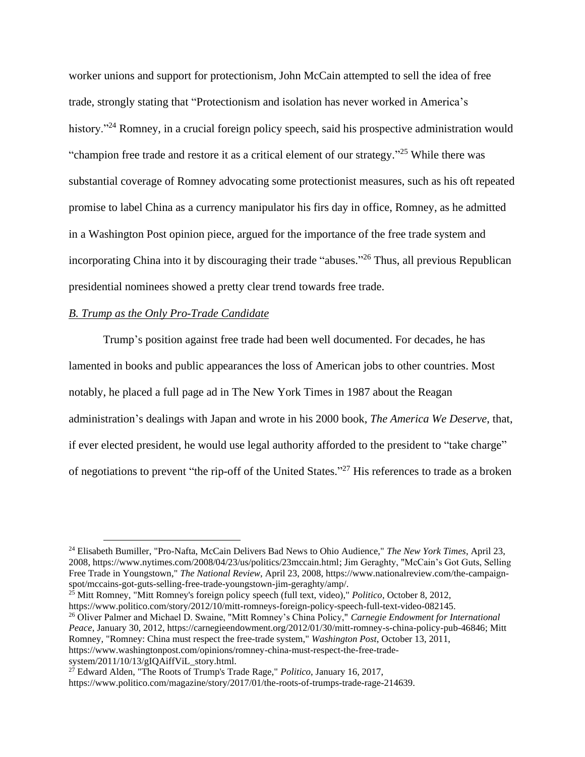worker unions and support for protectionism, John McCain attempted to sell the idea of free trade, strongly stating that "Protectionism and isolation has never worked in America's history."[24] Romney, in a crucial foreign policy speech, said his prospective administration would "champion free trade and restore it as a critical element of our strategy."[25] While there was substantial coverage of Romney advocating some protectionist measures, such as his oft repeated promise to label China as a currency manipulator his firs day in office, Romney, as he admitted in a Washington Post opinion piece, argued for the importance of the free trade system and incorporating China into it by discouraging their trade "abuses."[26] Thus, all previous Republican presidential nominees showed a pretty clear trend towards free trade.

*B. Trump as the Only Pro-Trade Candidate*

Trump's position against free trade had been well documented. For decades, he has lamented in books and public appearances the loss of American jobs to other countries. Most notably, he placed a full page ad in The New York Times in 1987 about the Reagan administration's dealings with Japan and wrote in his 2000 book, *The America We Deserve*, that, if ever elected president, he would use legal authority afforded to the president to "take charge" of negotiations to prevent "the rip-off of the United States."[27] His references to trade as a broken

---

[24] Elisabeth Bumiller, "Pro-Nafta, McCain Delivers Bad News to Ohio Audience," *The New York Times*, April 23, 2008, https://www.nytimes.com/2008/04/23/us/politics/23mccain.html; Jim Geraghty, "McCain's Got Guts, Selling Free Trade in Youngstown," *The National Review*, April 23, 2008, https://www.nationalreview.com/the-campaign-spot/mccains-got-guts-selling-free-trade-youngstown-jim-geraghty/amp/.

[25] Mitt Romney, "Mitt Romney's foreign policy speech (full text, video)," *Politico*, October 8, 2012, https://www.politico.com/story/2012/10/mitt-romneys-foreign-policy-speech-full-text-video-082145.

[26] Oliver Palmer and Michael D. Swaine, "Mitt Romney's China Policy," *Carnegie Endowment for International Peace*, January 30, 2012, https://carnegieendowment.org/2012/01/30/mitt-romney-s-china-policy-pub-46846; Mitt Romney, "Romney: China must respect the free-trade system," *Washington Post*, October 13, 2011, https://www.washingtonpost.com/opinions/romney-china-must-respect-the-free-trade-system/2011/10/13/gIQAiffViL_story.html.

[27] Edward Alden, "The Roots of Trump's Trade Rage," *Politico*, January 16, 2017, https://www.politico.com/magazine/story/2017/01/the-roots-of-trumps-trade-rage-214639.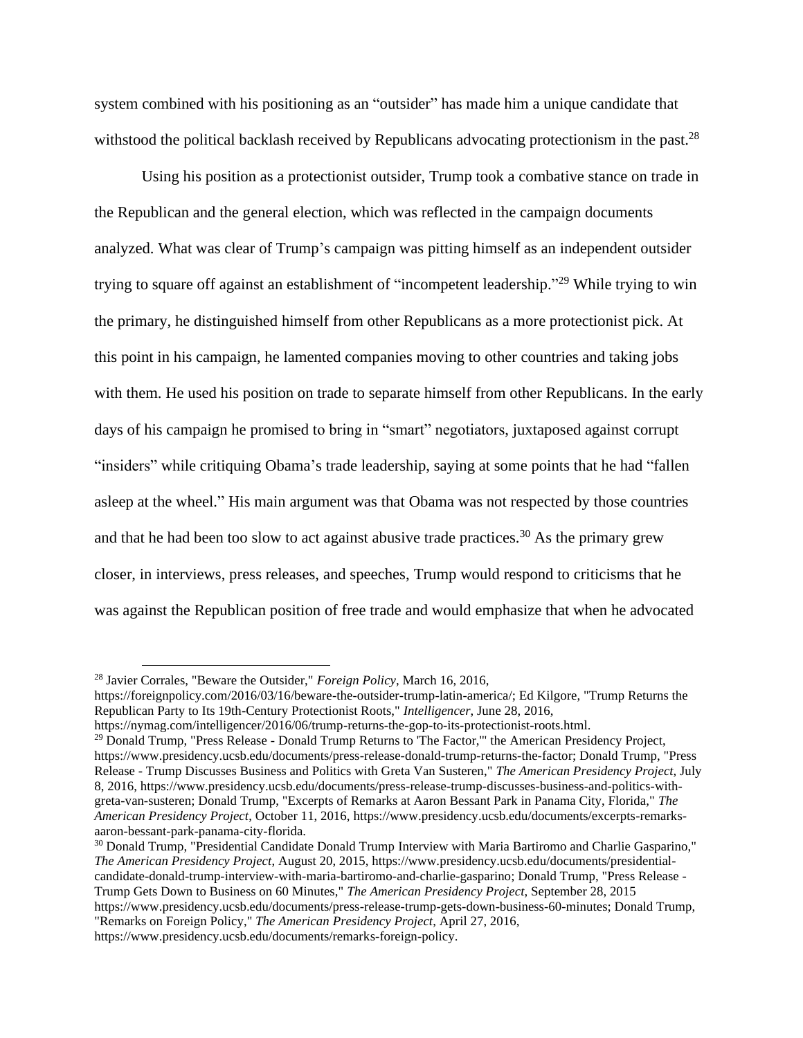system combined with his positioning as an "outsider" has made him a unique candidate that withstood the political backlash received by Republicans advocating protectionism in the past.[28]

Using his position as a protectionist outsider, Trump took a combative stance on trade in the Republican and the general election, which was reflected in the campaign documents analyzed. What was clear of Trump's campaign was pitting himself as an independent outsider trying to square off against an establishment of "incompetent leadership."[29] While trying to win the primary, he distinguished himself from other Republicans as a more protectionist pick. At this point in his campaign, he lamented companies moving to other countries and taking jobs with them. He used his position on trade to separate himself from other Republicans. In the early days of his campaign he promised to bring in "smart" negotiators, juxtaposed against corrupt "insiders" while critiquing Obama's trade leadership, saying at some points that he had "fallen asleep at the wheel." His main argument was that Obama was not respected by those countries and that he had been too slow to act against abusive trade practices.[30] As the primary grew closer, in interviews, press releases, and speeches, Trump would respond to criticisms that he was against the Republican position of free trade and would emphasize that when he advocated

---

[28] Javier Corrales, "Beware the Outsider," *Foreign Policy*, March 16, 2016, https://foreignpolicy.com/2016/03/16/beware-the-outsider-trump-latin-america/; Ed Kilgore, "Trump Returns the Republican Party to Its 19th-Century Protectionist Roots," *Intelligencer*, June 28, 2016, https://nymag.com/intelligencer/2016/06/trump-returns-the-gop-to-its-protectionist-roots.html.

[29] Donald Trump, "Press Release - Donald Trump Returns to 'The Factor,'" the American Presidency Project, https://www.presidency.ucsb.edu/documents/press-release-donald-trump-returns-the-factor; Donald Trump, "Press Release - Trump Discusses Business and Politics with Greta Van Susteren," *The American Presidency Project*, July 8, 2016, https://www.presidency.ucsb.edu/documents/press-release-trump-discusses-business-and-politics-with-greta-van-susteren; Donald Trump, "Excerpts of Remarks at Aaron Bessant Park in Panama City, Florida," *The American Presidency Project*, October 11, 2016, https://www.presidency.ucsb.edu/documents/excerpts-remarks-aaron-bessant-park-panama-city-florida.

[30] Donald Trump, "Presidential Candidate Donald Trump Interview with Maria Bartiromo and Charlie Gasparino," *The American Presidency Project*, August 20, 2015, https://www.presidency.ucsb.edu/documents/presidential-candidate-donald-trump-interview-with-maria-bartiromo-and-charlie-gasparino; Donald Trump, "Press Release - Trump Gets Down to Business on 60 Minutes," *The American Presidency Project*, September 28, 2015 https://www.presidency.ucsb.edu/documents/press-release-trump-gets-down-business-60-minutes; Donald Trump, "Remarks on Foreign Policy," *The American Presidency Project*, April 27, 2016, https://www.presidency.ucsb.edu/documents/remarks-foreign-policy.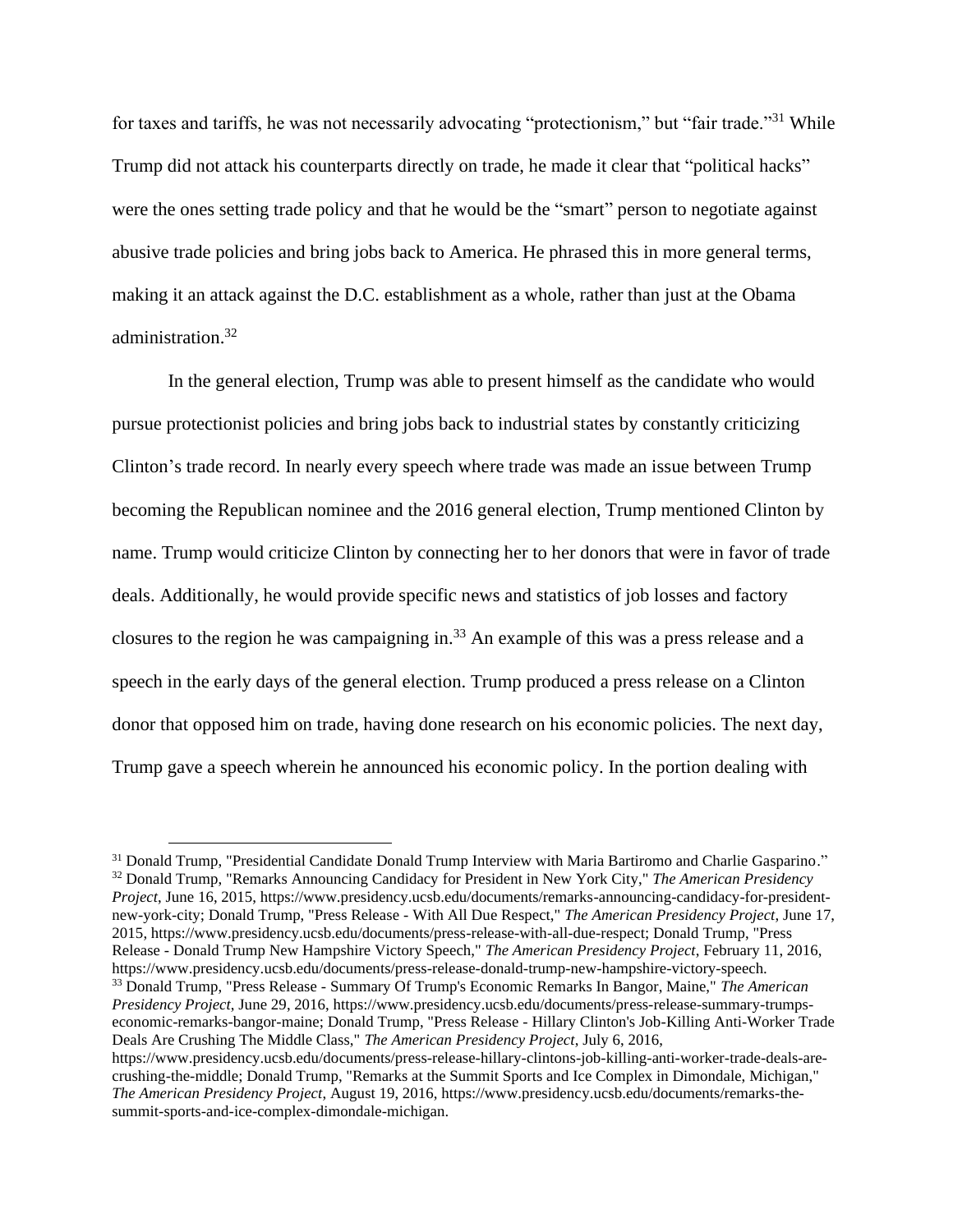for taxes and tariffs, he was not necessarily advocating "protectionism," but "fair trade."[31] While Trump did not attack his counterparts directly on trade, he made it clear that "political hacks" were the ones setting trade policy and that he would be the "smart" person to negotiate against abusive trade policies and bring jobs back to America. He phrased this in more general terms, making it an attack against the D.C. establishment as a whole, rather than just at the Obama administration.[32]

In the general election, Trump was able to present himself as the candidate who would pursue protectionist policies and bring jobs back to industrial states by constantly criticizing Clinton's trade record. In nearly every speech where trade was made an issue between Trump becoming the Republican nominee and the 2016 general election, Trump mentioned Clinton by name. Trump would criticize Clinton by connecting her to her donors that were in favor of trade deals. Additionally, he would provide specific news and statistics of job losses and factory closures to the region he was campaigning in.[33] An example of this was a press release and a speech in the early days of the general election. Trump produced a press release on a Clinton donor that opposed him on trade, having done research on his economic policies. The next day, Trump gave a speech wherein he announced his economic policy. In the portion dealing with

---

[31] Donald Trump, "Presidential Candidate Donald Trump Interview with Maria Bartiromo and Charlie Gasparino."

[32] Donald Trump, "Remarks Announcing Candidacy for President in New York City," *The American Presidency Project*, June 16, 2015, https://www.presidency.ucsb.edu/documents/remarks-announcing-candidacy-for-president-new-york-city; Donald Trump, "Press Release - With All Due Respect," *The American Presidency Project*, June 17, 2015, https://www.presidency.ucsb.edu/documents/press-release-with-all-due-respect; Donald Trump, "Press Release - Donald Trump New Hampshire Victory Speech," *The American Presidency Project*, February 11, 2016, https://www.presidency.ucsb.edu/documents/press-release-donald-trump-new-hampshire-victory-speech.

[33] Donald Trump, "Press Release - Summary Of Trump's Economic Remarks In Bangor, Maine," *The American Presidency Project*, June 29, 2016, https://www.presidency.ucsb.edu/documents/press-release-summary-trumps-economic-remarks-bangor-maine; Donald Trump, "Press Release - Hillary Clinton's Job-Killing Anti-Worker Trade Deals Are Crushing The Middle Class," *The American Presidency Project*, July 6, 2016, https://www.presidency.ucsb.edu/documents/press-release-hillary-clintons-job-killing-anti-worker-trade-deals-are-crushing-the-middle; Donald Trump, "Remarks at the Summit Sports and Ice Complex in Dimondale, Michigan," *The American Presidency Project*, August 19, 2016, https://www.presidency.ucsb.edu/documents/remarks-the-summit-sports-and-ice-complex-dimondale-michigan.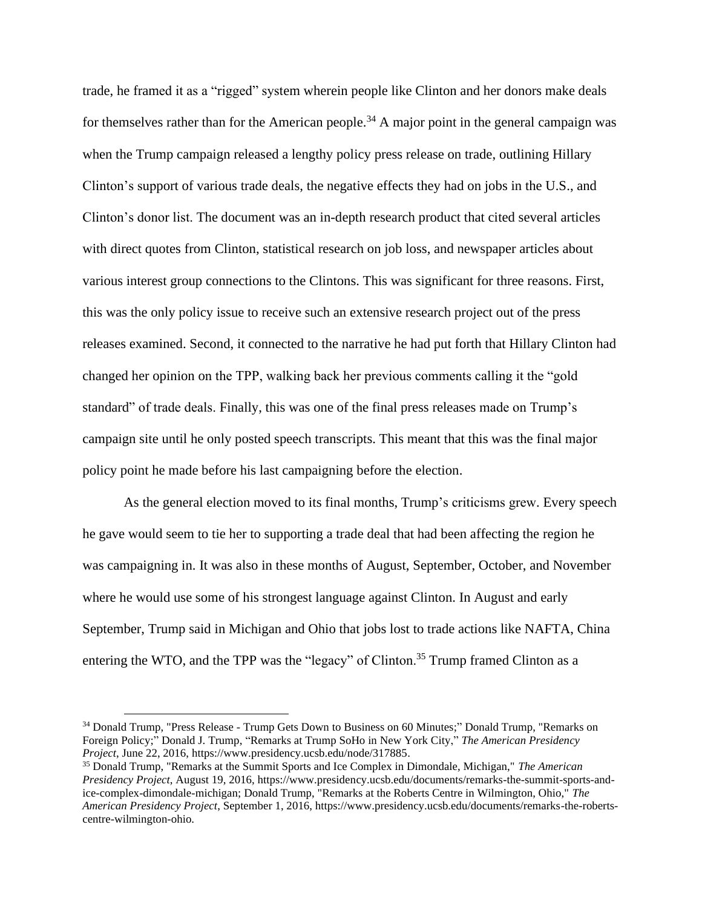trade, he framed it as a “rigged” system wherein people like Clinton and her donors make deals for themselves rather than for the American people.[34] A major point in the general campaign was when the Trump campaign released a lengthy policy press release on trade, outlining Hillary Clinton’s support of various trade deals, the negative effects they had on jobs in the U.S., and Clinton’s donor list. The document was an in-depth research product that cited several articles with direct quotes from Clinton, statistical research on job loss, and newspaper articles about various interest group connections to the Clintons. This was significant for three reasons. First, this was the only policy issue to receive such an extensive research project out of the press releases examined. Second, it connected to the narrative he had put forth that Hillary Clinton had changed her opinion on the TPP, walking back her previous comments calling it the “gold standard” of trade deals. Finally, this was one of the final press releases made on Trump’s campaign site until he only posted speech transcripts. This meant that this was the final major policy point he made before his last campaigning before the election.

As the general election moved to its final months, Trump’s criticisms grew. Every speech he gave would seem to tie her to supporting a trade deal that had been affecting the region he was campaigning in. It was also in these months of August, September, October, and November where he would use some of his strongest language against Clinton. In August and early September, Trump said in Michigan and Ohio that jobs lost to trade actions like NAFTA, China entering the WTO, and the TPP was the “legacy” of Clinton.[35] Trump framed Clinton as a

---

[34] Donald Trump, "Press Release - Trump Gets Down to Business on 60 Minutes;" Donald Trump, "Remarks on Foreign Policy;" Donald J. Trump, “Remarks at Trump SoHo in New York City,” *The American Presidency Project*, June 22, 2016, https://www.presidency.ucsb.edu/node/317885.

[35] Donald Trump, "Remarks at the Summit Sports and Ice Complex in Dimondale, Michigan," *The American Presidency Project*, August 19, 2016, https://www.presidency.ucsb.edu/documents/remarks-the-summit-sports-and-ice-complex-dimondale-michigan; Donald Trump, "Remarks at the Roberts Centre in Wilmington, Ohio," *The American Presidency Project*, September 1, 2016, https://www.presidency.ucsb.edu/documents/remarks-the-roberts-centre-wilmington-ohio.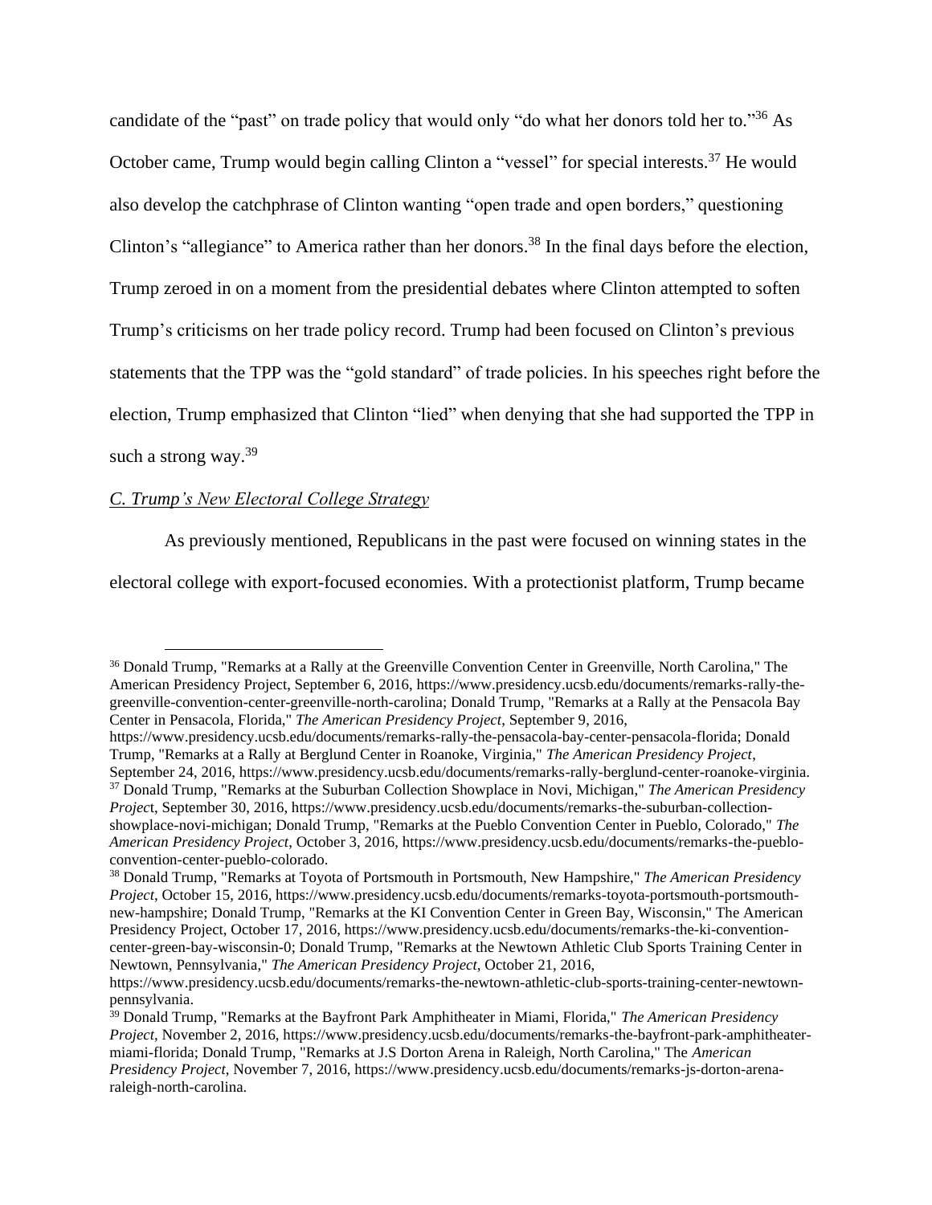candidate of the "past" on trade policy that would only "do what her donors told her to."[36] As October came, Trump would begin calling Clinton a "vessel" for special interests.[37] He would also develop the catchphrase of Clinton wanting "open trade and open borders," questioning Clinton's "allegiance" to America rather than her donors.[38] In the final days before the election, Trump zeroed in on a moment from the presidential debates where Clinton attempted to soften Trump's criticisms on her trade policy record. Trump had been focused on Clinton's previous statements that the TPP was the "gold standard" of trade policies. In his speeches right before the election, Trump emphasized that Clinton "lied" when denying that she had supported the TPP in such a strong way.[39]

### *C. Trump's New Electoral College Strategy*

As previously mentioned, Republicans in the past were focused on winning states in the electoral college with export-focused economies. With a protectionist platform, Trump became

---

[36] Donald Trump, "Remarks at a Rally at the Greenville Convention Center in Greenville, North Carolina," The American Presidency Project, September 6, 2016, https://www.presidency.ucsb.edu/documents/remarks-rally-the-greenville-convention-center-greenville-north-carolina; Donald Trump, "Remarks at a Rally at the Pensacola Bay Center in Pensacola, Florida," *The American Presidency Project*, September 9, 2016, https://www.presidency.ucsb.edu/documents/remarks-rally-the-pensacola-bay-center-pensacola-florida; Donald Trump, "Remarks at a Rally at Berglund Center in Roanoke, Virginia," *The American Presidency Project*, September 24, 2016, https://www.presidency.ucsb.edu/documents/remarks-rally-berglund-center-roanoke-virginia.

[37] Donald Trump, "Remarks at the Suburban Collection Showplace in Novi, Michigan," *The American Presidency Projec*t, September 30, 2016, https://www.presidency.ucsb.edu/documents/remarks-the-suburban-collection-showplace-novi-michigan; Donald Trump, "Remarks at the Pueblo Convention Center in Pueblo, Colorado," *The American Presidency Project*, October 3, 2016, https://www.presidency.ucsb.edu/documents/remarks-the-pueblo-convention-center-pueblo-colorado.

[38] Donald Trump, "Remarks at Toyota of Portsmouth in Portsmouth, New Hampshire," *The American Presidency Project*, October 15, 2016, https://www.presidency.ucsb.edu/documents/remarks-toyota-portsmouth-portsmouth-new-hampshire; Donald Trump, "Remarks at the KI Convention Center in Green Bay, Wisconsin," The American Presidency Project, October 17, 2016, https://www.presidency.ucsb.edu/documents/remarks-the-ki-convention-center-green-bay-wisconsin-0; Donald Trump, "Remarks at the Newtown Athletic Club Sports Training Center in Newtown, Pennsylvania," *The American Presidency Project*, October 21, 2016, https://www.presidency.ucsb.edu/documents/remarks-the-newtown-athletic-club-sports-training-center-newtown-pennsylvania.

[39] Donald Trump, "Remarks at the Bayfront Park Amphitheater in Miami, Florida," *The American Presidency Project*, November 2, 2016, https://www.presidency.ucsb.edu/documents/remarks-the-bayfront-park-amphitheater-miami-florida; Donald Trump, "Remarks at J.S Dorton Arena in Raleigh, North Carolina," The *American Presidency Project*, November 7, 2016, https://www.presidency.ucsb.edu/documents/remarks-js-dorton-arena-raleigh-north-carolina.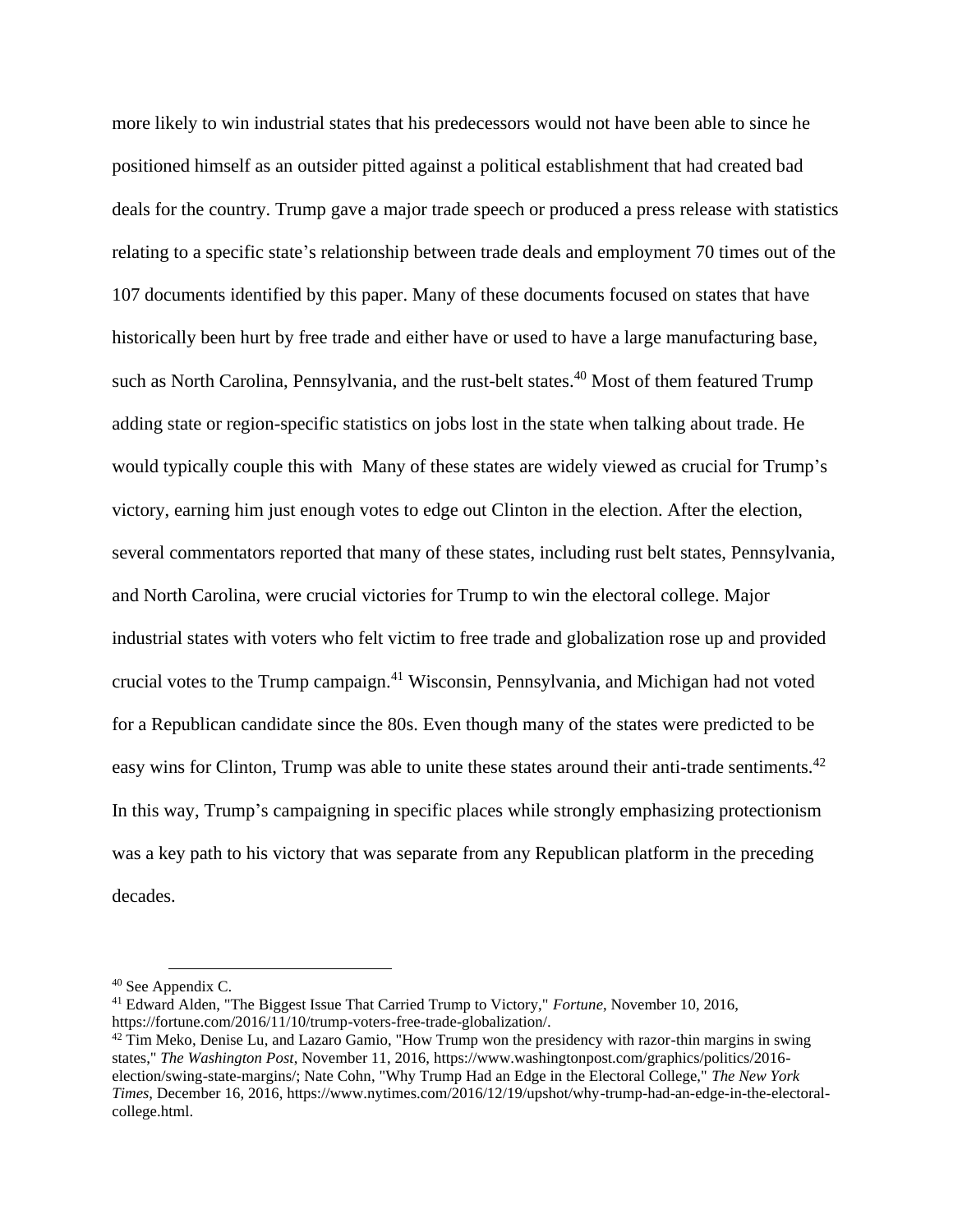more likely to win industrial states that his predecessors would not have been able to since he positioned himself as an outsider pitted against a political establishment that had created bad deals for the country. Trump gave a major trade speech or produced a press release with statistics relating to a specific state's relationship between trade deals and employment 70 times out of the 107 documents identified by this paper. Many of these documents focused on states that have historically been hurt by free trade and either have or used to have a large manufacturing base, such as North Carolina, Pennsylvania, and the rust-belt states.[40] Most of them featured Trump adding state or region-specific statistics on jobs lost in the state when talking about trade. He would typically couple this with  Many of these states are widely viewed as crucial for Trump's victory, earning him just enough votes to edge out Clinton in the election. After the election, several commentators reported that many of these states, including rust belt states, Pennsylvania, and North Carolina, were crucial victories for Trump to win the electoral college. Major industrial states with voters who felt victim to free trade and globalization rose up and provided crucial votes to the Trump campaign.[41] Wisconsin, Pennsylvania, and Michigan had not voted for a Republican candidate since the 80s. Even though many of the states were predicted to be easy wins for Clinton, Trump was able to unite these states around their anti-trade sentiments.[42] In this way, Trump's campaigning in specific places while strongly emphasizing protectionism was a key path to his victory that was separate from any Republican platform in the preceding decades.

---

[40] See Appendix C.

[41] Edward Alden, "The Biggest Issue That Carried Trump to Victory," *Fortune*, November 10, 2016, https://fortune.com/2016/11/10/trump-voters-free-trade-globalization/.

[42] Tim Meko, Denise Lu, and Lazaro Gamio, "How Trump won the presidency with razor-thin margins in swing states," *The Washington Post*, November 11, 2016, https://www.washingtonpost.com/graphics/politics/2016-election/swing-state-margins/; Nate Cohn, "Why Trump Had an Edge in the Electoral College," *The New York Times*, December 16, 2016, https://www.nytimes.com/2016/12/19/upshot/why-trump-had-an-edge-in-the-electoral-college.html.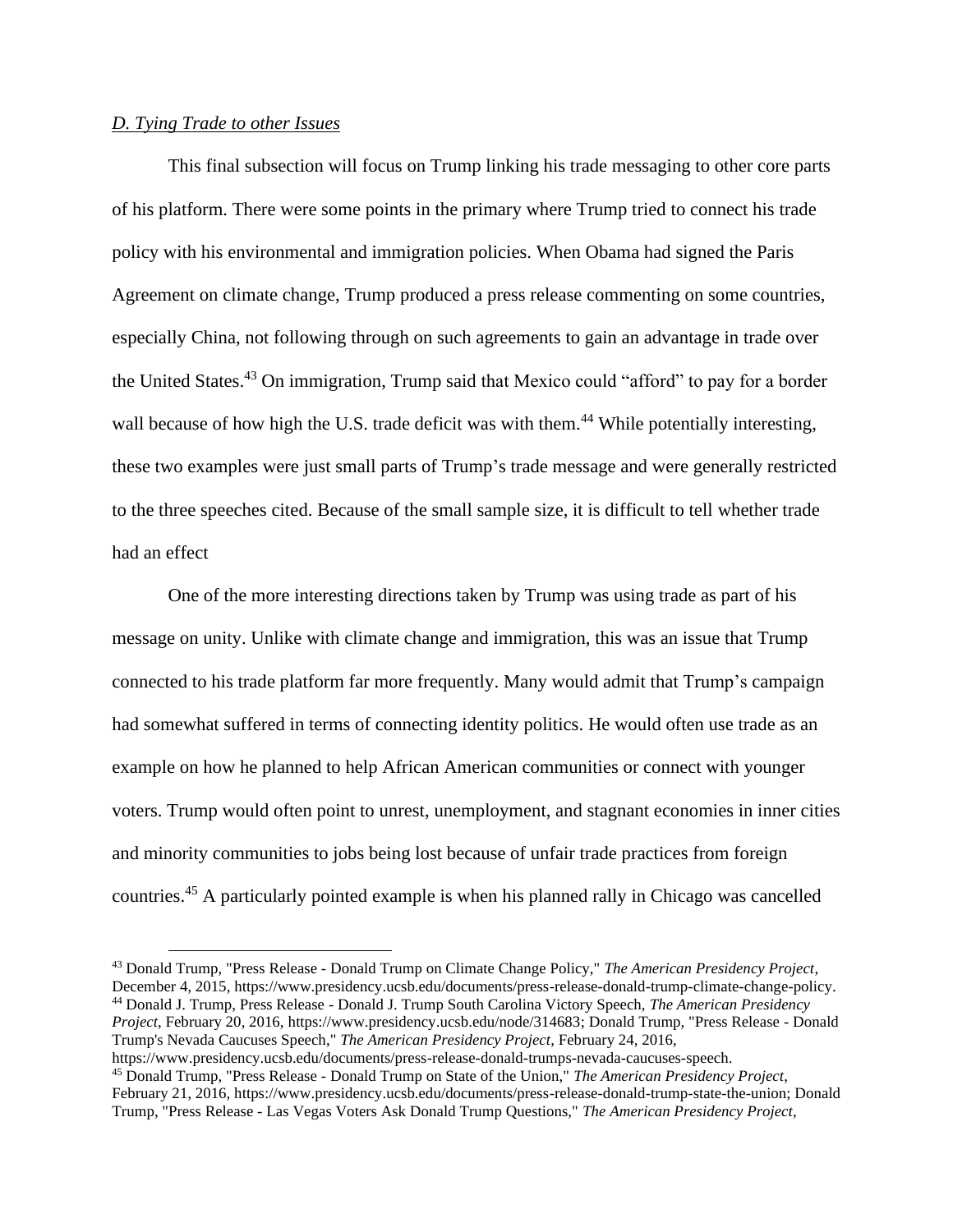*D. Tying Trade to other Issues*

This final subsection will focus on Trump linking his trade messaging to other core parts of his platform. There were some points in the primary where Trump tried to connect his trade policy with his environmental and immigration policies. When Obama had signed the Paris Agreement on climate change, Trump produced a press release commenting on some countries, especially China, not following through on such agreements to gain an advantage in trade over the United States.[43] On immigration, Trump said that Mexico could "afford" to pay for a border wall because of how high the U.S. trade deficit was with them.[44] While potentially interesting, these two examples were just small parts of Trump's trade message and were generally restricted to the three speeches cited. Because of the small sample size, it is difficult to tell whether trade had an effect

One of the more interesting directions taken by Trump was using trade as part of his message on unity. Unlike with climate change and immigration, this was an issue that Trump connected to his trade platform far more frequently. Many would admit that Trump's campaign had somewhat suffered in terms of connecting identity politics. He would often use trade as an example on how he planned to help African American communities or connect with younger voters. Trump would often point to unrest, unemployment, and stagnant economies in inner cities and minority communities to jobs being lost because of unfair trade practices from foreign countries.[45] A particularly pointed example is when his planned rally in Chicago was cancelled

---

[43] Donald Trump, "Press Release - Donald Trump on Climate Change Policy," *The American Presidency Project*, December 4, 2015, https://www.presidency.ucsb.edu/documents/press-release-donald-trump-climate-change-policy.

[44] Donald J. Trump, Press Release - Donald J. Trump South Carolina Victory Speech, *The American Presidency Project*, February 20, 2016, https://www.presidency.ucsb.edu/node/314683; Donald Trump, "Press Release - Donald Trump's Nevada Caucuses Speech," *The American Presidency Project*, February 24, 2016, https://www.presidency.ucsb.edu/documents/press-release-donald-trumps-nevada-caucuses-speech.

[45] Donald Trump, "Press Release - Donald Trump on State of the Union," *The American Presidency Project*, February 21, 2016, https://www.presidency.ucsb.edu/documents/press-release-donald-trump-state-the-union; Donald Trump, "Press Release - Las Vegas Voters Ask Donald Trump Questions," *The American Presidency Project*,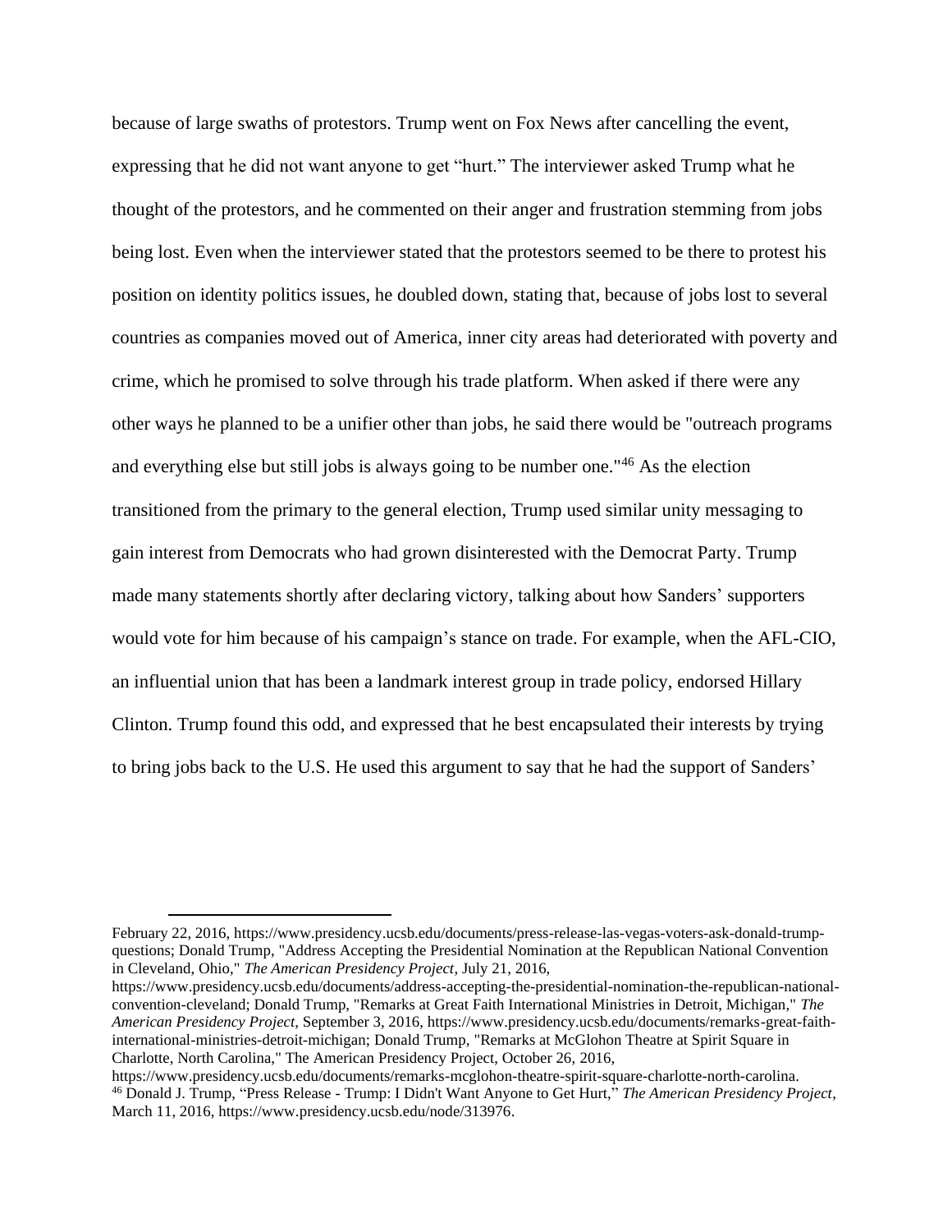because of large swaths of protestors. Trump went on Fox News after cancelling the event, expressing that he did not want anyone to get "hurt." The interviewer asked Trump what he thought of the protestors, and he commented on their anger and frustration stemming from jobs being lost. Even when the interviewer stated that the protestors seemed to be there to protest his position on identity politics issues, he doubled down, stating that, because of jobs lost to several countries as companies moved out of America, inner city areas had deteriorated with poverty and crime, which he promised to solve through his trade platform. When asked if there were any other ways he planned to be a unifier other than jobs, he said there would be "outreach programs and everything else but still jobs is always going to be number one."[46] As the election transitioned from the primary to the general election, Trump used similar unity messaging to gain interest from Democrats who had grown disinterested with the Democrat Party. Trump made many statements shortly after declaring victory, talking about how Sanders' supporters would vote for him because of his campaign's stance on trade. For example, when the AFL-CIO, an influential union that has been a landmark interest group in trade policy, endorsed Hillary Clinton. Trump found this odd, and expressed that he best encapsulated their interests by trying to bring jobs back to the U.S. He used this argument to say that he had the support of Sanders'

---

February 22, 2016, https://www.presidency.ucsb.edu/documents/press-release-las-vegas-voters-ask-donald-trump-questions; Donald Trump, "Address Accepting the Presidential Nomination at the Republican National Convention in Cleveland, Ohio," *The American Presidency Project*, July 21, 2016, https://www.presidency.ucsb.edu/documents/address-accepting-the-presidential-nomination-the-republican-national-convention-cleveland; Donald Trump, "Remarks at Great Faith International Ministries in Detroit, Michigan," *The American Presidency Project*, September 3, 2016, https://www.presidency.ucsb.edu/documents/remarks-great-faith-international-ministries-detroit-michigan; Donald Trump, "Remarks at McGlohon Theatre at Spirit Square in Charlotte, North Carolina," The American Presidency Project, October 26, 2016, https://www.presidency.ucsb.edu/documents/remarks-mcglohon-theatre-spirit-square-charlotte-north-carolina.

[46] Donald J. Trump, "Press Release - Trump: I Didn't Want Anyone to Get Hurt," *The American Presidency Project*, March 11, 2016, https://www.presidency.ucsb.edu/node/313976.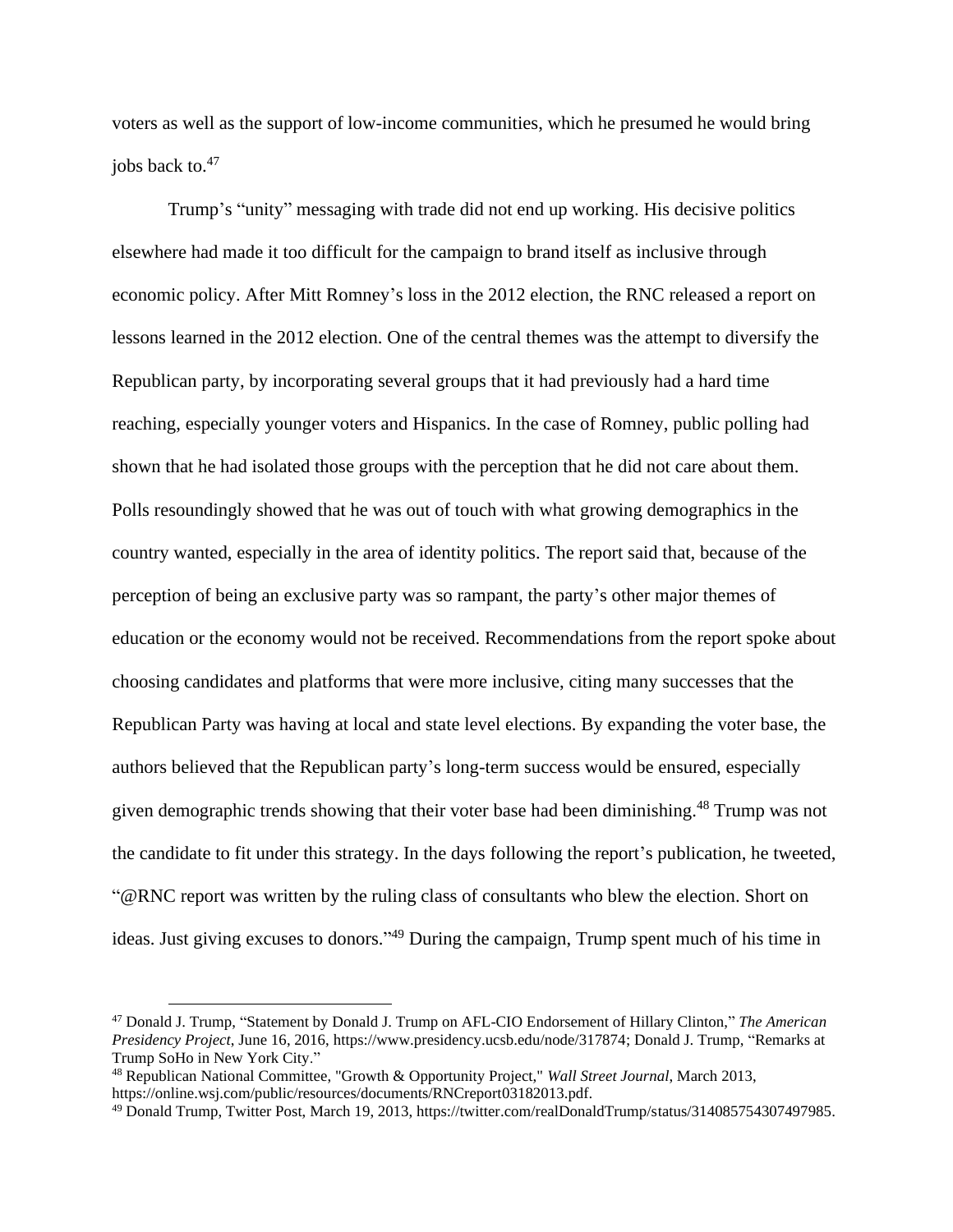voters as well as the support of low-income communities, which he presumed he would bring jobs back to.[47]

Trump's "unity" messaging with trade did not end up working. His decisive politics elsewhere had made it too difficult for the campaign to brand itself as inclusive through economic policy. After Mitt Romney's loss in the 2012 election, the RNC released a report on lessons learned in the 2012 election. One of the central themes was the attempt to diversify the Republican party, by incorporating several groups that it had previously had a hard time reaching, especially younger voters and Hispanics. In the case of Romney, public polling had shown that he had isolated those groups with the perception that he did not care about them. Polls resoundingly showed that he was out of touch with what growing demographics in the country wanted, especially in the area of identity politics. The report said that, because of the perception of being an exclusive party was so rampant, the party's other major themes of education or the economy would not be received. Recommendations from the report spoke about choosing candidates and platforms that were more inclusive, citing many successes that the Republican Party was having at local and state level elections. By expanding the voter base, the authors believed that the Republican party's long-term success would be ensured, especially given demographic trends showing that their voter base had been diminishing.[48] Trump was not the candidate to fit under this strategy. In the days following the report's publication, he tweeted, "@RNC report was written by the ruling class of consultants who blew the election. Short on ideas. Just giving excuses to donors."[49] During the campaign, Trump spent much of his time in

---

[47] Donald J. Trump, "Statement by Donald J. Trump on AFL-CIO Endorsement of Hillary Clinton," *The American Presidency Project*, June 16, 2016, https://www.presidency.ucsb.edu/node/317874; Donald J. Trump, "Remarks at Trump SoHo in New York City."

[48] Republican National Committee, "Growth & Opportunity Project," *Wall Street Journal*, March 2013, https://online.wsj.com/public/resources/documents/RNCreport03182013.pdf.

[49] Donald Trump, Twitter Post, March 19, 2013, https://twitter.com/realDonaldTrump/status/314085754307497985.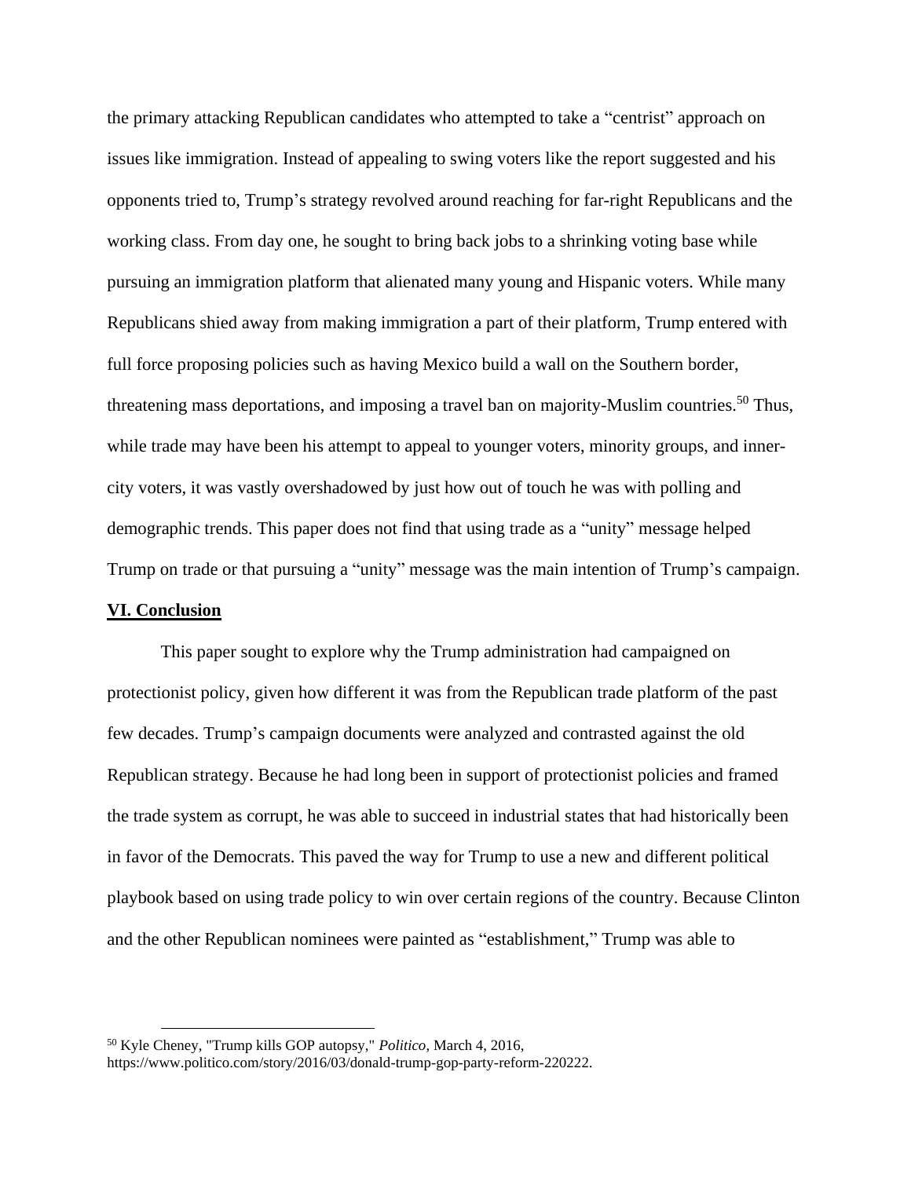the primary attacking Republican candidates who attempted to take a "centrist" approach on issues like immigration. Instead of appealing to swing voters like the report suggested and his opponents tried to, Trump's strategy revolved around reaching for far-right Republicans and the working class. From day one, he sought to bring back jobs to a shrinking voting base while pursuing an immigration platform that alienated many young and Hispanic voters. While many Republicans shied away from making immigration a part of their platform, Trump entered with full force proposing policies such as having Mexico build a wall on the Southern border, threatening mass deportations, and imposing a travel ban on majority-Muslim countries.[50] Thus, while trade may have been his attempt to appeal to younger voters, minority groups, and inner-city voters, it was vastly overshadowed by just how out of touch he was with polling and demographic trends. This paper does not find that using trade as a "unity" message helped Trump on trade or that pursuing a "unity" message was the main intention of Trump's campaign.

## VI. Conclusion

This paper sought to explore why the Trump administration had campaigned on protectionist policy, given how different it was from the Republican trade platform of the past few decades. Trump's campaign documents were analyzed and contrasted against the old Republican strategy. Because he had long been in support of protectionist policies and framed the trade system as corrupt, he was able to succeed in industrial states that had historically been in favor of the Democrats. This paved the way for Trump to use a new and different political playbook based on using trade policy to win over certain regions of the country. Because Clinton and the other Republican nominees were painted as "establishment," Trump was able to

---

[50] Kyle Cheney, "Trump kills GOP autopsy," *Politico*, March 4, 2016, https://www.politico.com/story/2016/03/donald-trump-gop-party-reform-220222.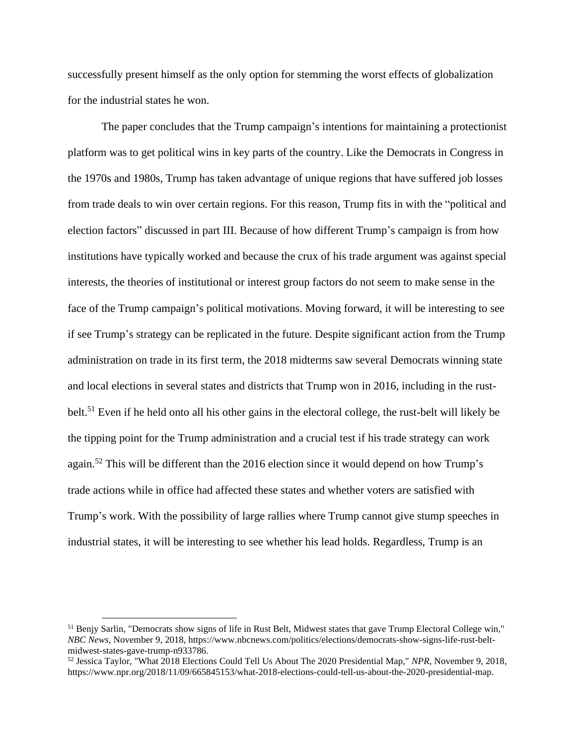successfully present himself as the only option for stemming the worst effects of globalization for the industrial states he won.

The paper concludes that the Trump campaign's intentions for maintaining a protectionist platform was to get political wins in key parts of the country. Like the Democrats in Congress in the 1970s and 1980s, Trump has taken advantage of unique regions that have suffered job losses from trade deals to win over certain regions. For this reason, Trump fits in with the "political and election factors" discussed in part III. Because of how different Trump's campaign is from how institutions have typically worked and because the crux of his trade argument was against special interests, the theories of institutional or interest group factors do not seem to make sense in the face of the Trump campaign's political motivations. Moving forward, it will be interesting to see if see Trump's strategy can be replicated in the future. Despite significant action from the Trump administration on trade in its first term, the 2018 midterms saw several Democrats winning state and local elections in several states and districts that Trump won in 2016, including in the rust-belt.[51] Even if he held onto all his other gains in the electoral college, the rust-belt will likely be the tipping point for the Trump administration and a crucial test if his trade strategy can work again.[52] This will be different than the 2016 election since it would depend on how Trump's trade actions while in office had affected these states and whether voters are satisfied with Trump's work. With the possibility of large rallies where Trump cannot give stump speeches in industrial states, it will be interesting to see whether his lead holds. Regardless, Trump is an

---

[51] Benjy Sarlin, "Democrats show signs of life in Rust Belt, Midwest states that gave Trump Electoral College win," *NBC News*, November 9, 2018, https://www.nbcnews.com/politics/elections/democrats-show-signs-life-rust-belt-midwest-states-gave-trump-n933786.

[52] Jessica Taylor, "What 2018 Elections Could Tell Us About The 2020 Presidential Map," *NPR*, November 9, 2018, https://www.npr.org/2018/11/09/665845153/what-2018-elections-could-tell-us-about-the-2020-presidential-map.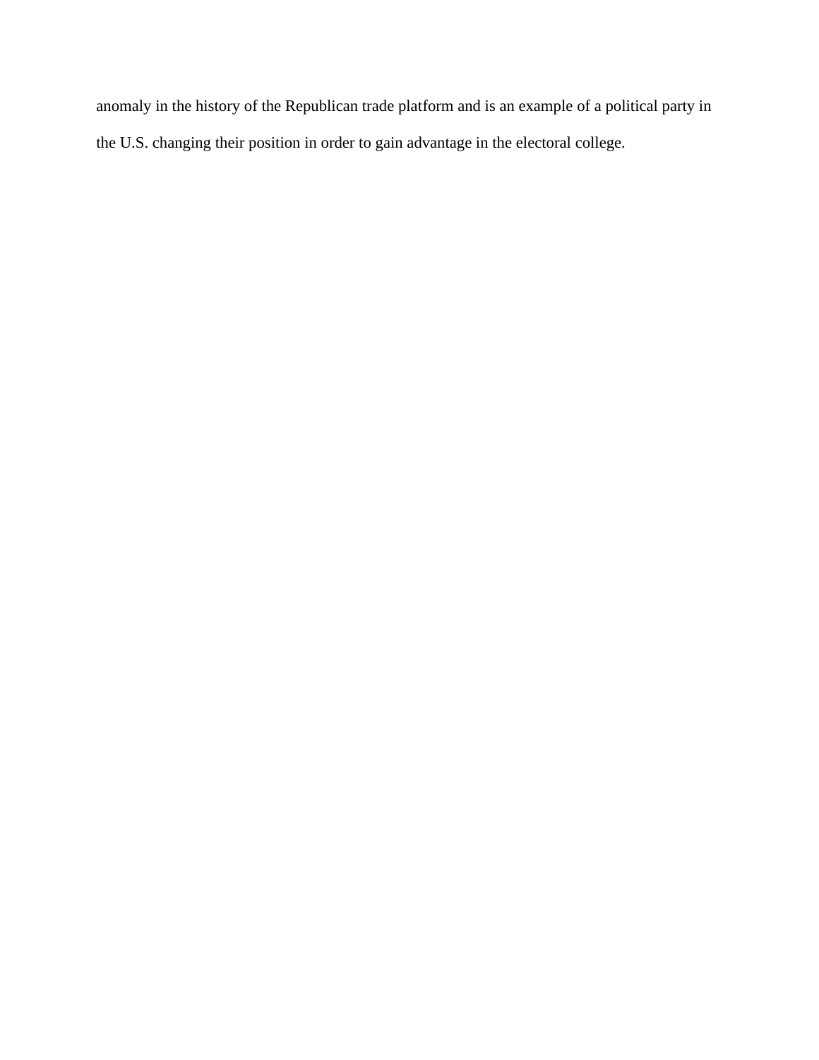anomaly in the history of the Republican trade platform and is an example of a political party in the U.S. changing their position in order to gain advantage in the electoral college.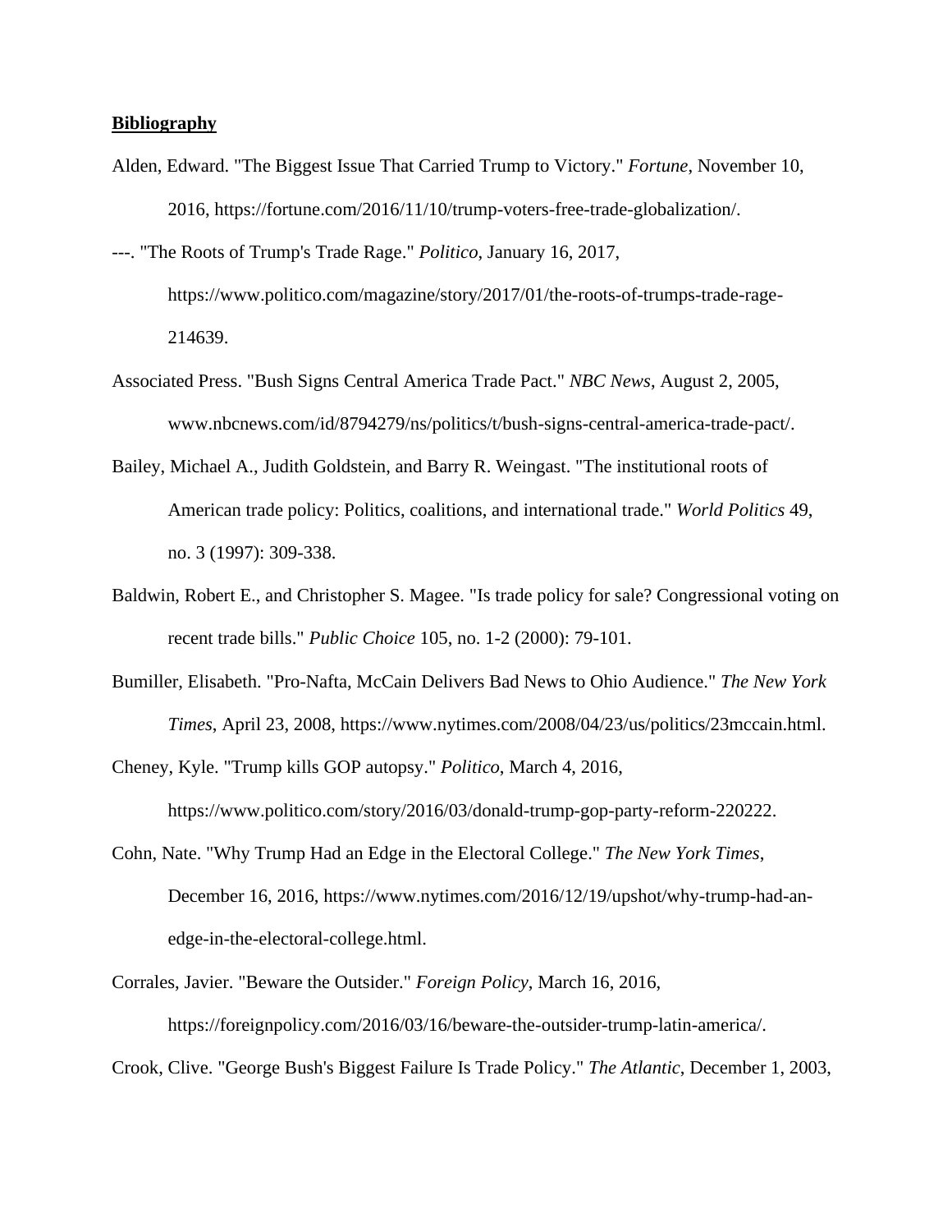**Bibliography**

Alden, Edward. "The Biggest Issue That Carried Trump to Victory." *Fortune*, November 10, 2016, https://fortune.com/2016/11/10/trump-voters-free-trade-globalization/.

---. "The Roots of Trump's Trade Rage." *Politico*, January 16, 2017, https://www.politico.com/magazine/story/2017/01/the-roots-of-trumps-trade-rage-214639.

Associated Press. "Bush Signs Central America Trade Pact." *NBC News*, August 2, 2005, www.nbcnews.com/id/8794279/ns/politics/t/bush-signs-central-america-trade-pact/.

Bailey, Michael A., Judith Goldstein, and Barry R. Weingast. "The institutional roots of American trade policy: Politics, coalitions, and international trade." *World Politics* 49, no. 3 (1997): 309-338.

Baldwin, Robert E., and Christopher S. Magee. "Is trade policy for sale? Congressional voting on recent trade bills." *Public Choice* 105, no. 1-2 (2000): 79-101.

Bumiller, Elisabeth. "Pro-Nafta, McCain Delivers Bad News to Ohio Audience." *The New York Times*, April 23, 2008, https://www.nytimes.com/2008/04/23/us/politics/23mccain.html.

Cheney, Kyle. "Trump kills GOP autopsy." *Politico*, March 4, 2016, https://www.politico.com/story/2016/03/donald-trump-gop-party-reform-220222.

Cohn, Nate. "Why Trump Had an Edge in the Electoral College." *The New York Times*, December 16, 2016, https://www.nytimes.com/2016/12/19/upshot/why-trump-had-an-edge-in-the-electoral-college.html.

Corrales, Javier. "Beware the Outsider." *Foreign Policy*, March 16, 2016, https://foreignpolicy.com/2016/03/16/beware-the-outsider-trump-latin-america/.

Crook, Clive. "George Bush's Biggest Failure Is Trade Policy." *The Atlantic*, December 1, 2003,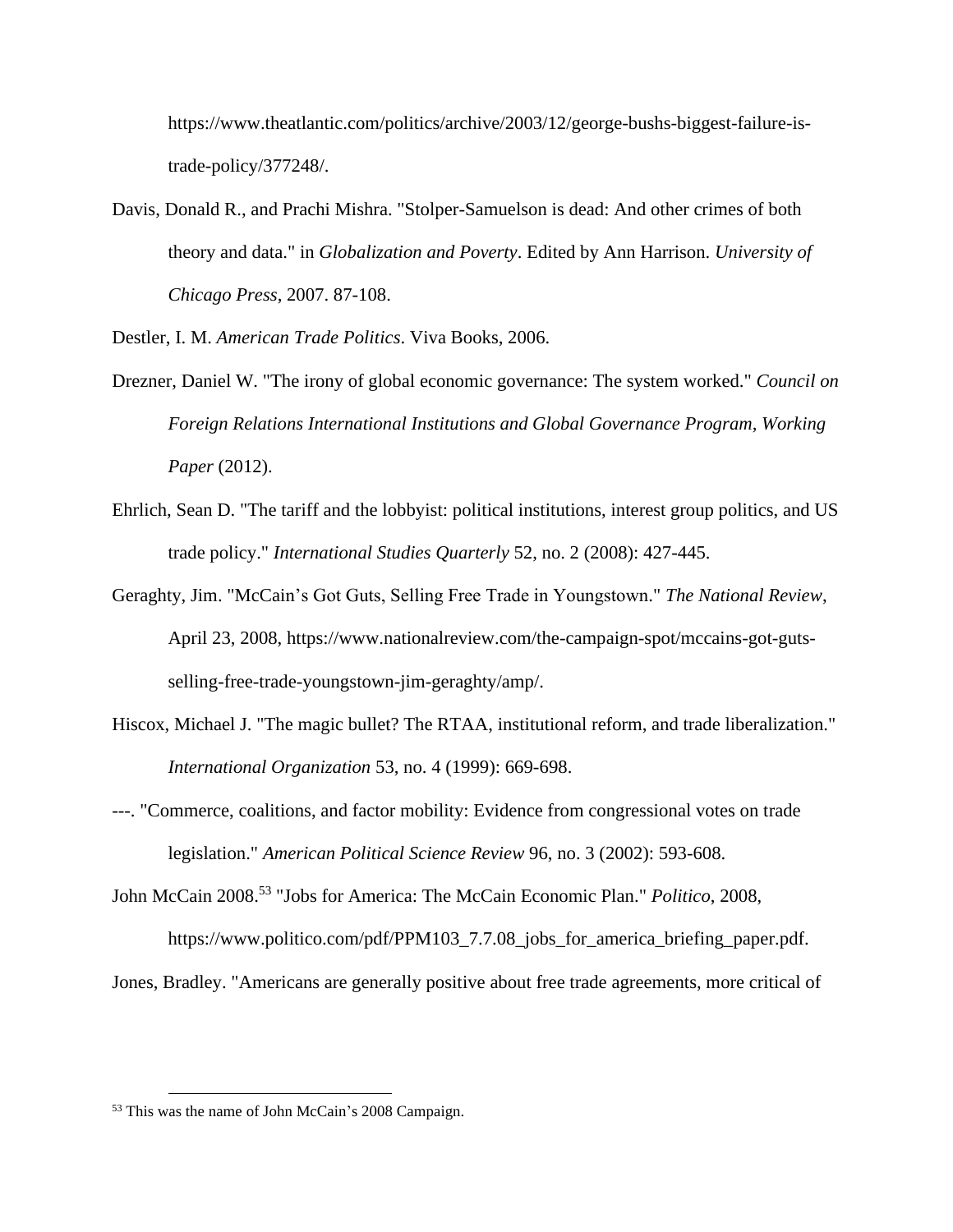https://www.theatlantic.com/politics/archive/2003/12/george-bushs-biggest-failure-is-trade-policy/377248/.

Davis, Donald R., and Prachi Mishra. "Stolper-Samuelson is dead: And other crimes of both theory and data." in *Globalization and Poverty*. Edited by Ann Harrison. *University of Chicago Press*, 2007. 87-108.

Destler, I. M. *American Trade Politics*. Viva Books, 2006.

Drezner, Daniel W. "The irony of global economic governance: The system worked." *Council on Foreign Relations International Institutions and Global Governance Program, Working Paper* (2012).

Ehrlich, Sean D. "The tariff and the lobbyist: political institutions, interest group politics, and US trade policy." *International Studies Quarterly* 52, no. 2 (2008): 427-445.

Geraghty, Jim. "McCain's Got Guts, Selling Free Trade in Youngstown." *The National Review*, April 23, 2008, https://www.nationalreview.com/the-campaign-spot/mccains-got-guts-selling-free-trade-youngstown-jim-geraghty/amp/.

Hiscox, Michael J. "The magic bullet? The RTAA, institutional reform, and trade liberalization." *International Organization* 53, no. 4 (1999): 669-698.

---. "Commerce, coalitions, and factor mobility: Evidence from congressional votes on trade legislation." *American Political Science Review* 96, no. 3 (2002): 593-608.

John McCain 2008.[53] "Jobs for America: The McCain Economic Plan." *Politico*, 2008, https://www.politico.com/pdf/PPM103_7.7.08_jobs_for_america_briefing_paper.pdf.

Jones, Bradley. "Americans are generally positive about free trade agreements, more critical of

[53] This was the name of John McCain's 2008 Campaign.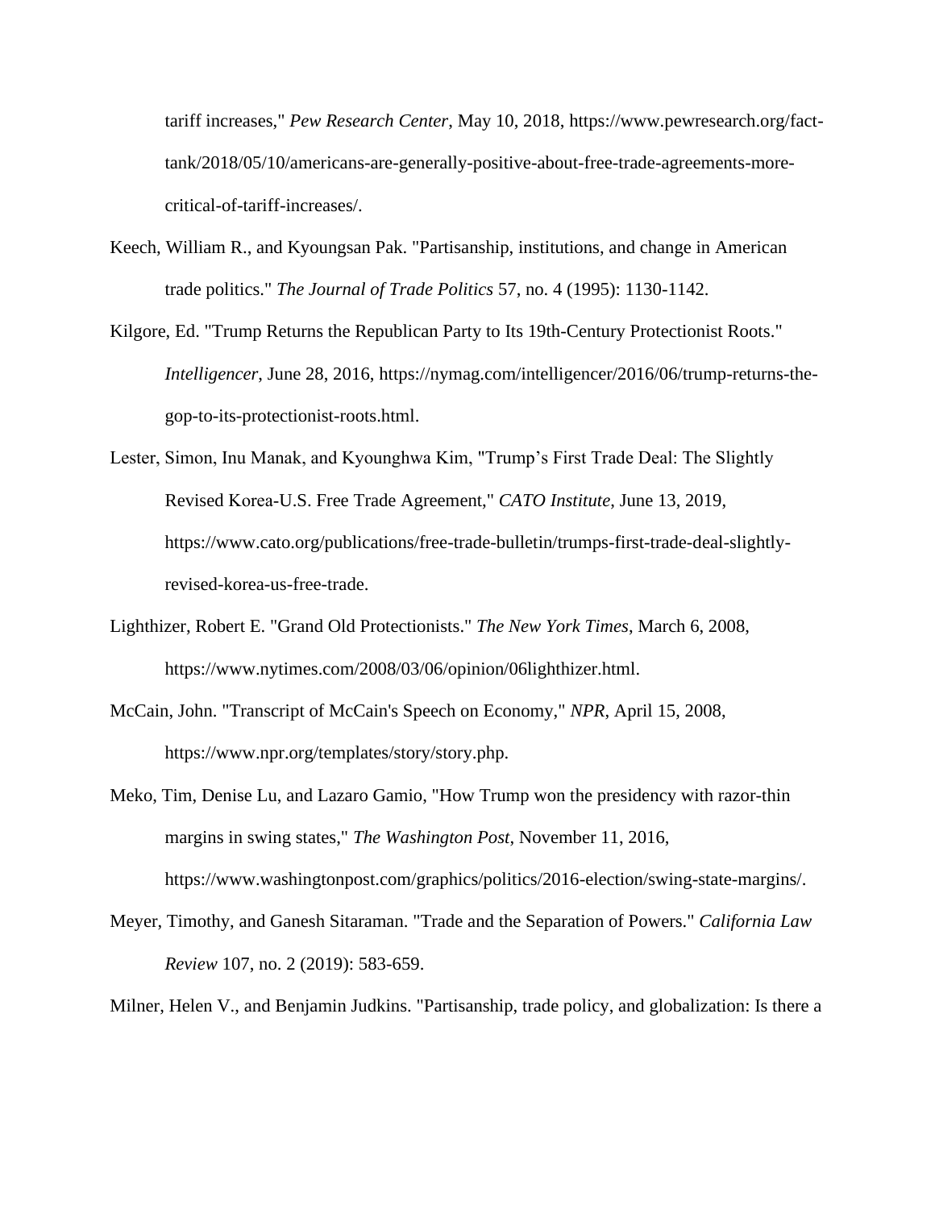tariff increases," *Pew Research Center*, May 10, 2018, https://www.pewresearch.org/fact-tank/2018/05/10/americans-are-generally-positive-about-free-trade-agreements-more-critical-of-tariff-increases/.

Keech, William R., and Kyoungsan Pak. "Partisanship, institutions, and change in American trade politics." *The Journal of Trade Politics* 57, no. 4 (1995): 1130-1142.

Kilgore, Ed. "Trump Returns the Republican Party to Its 19th-Century Protectionist Roots." *Intelligencer*, June 28, 2016, https://nymag.com/intelligencer/2016/06/trump-returns-the-gop-to-its-protectionist-roots.html.

Lester, Simon, Inu Manak, and Kyounghwa Kim, "Trump's First Trade Deal: The Slightly Revised Korea-U.S. Free Trade Agreement," *CATO Institute*, June 13, 2019, https://www.cato.org/publications/free-trade-bulletin/trumps-first-trade-deal-slightly-revised-korea-us-free-trade.

Lighthizer, Robert E. "Grand Old Protectionists." *The New York Times*, March 6, 2008, https://www.nytimes.com/2008/03/06/opinion/06lighthizer.html.

McCain, John. "Transcript of McCain's Speech on Economy," *NPR*, April 15, 2008, https://www.npr.org/templates/story/story.php.

Meko, Tim, Denise Lu, and Lazaro Gamio, "How Trump won the presidency with razor-thin margins in swing states," *The Washington Post*, November 11, 2016, https://www.washingtonpost.com/graphics/politics/2016-election/swing-state-margins/.

Meyer, Timothy, and Ganesh Sitaraman. "Trade and the Separation of Powers." *California Law Review* 107, no. 2 (2019): 583-659.

Milner, Helen V., and Benjamin Judkins. "Partisanship, trade policy, and globalization: Is there a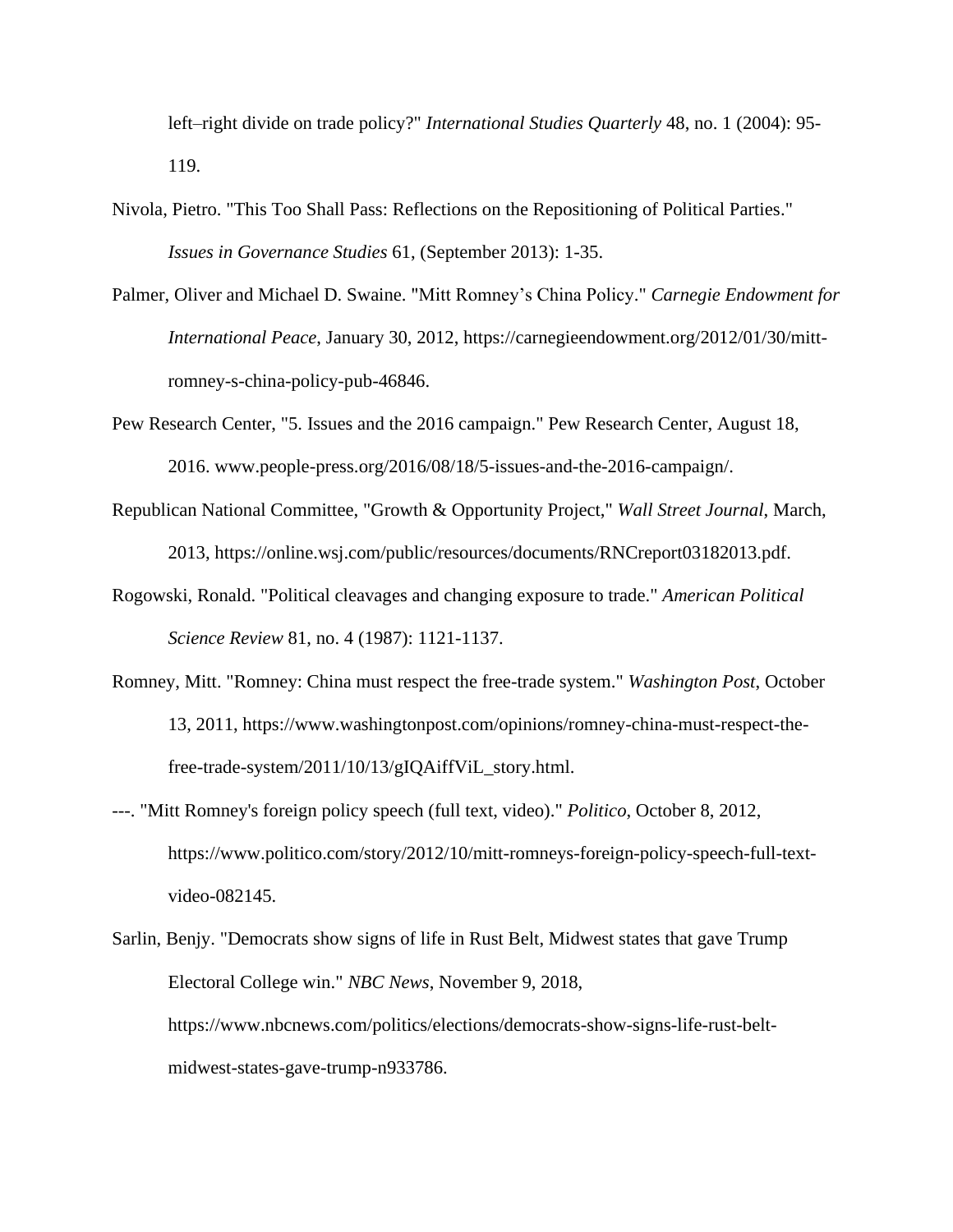left–right divide on trade policy?" *International Studies Quarterly* 48, no. 1 (2004): 95-119.

Nivola, Pietro. "This Too Shall Pass: Reflections on the Repositioning of Political Parties." *Issues in Governance Studies* 61, (September 2013): 1-35.

Palmer, Oliver and Michael D. Swaine. "Mitt Romney's China Policy." *Carnegie Endowment for International Peace*, January 30, 2012, https://carnegieendowment.org/2012/01/30/mitt-romney-s-china-policy-pub-46846.

Pew Research Center, "5. Issues and the 2016 campaign." Pew Research Center, August 18, 2016. www.people-press.org/2016/08/18/5-issues-and-the-2016-campaign/.

Republican National Committee, "Growth & Opportunity Project," *Wall Street Journal*, March, 2013, https://online.wsj.com/public/resources/documents/RNCreport03182013.pdf.

Rogowski, Ronald. "Political cleavages and changing exposure to trade." *American Political Science Review* 81, no. 4 (1987): 1121-1137.

Romney, Mitt. "Romney: China must respect the free-trade system." *Washington Post*, October 13, 2011, https://www.washingtonpost.com/opinions/romney-china-must-respect-the-free-trade-system/2011/10/13/gIQAiffViL_story.html.

---. "Mitt Romney's foreign policy speech (full text, video)." *Politico*, October 8, 2012, https://www.politico.com/story/2012/10/mitt-romneys-foreign-policy-speech-full-text-video-082145.

Sarlin, Benjy. "Democrats show signs of life in Rust Belt, Midwest states that gave Trump Electoral College win." *NBC News*, November 9, 2018, https://www.nbcnews.com/politics/elections/democrats-show-signs-life-rust-belt-midwest-states-gave-trump-n933786.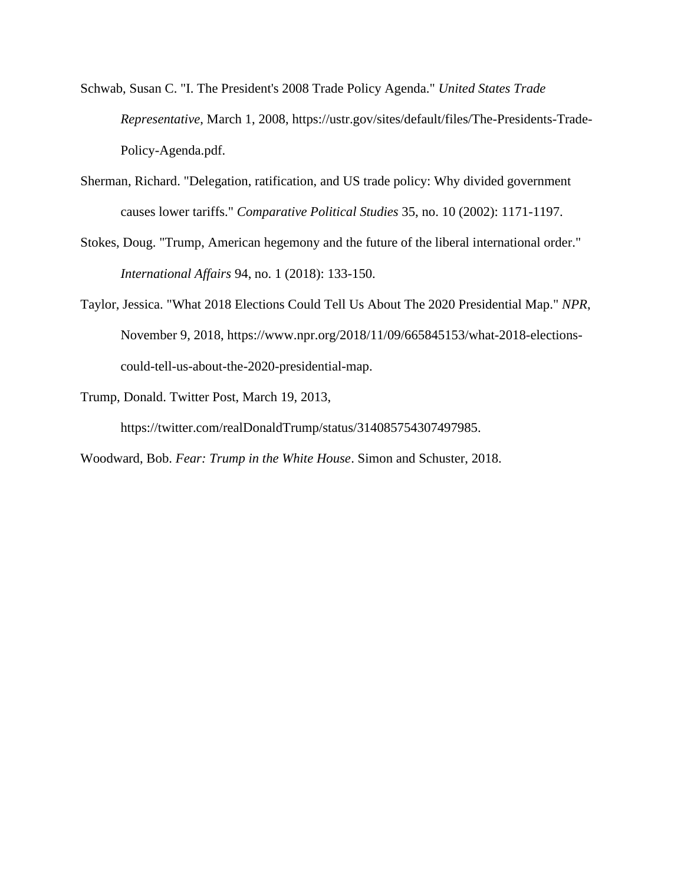Schwab, Susan C. "I. The President's 2008 Trade Policy Agenda." *United States Trade Representative*, March 1, 2008, https://ustr.gov/sites/default/files/The-Presidents-Trade-Policy-Agenda.pdf.

Sherman, Richard. "Delegation, ratification, and US trade policy: Why divided government causes lower tariffs." *Comparative Political Studies* 35, no. 10 (2002): 1171-1197.

Stokes, Doug. "Trump, American hegemony and the future of the liberal international order." *International Affairs* 94, no. 1 (2018): 133-150.

Taylor, Jessica. "What 2018 Elections Could Tell Us About The 2020 Presidential Map." *NPR*, November 9, 2018, https://www.npr.org/2018/11/09/665845153/what-2018-elections-could-tell-us-about-the-2020-presidential-map.

Trump, Donald. Twitter Post, March 19, 2013, https://twitter.com/realDonaldTrump/status/314085754307497985.

Woodward, Bob. *Fear: Trump in the White House*. Simon and Schuster, 2018.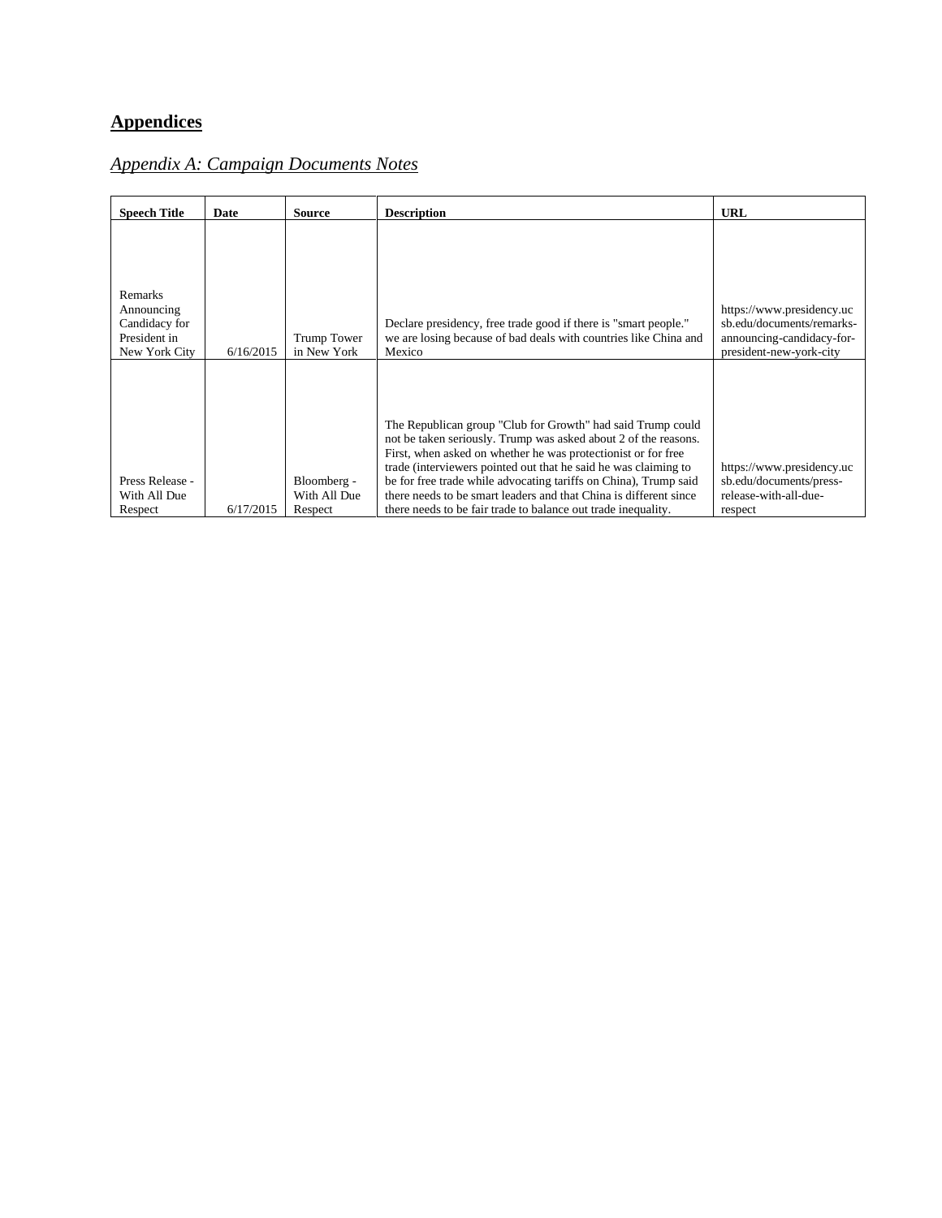## Appendices

### *Appendix A: Campaign Documents Notes*

| Speech Title | Date | Source | Description | URL |
|---|---|---|---|---|
| Remarks Announcing Candidacy for President in New York City | 6/16/2015 | Trump Tower in New York | Declare presidency, free trade good if there is "smart people." we are losing because of bad deals with countries like China and Mexico | https://www.presidency.ucsb.edu/documents/remarks-announcing-candidacy-for-president-new-york-city |
| Press Release - With All Due Respect | 6/17/2015 | Bloomberg - With All Due Respect | The Republican group "Club for Growth" had said Trump could not be taken seriously. Trump was asked about 2 of the reasons. First, when asked on whether he was protectionist or for free trade (interviewers pointed out that he said he was claiming to be for free trade while advocating tariffs on China), Trump said there needs to be smart leaders and that China is different since there needs to be fair trade to balance out trade inequality. | https://www.presidency.ucsb.edu/documents/press-release-with-all-due-respect |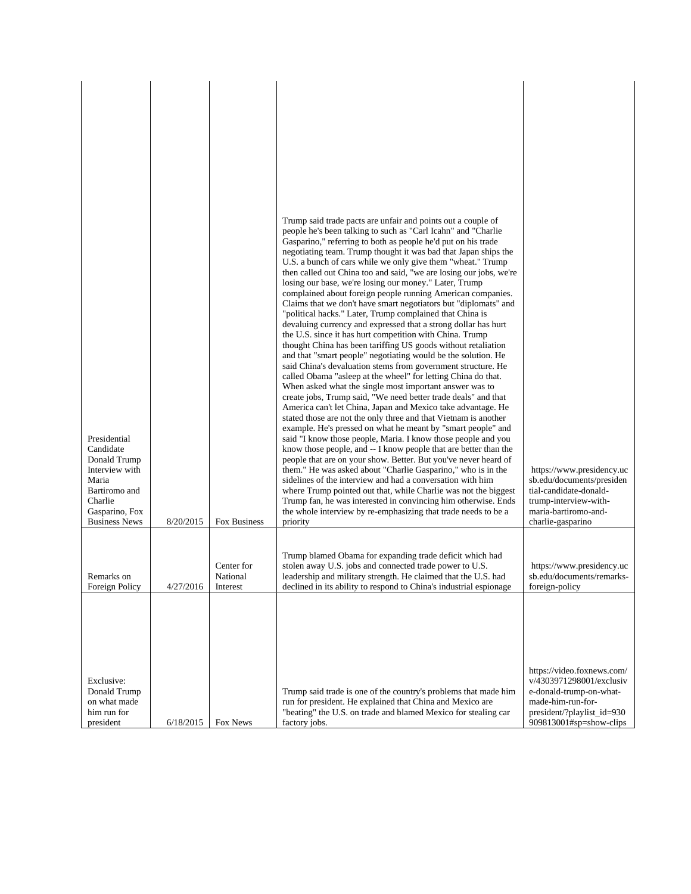| | | | | |
|---|---|---|---|---|
| Presidential Candidate Donald Trump Interview with Maria Bartiromo and Charlie Gasparino, Fox Business News | 8/20/2015 | Fox Business | Trump said trade pacts are unfair and points out a couple of people he's been talking to such as "Carl Icahn" and "Charlie Gasparino," referring to both as people he'd put on his trade negotiating team. Trump thought it was bad that Japan ships the U.S. a bunch of cars while we only give them "wheat." Trump then called out China too and said, "we are losing our jobs, we're losing our base, we're losing our money." Later, Trump complained about foreign people running American companies. Claims that we don't have smart negotiators but "diplomats" and "political hacks." Later, Trump complained that China is devaluing currency and expressed that a strong dollar has hurt the U.S. since it has hurt competition with China. Trump thought China has been tariffing US goods without retaliation and that "smart people" negotiating would be the solution. He said China's devaluation stems from government structure. He called Obama "asleep at the wheel" for letting China do that. When asked what the single most important answer was to create jobs, Trump said, "We need better trade deals" and that America can't let China, Japan and Mexico take advantage. He stated those are not the only three and that Vietnam is another example. He's pressed on what he meant by "smart people" and said "I know those people, Maria. I know those people and you know those people, and -- I know people that are better than the people that are on your show. Better. But you've never heard of them." He was asked about "Charlie Gasparino," who is in the sidelines of the interview and had a conversation with him where Trump pointed out that, while Charlie was not the biggest Trump fan, he was interested in convincing him otherwise. Ends the whole interview by re-emphasizing that trade needs to be a priority | https://www.presidency.ucsb.edu/documents/presidential-candidate-donald-trump-interview-with-maria-bartiromo-and-charlie-gasparino |
| Remarks on Foreign Policy | 4/27/2016 | Center for National Interest | Trump blamed Obama for expanding trade deficit which had stolen away U.S. jobs and connected trade power to U.S. leadership and military strength. He claimed that the U.S. had declined in its ability to respond to China's industrial espionage | https://www.presidency.ucsb.edu/documents/remarks-foreign-policy |
| Exclusive: Donald Trump on what made him run for president | 6/18/2015 | Fox News | Trump said trade is one of the country's problems that made him run for president. He explained that China and Mexico are "beating" the U.S. on trade and blamed Mexico for stealing car factory jobs. | https://video.foxnews.com/v/4303971298001/exclusive-donald-trump-on-what-made-him-run-for-president/?playlist_id=930909813001#sp=show-clips |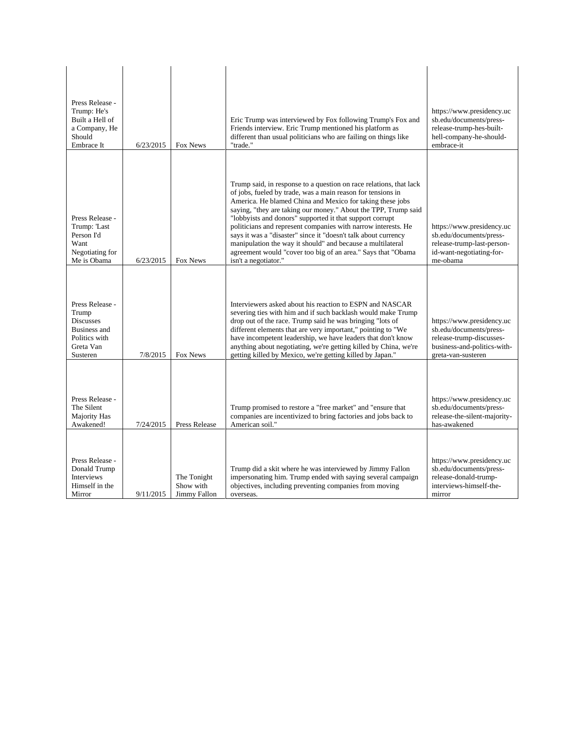| | | | | |
|---|---|---|---|---|
| Press Release - Trump: He's Built a Hell of a Company, He Should Embrace It | 6/23/2015 | Fox News | Eric Trump was interviewed by Fox following Trump's Fox and Friends interview. Eric Trump mentioned his platform as different than usual politicians who are failing on things like "trade." | https://www.presidency.ucsb.edu/documents/press-release-trump-hes-built-hell-company-he-should-embrace-it |
| Press Release - Trump: 'Last Person I'd Want Negotiating for Me is Obama | 6/23/2015 | Fox News | Trump said, in response to a question on race relations, that lack of jobs, fueled by trade, was a main reason for tensions in America. He blamed China and Mexico for taking these jobs saying, "they are taking our money." About the TPP, Trump said "lobbyists and donors" supported it that support corrupt politicians and represent companies with narrow interests. He says it was a "disaster" since it "doesn't talk about currency manipulation the way it should" and because a multilateral agreement would "cover too big of an area." Says that "Obama isn't a negotiator." | https://www.presidency.ucsb.edu/documents/press-release-trump-last-person-id-want-negotiating-for-me-obama |
| Press Release - Trump Discusses Business and Politics with Greta Van Susteren | 7/8/2015 | Fox News | Interviewers asked about his reaction to ESPN and NASCAR severing ties with him and if such backlash would make Trump drop out of the race. Trump said he was bringing "lots of different elements that are very important," pointing to "We have incompetent leadership, we have leaders that don't know anything about negotiating, we're getting killed by China, we're getting killed by Mexico, we're getting killed by Japan." | https://www.presidency.ucsb.edu/documents/press-release-trump-discusses-business-and-politics-with-greta-van-susteren |
| Press Release - The Silent Majority Has Awakened! | 7/24/2015 | Press Release | Trump promised to restore a "free market" and "ensure that companies are incentivized to bring factories and jobs back to American soil." | https://www.presidency.ucsb.edu/documents/press-release-the-silent-majority-has-awakened |
| Press Release - Donald Trump Interviews Himself in the Mirror | 9/11/2015 | The Tonight Show with Jimmy Fallon | Trump did a skit where he was interviewed by Jimmy Fallon impersonating him. Trump ended with saying several campaign objectives, including preventing companies from moving overseas. | https://www.presidency.ucsb.edu/documents/press-release-donald-trump-interviews-himself-the-mirror |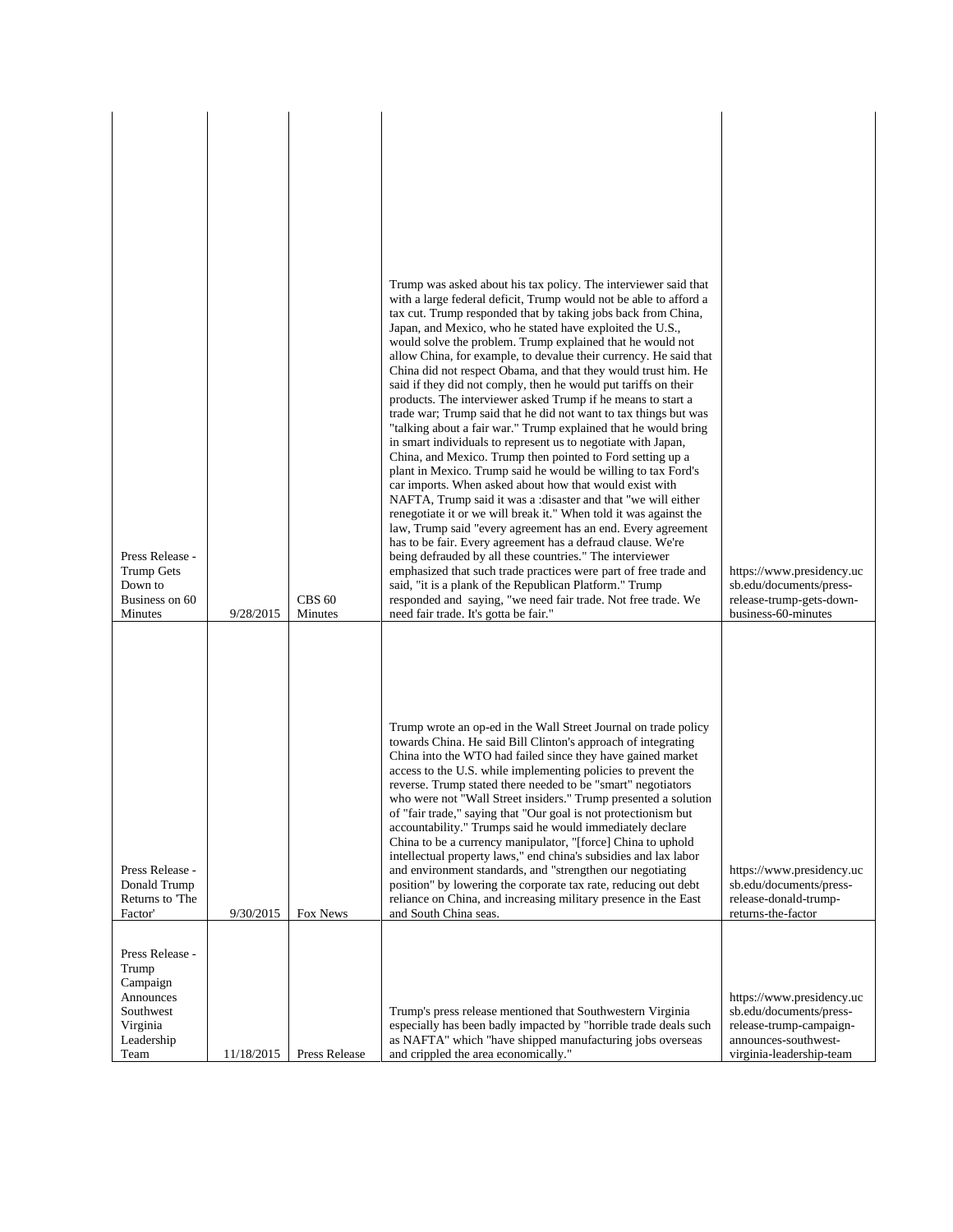| | | | | |
|---|---|---|---|---|
| Press Release - Trump Gets Down to Business on 60 Minutes | 9/28/2015 | CBS 60 Minutes | Trump was asked about his tax policy. The interviewer said that with a large federal deficit, Trump would not be able to afford a tax cut. Trump responded that by taking jobs back from China, Japan, and Mexico, who he stated have exploited the U.S., would solve the problem. Trump explained that he would not allow China, for example, to devalue their currency. He said that China did not respect Obama, and that they would trust him. He said if they did not comply, then he would put tariffs on their products. The interviewer asked Trump if he means to start a trade war; Trump said that he did not want to tax things but was "talking about a fair war." Trump explained that he would bring in smart individuals to represent us to negotiate with Japan, China, and Mexico. Trump then pointed to Ford setting up a plant in Mexico. Trump said he would be willing to tax Ford's car imports. When asked about how that would exist with NAFTA, Trump said it was a :disaster and that "we will either renegotiate it or we will break it." When told it was against the law, Trump said "every agreement has an end. Every agreement has to be fair. Every agreement has a defraud clause. We're being defrauded by all these countries." The interviewer emphasized that such trade practices were part of free trade and said, "it is a plank of the Republican Platform." Trump responded and saying, "we need fair trade. Not free trade. We need fair trade. It's gotta be fair." | https://www.presidency.ucsb.edu/documents/press-release-trump-gets-down-business-60-minutes |
| Press Release - Donald Trump Returns to 'The Factor' | 9/30/2015 | Fox News | Trump wrote an op-ed in the Wall Street Journal on trade policy towards China. He said Bill Clinton's approach of integrating China into the WTO had failed since they have gained market access to the U.S. while implementing policies to prevent the reverse. Trump stated there needed to be "smart" negotiators who were not "Wall Street insiders." Trump presented a solution of "fair trade," saying that "Our goal is not protectionism but accountability." Trumps said he would immediately declare China to be a currency manipulator, "[force] China to uphold intellectual property laws," end china's subsidies and lax labor and environment standards, and "strengthen our negotiating position" by lowering the corporate tax rate, reducing out debt reliance on China, and increasing military presence in the East and South China seas. | https://www.presidency.ucsb.edu/documents/press-release-donald-trump-returns-the-factor |
| Press Release - Trump Campaign Announces Southwest Virginia Leadership Team | 11/18/2015 | Press Release | Trump's press release mentioned that Southwestern Virginia especially has been badly impacted by "horrible trade deals such as NAFTA" which "have shipped manufacturing jobs overseas and crippled the area economically." | https://www.presidency.ucsb.edu/documents/press-release-trump-campaign-announces-southwest-virginia-leadership-team |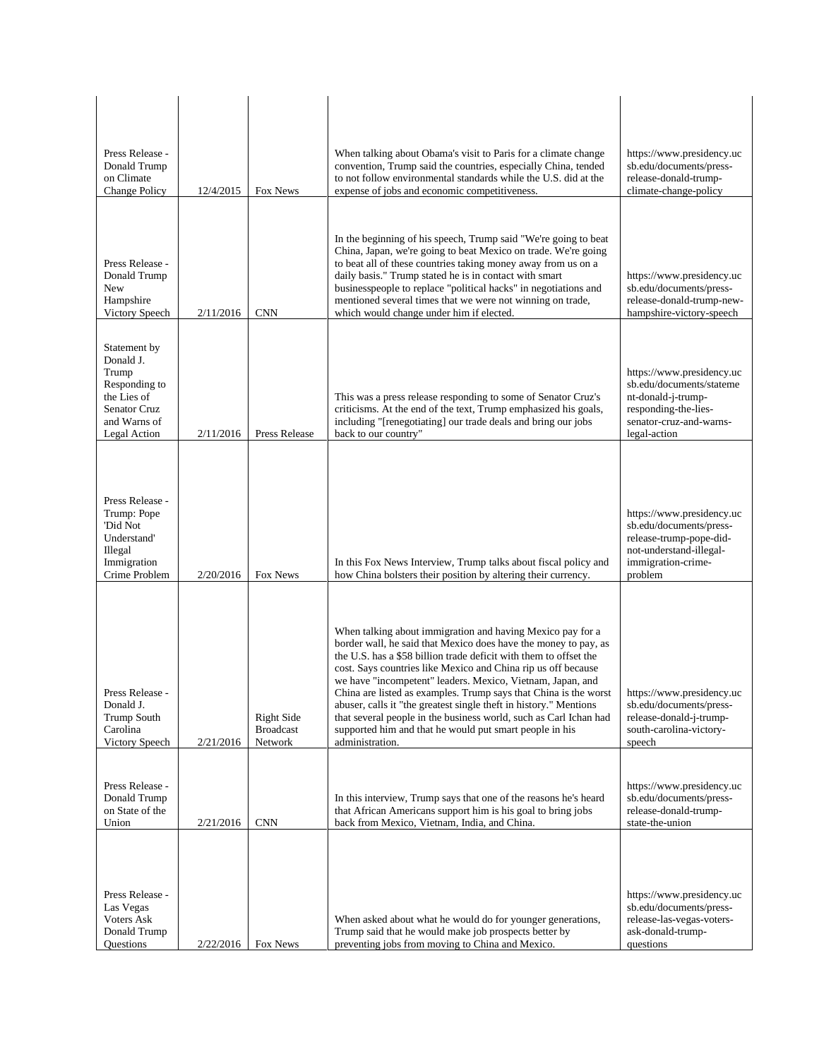| | | | | |
|---|---|---|---|---|
| Press Release - Donald Trump on Climate Change Policy | 12/4/2015 | Fox News | When talking about Obama's visit to Paris for a climate change convention, Trump said the countries, especially China, tended to not follow environmental standards while the U.S. did at the expense of jobs and economic competitiveness. | https://www.presidency.ucsb.edu/documents/press-release-donald-trump-climate-change-policy |
| Press Release - Donald Trump New Hampshire Victory Speech | 2/11/2016 | CNN | In the beginning of his speech, Trump said "We're going to beat China, Japan, we're going to beat Mexico on trade. We're going to beat all of these countries taking money away from us on a daily basis." Trump stated he is in contact with smart businesspeople to replace "political hacks" in negotiations and mentioned several times that we were not winning on trade, which would change under him if elected. | https://www.presidency.ucsb.edu/documents/press-release-donald-trump-new-hampshire-victory-speech |
| Statement by Donald J. Trump Responding to the Lies of Senator Cruz and Warns of Legal Action | 2/11/2016 | Press Release | This was a press release responding to some of Senator Cruz's criticisms. At the end of the text, Trump emphasized his goals, including "[renegotiating] our trade deals and bring our jobs back to our country" | https://www.presidency.ucsb.edu/documents/statement-donald-j-trump-responding-the-lies-senator-cruz-and-warns-legal-action |
| Press Release - Trump: Pope 'Did Not Understand' Illegal Immigration Crime Problem | 2/20/2016 | Fox News | In this Fox News Interview, Trump talks about fiscal policy and how China bolsters their position by altering their currency. | https://www.presidency.ucsb.edu/documents/press-release-trump-pope-did-not-understand-illegal-immigration-crime-problem |
| Press Release - Donald J. Trump South Carolina Victory Speech | 2/21/2016 | Right Side Broadcast Network | When talking about immigration and having Mexico pay for a border wall, he said that Mexico does have the money to pay, as the U.S. has a $58 billion trade deficit with them to offset the cost. Says countries like Mexico and China rip us off because we have "incompetent" leaders. Mexico, Vietnam, Japan, and China are listed as examples. Trump says that China is the worst abuser, calls it "the greatest single theft in history." Mentions that several people in the business world, such as Carl Ichan had supported him and that he would put smart people in his administration. | https://www.presidency.ucsb.edu/documents/press-release-donald-j-trump-south-carolina-victory-speech |
| Press Release - Donald Trump on State of the Union | 2/21/2016 | CNN | In this interview, Trump says that one of the reasons he's heard that African Americans support him is his goal to bring jobs back from Mexico, Vietnam, India, and China. | https://www.presidency.ucsb.edu/documents/press-release-donald-trump-state-the-union |
| Press Release - Las Vegas Voters Ask Donald Trump Questions | 2/22/2016 | Fox News | When asked about what he would do for younger generations, Trump said that he would make job prospects better by preventing jobs from moving to China and Mexico. | https://www.presidency.ucsb.edu/documents/press-release-las-vegas-voters-ask-donald-trump-questions |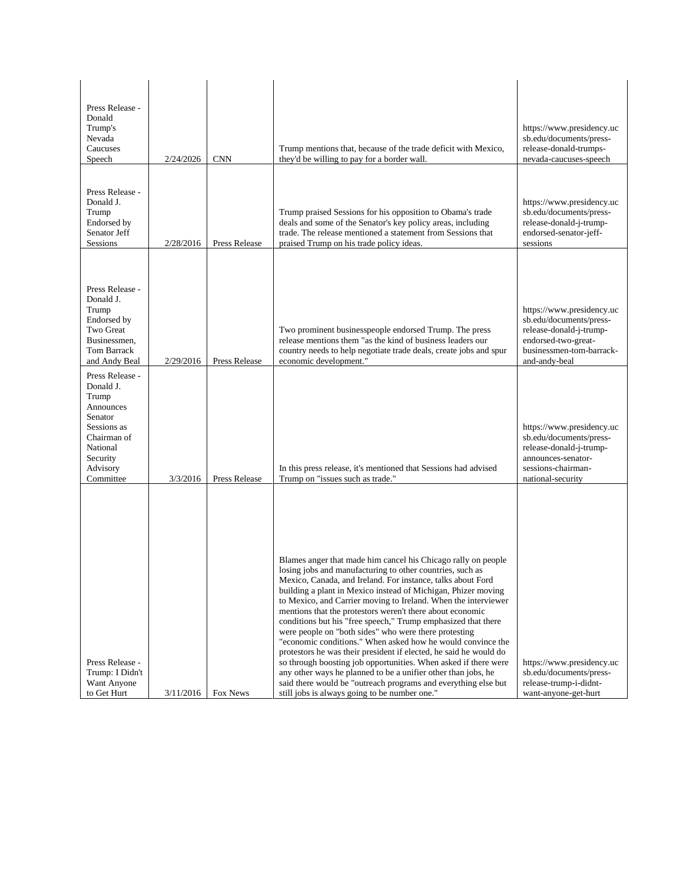| Press Release - Donald Trump's Nevada Caucuses Speech | 2/24/2026 | CNN | Trump mentions that, because of the trade deficit with Mexico, they'd be willing to pay for a border wall. | https://www.presidency.ucsb.edu/documents/press-release-donald-trumps-nevada-caucuses-speech |
|---|---|---|---|---|
| Press Release - Donald J. Trump Endorsed by Senator Jeff Sessions | 2/28/2016 | Press Release | Trump praised Sessions for his opposition to Obama's trade deals and some of the Senator's key policy areas, including trade. The release mentioned a statement from Sessions that praised Trump on his trade policy ideas. | https://www.presidency.ucsb.edu/documents/press-release-donald-j-trump-endorsed-senator-jeff-sessions |
| Press Release - Donald J. Trump Endorsed by Two Great Businessmen, Tom Barrack and Andy Beal | 2/29/2016 | Press Release | Two prominent businesspeople endorsed Trump. The press release mentions them "as the kind of business leaders our country needs to help negotiate trade deals, create jobs and spur economic development." | https://www.presidency.ucsb.edu/documents/press-release-donald-j-trump-endorsed-two-great-businessmen-tom-barrack-and-andy-beal |
| Press Release - Donald J. Trump Announces Senator Sessions as Chairman of National Security Advisory Committee | 3/3/2016 | Press Release | In this press release, it's mentioned that Sessions had advised Trump on "issues such as trade." | https://www.presidency.ucsb.edu/documents/press-release-donald-j-trump-announces-senator-sessions-chairman-national-security |
| Press Release - Trump: I Didn't Want Anyone to Get Hurt | 3/11/2016 | Fox News | Blames anger that made him cancel his Chicago rally on people losing jobs and manufacturing to other countries, such as Mexico, Canada, and Ireland. For instance, talks about Ford building a plant in Mexico instead of Michigan, Phizer moving to Mexico, and Carrier moving to Ireland. When the interviewer mentions that the protestors weren't there about economic conditions but his "free speech," Trump emphasized that there were people on "both sides" who were there protesting "economic conditions." When asked how he would convince the protestors he was their president if elected, he said he would do so through boosting job opportunities. When asked if there were any other ways he planned to be a unifier other than jobs, he said there would be "outreach programs and everything else but still jobs is always going to be number one." | https://www.presidency.ucsb.edu/documents/press-release-trump-i-didnt-want-anyone-get-hurt |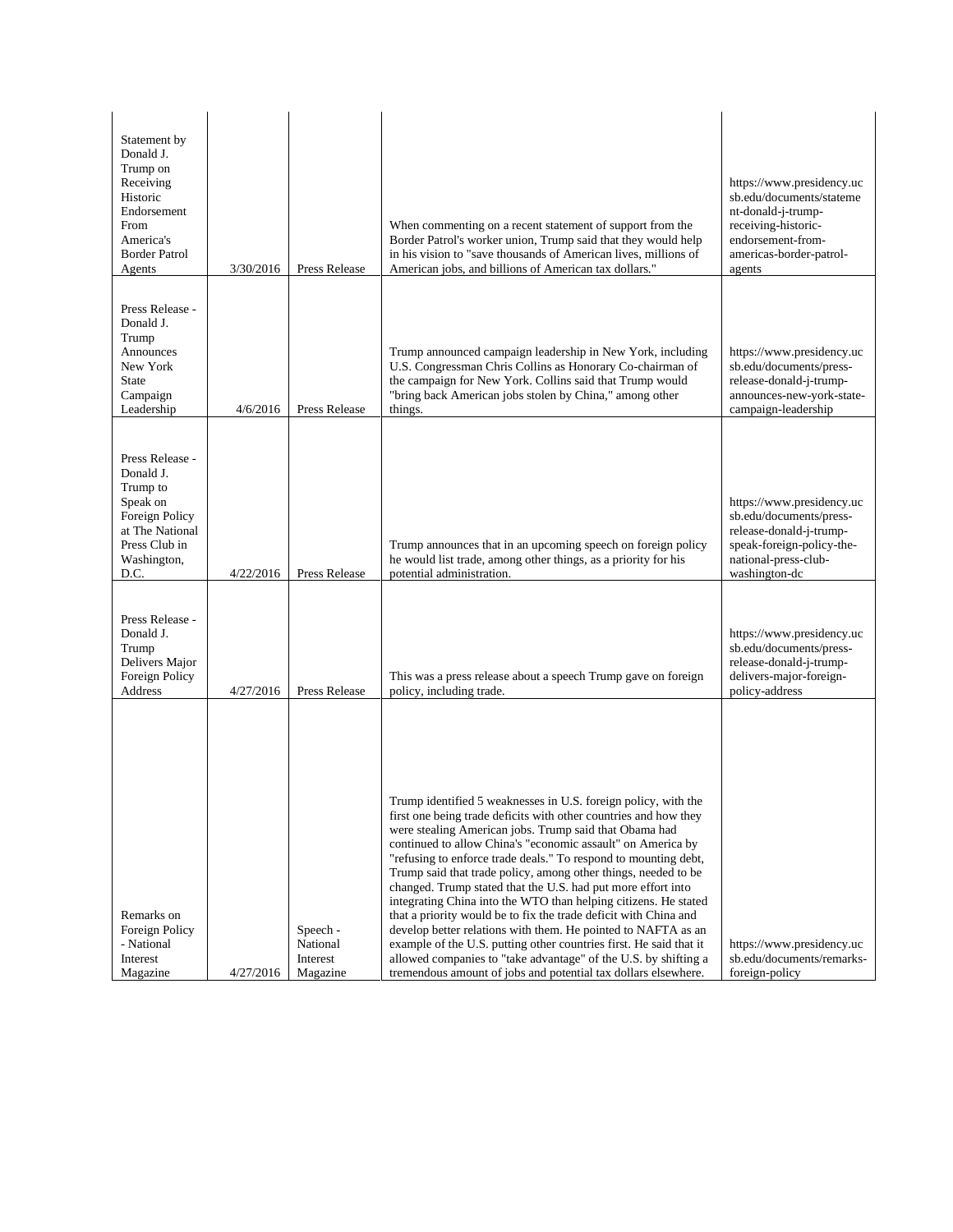| | | | | |
|---|---|---|---|---|
| Statement by Donald J. Trump on Receiving Historic Endorsement From America's Border Patrol Agents | 3/30/2016 | Press Release | When commenting on a recent statement of support from the Border Patrol's worker union, Trump said that they would help in his vision to "save thousands of American lives, millions of American jobs, and billions of American tax dollars." | https://www.presidency.ucsb.edu/documents/statement-donald-j-trump-receiving-historic-endorsement-from-americas-border-patrol-agents |
| Press Release - Donald J. Trump Announces New York State Campaign Leadership | 4/6/2016 | Press Release | Trump announced campaign leadership in New York, including U.S. Congressman Chris Collins as Honorary Co-chairman of the campaign for New York. Collins said that Trump would "bring back American jobs stolen by China," among other things. | https://www.presidency.ucsb.edu/documents/press-release-donald-j-trump-announces-new-york-state-campaign-leadership |
| Press Release - Donald J. Trump to Speak on Foreign Policy at The National Press Club in Washington, D.C. | 4/22/2016 | Press Release | Trump announces that in an upcoming speech on foreign policy he would list trade, among other things, as a priority for his potential administration. | https://www.presidency.ucsb.edu/documents/press-release-donald-j-trump-speak-foreign-policy-the-national-press-club-washington-dc |
| Press Release - Donald J. Trump Delivers Major Foreign Policy Address | 4/27/2016 | Press Release | This was a press release about a speech Trump gave on foreign policy, including trade. | https://www.presidency.ucsb.edu/documents/press-release-donald-j-trump-delivers-major-foreign-policy-address |
| Remarks on Foreign Policy - National Interest Magazine | 4/27/2016 | Speech - National Interest Magazine | Trump identified 5 weaknesses in U.S. foreign policy, with the first one being trade deficits with other countries and how they were stealing American jobs. Trump said that Obama had continued to allow China's "economic assault" on America by "refusing to enforce trade deals." To respond to mounting debt, Trump said that trade policy, among other things, needed to be changed. Trump stated that the U.S. had put more effort into integrating China into the WTO than helping citizens. He stated that a priority would be to fix the trade deficit with China and develop better relations with them. He pointed to NAFTA as an example of the U.S. putting other countries first. He said that it allowed companies to "take advantage" of the U.S. by shifting a tremendous amount of jobs and potential tax dollars elsewhere. | https://www.presidency.ucsb.edu/documents/remarks-foreign-policy |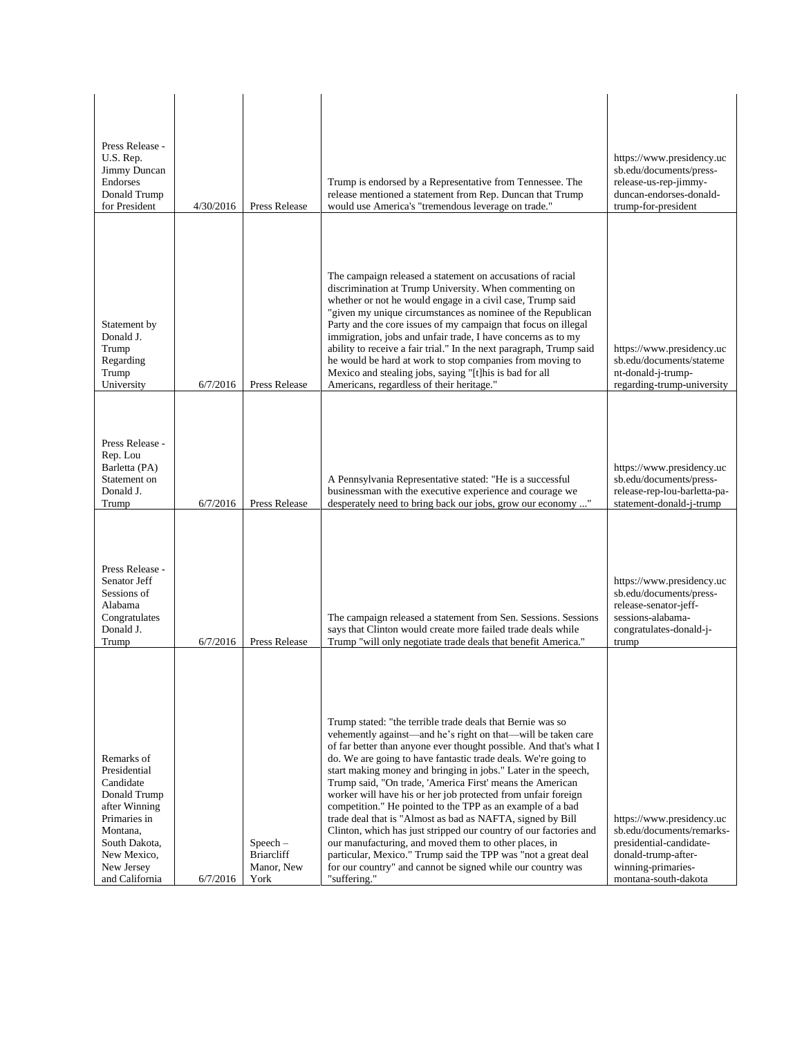| Press Release - U.S. Rep. Jimmy Duncan Endorses Donald Trump for President | 4/30/2016 | Press Release | Trump is endorsed by a Representative from Tennessee. The release mentioned a statement from Rep. Duncan that Trump would use America's "tremendous leverage on trade." | https://www.presidency.ucsb.edu/documents/press-release-us-rep-jimmy-duncan-endorses-donald-trump-for-president |
|---|---|---|---|---|
| Statement by Donald J. Trump Regarding Trump University | 6/7/2016 | Press Release | The campaign released a statement on accusations of racial discrimination at Trump University. When commenting on whether or not he would engage in a civil case, Trump said "given my unique circumstances as nominee of the Republican Party and the core issues of my campaign that focus on illegal immigration, jobs and unfair trade, I have concerns as to my ability to receive a fair trial." In the next paragraph, Trump said he would be hard at work to stop companies from moving to Mexico and stealing jobs, saying "[t]his is bad for all Americans, regardless of their heritage." | https://www.presidency.ucsb.edu/documents/statement-donald-j-trump-regarding-trump-university |
| Press Release - Rep. Lou Barletta (PA) Statement on Donald J. Trump | 6/7/2016 | Press Release | A Pennsylvania Representative stated: "He is a successful businessman with the executive experience and courage we desperately need to bring back our jobs, grow our economy ..." | https://www.presidency.ucsb.edu/documents/press-release-rep-lou-barletta-pa-statement-donald-j-trump |
| Press Release - Senator Jeff Sessions of Alabama Congratulates Donald J. Trump | 6/7/2016 | Press Release | The campaign released a statement from Sen. Sessions. Sessions says that Clinton would create more failed trade deals while Trump "will only negotiate trade deals that benefit America." | https://www.presidency.ucsb.edu/documents/press-release-senator-jeff-sessions-alabama-congratulates-donald-j-trump |
| Remarks of Presidential Candidate Donald Trump after Winning Primaries in Montana, South Dakota, New Mexico, New Jersey and California | 6/7/2016 | Speech – Briarcliff Manor, New York | Trump stated: "the terrible trade deals that Bernie was so vehemently against—and he's right on that—will be taken care of far better than anyone ever thought possible. And that's what I do. We are going to have fantastic trade deals. We're going to start making money and bringing in jobs." Later in the speech, Trump said, "On trade, 'America First' means the American worker will have his or her job protected from unfair foreign competition." He pointed to the TPP as an example of a bad trade deal that is "Almost as bad as NAFTA, signed by Bill Clinton, which has just stripped our country of our factories and our manufacturing, and moved them to other places, in particular, Mexico." Trump said the TPP was "not a great deal for our country" and cannot be signed while our country was "suffering." | https://www.presidency.ucsb.edu/documents/remarks-presidential-candidate-donald-trump-after-winning-primaries-montana-south-dakota |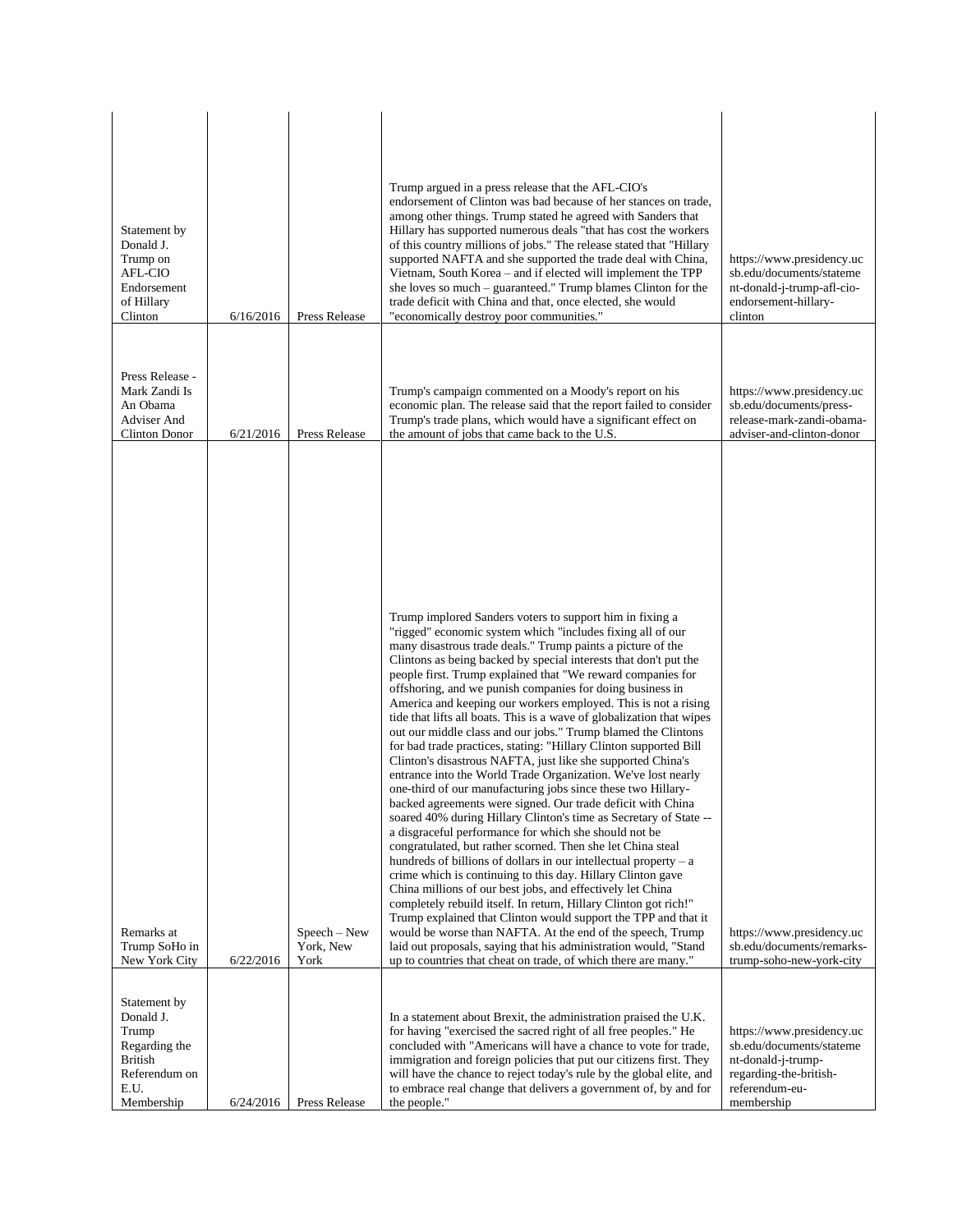| | | | | |
|---|---|---|---|---|
| Statement by Donald J. Trump on AFL-CIO Endorsement of Hillary Clinton | 6/16/2016 | Press Release | Trump argued in a press release that the AFL-CIO's endorsement of Clinton was bad because of her stances on trade, among other things. Trump stated he agreed with Sanders that Hillary has supported numerous deals "that has cost the workers of this country millions of jobs." The release stated that "Hillary supported NAFTA and she supported the trade deal with China, Vietnam, South Korea – and if elected will implement the TPP she loves so much – guaranteed." Trump blames Clinton for the trade deficit with China and that, once elected, she would "economically destroy poor communities." | https://www.presidency.ucsb.edu/documents/statement-donald-j-trump-afl-cio-endorsement-hillary-clinton |
| Press Release - Mark Zandi Is An Obama Adviser And Clinton Donor | 6/21/2016 | Press Release | Trump's campaign commented on a Moody's report on his economic plan. The release said that the report failed to consider Trump's trade plans, which would have a significant effect on the amount of jobs that came back to the U.S. | https://www.presidency.ucsb.edu/documents/press-release-mark-zandi-obama-adviser-and-clinton-donor |
| Remarks at Trump SoHo in New York City | 6/22/2016 | Speech – New York, New York | Trump implored Sanders voters to support him in fixing a "rigged" economic system which "includes fixing all of our many disastrous trade deals." Trump paints a picture of the Clintons as being backed by special interests that don't put the people first. Trump explained that "We reward companies for offshoring, and we punish companies for doing business in America and keeping our workers employed. This is not a rising tide that lifts all boats. This is a wave of globalization that wipes out our middle class and our jobs." Trump blamed the Clintons for bad trade practices, stating: "Hillary Clinton supported Bill Clinton's disastrous NAFTA, just like she supported China's entrance into the World Trade Organization. We've lost nearly one-third of our manufacturing jobs since these two Hillary-backed agreements were signed. Our trade deficit with China soared 40% during Hillary Clinton's time as Secretary of State -- a disgraceful performance for which she should not be congratulated, but rather scorned. Then she let China steal hundreds of billions of dollars in our intellectual property – a crime which is continuing to this day. Hillary Clinton gave China millions of our best jobs, and effectively let China completely rebuild itself. In return, Hillary Clinton got rich!" Trump explained that Clinton would support the TPP and that it would be worse than NAFTA. At the end of the speech, Trump laid out proposals, saying that his administration would, "Stand up to countries that cheat on trade, of which there are many." | https://www.presidency.ucsb.edu/documents/remarks-trump-soho-new-york-city |
| Statement by Donald J. Trump Regarding the British Referendum on E.U. Membership | 6/24/2016 | Press Release | In a statement about Brexit, the administration praised the U.K. for having "exercised the sacred right of all free peoples." He concluded with "Americans will have a chance to vote for trade, immigration and foreign policies that put our citizens first. They will have the chance to reject today's rule by the global elite, and to embrace real change that delivers a government of, by and for the people." | https://www.presidency.ucsb.edu/documents/statement-donald-j-trump-regarding-the-british-referendum-eu-membership |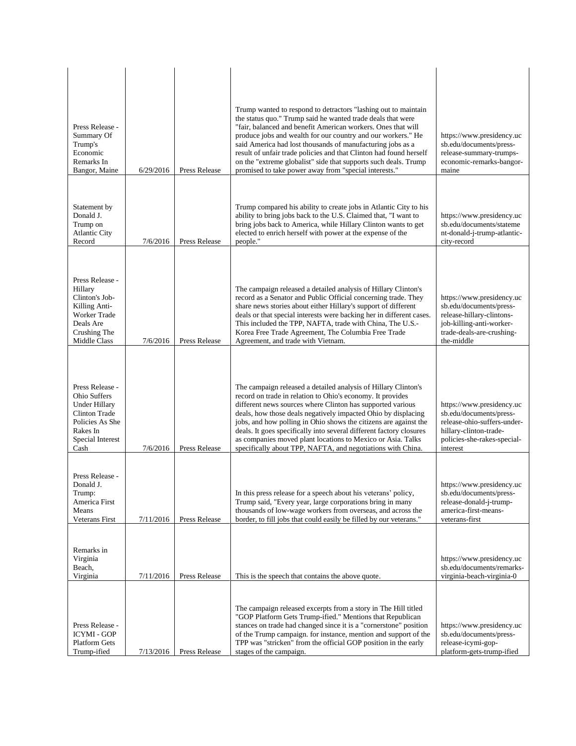| | | | | |
|---|---|---|---|---|
| Press Release - Summary Of Trump's Economic Remarks In Bangor, Maine | 6/29/2016 | Press Release | Trump wanted to respond to detractors "lashing out to maintain the status quo." Trump said he wanted trade deals that were "fair, balanced and benefit American workers. Ones that will produce jobs and wealth for our country and our workers." He said America had lost thousands of manufacturing jobs as a result of unfair trade policies and that Clinton had found herself on the "extreme globalist" side that supports such deals. Trump promised to take power away from "special interests." | https://www.presidency.ucsb.edu/documents/press-release-summary-trumps-economic-remarks-bangor-maine |
| Statement by Donald J. Trump on Atlantic City Record | 7/6/2016 | Press Release | Trump compared his ability to create jobs in Atlantic City to his ability to bring jobs back to the U.S. Claimed that, "I want to bring jobs back to America, while Hillary Clinton wants to get elected to enrich herself with power at the expense of the people." | https://www.presidency.ucsb.edu/documents/statement-donald-j-trump-atlantic-city-record |
| Press Release - Hillary Clinton's Job-Killing Anti-Worker Trade Deals Are Crushing The Middle Class | 7/6/2016 | Press Release | The campaign released a detailed analysis of Hillary Clinton's record as a Senator and Public Official concerning trade. They share news stories about either Hillary's support of different deals or that special interests were backing her in different cases. This included the TPP, NAFTA, trade with China, The U.S.-Korea Free Trade Agreement, The Columbia Free Trade Agreement, and trade with Vietnam. | https://www.presidency.ucsb.edu/documents/press-release-hillary-clintons-job-killing-anti-worker-trade-deals-are-crushing-the-middle |
| Press Release - Ohio Suffers Under Hillary Clinton Trade Policies As She Rakes In Special Interest Cash | 7/6/2016 | Press Release | The campaign released a detailed analysis of Hillary Clinton's record on trade in relation to Ohio's economy. It provides different news sources where Clinton has supported various deals, how those deals negatively impacted Ohio by displacing jobs, and how polling in Ohio shows the citizens are against the deals. It goes specifically into several different factory closures as companies moved plant locations to Mexico or Asia. Talks specifically about TPP, NAFTA, and negotiations with China. | https://www.presidency.ucsb.edu/documents/press-release-ohio-suffers-under-hillary-clinton-trade-policies-she-rakes-special-interest |
| Press Release - Donald J. Trump: America First Means Veterans First | 7/11/2016 | Press Release | In this press release for a speech about his veterans' policy, Trump said, "Every year, large corporations bring in many thousands of low-wage workers from overseas, and across the border, to fill jobs that could easily be filled by our veterans." | https://www.presidency.ucsb.edu/documents/press-release-donald-j-trump-america-first-means-veterans-first |
| Remarks in Virginia Beach, Virginia | 7/11/2016 | Press Release | This is the speech that contains the above quote. | https://www.presidency.ucsb.edu/documents/remarks-virginia-beach-virginia-0 |
| Press Release - ICYMI - GOP Platform Gets Trump-ified | 7/13/2016 | Press Release | The campaign released excerpts from a story in The Hill titled "GOP Platform Gets Trump-ified." Mentions that Republican stances on trade had changed since it is a "cornerstone" position of the Trump campaign. for instance, mention and support of the TPP was "stricken" from the official GOP position in the early stages of the campaign. | https://www.presidency.ucsb.edu/documents/press-release-icymi-gop-platform-gets-trump-ified |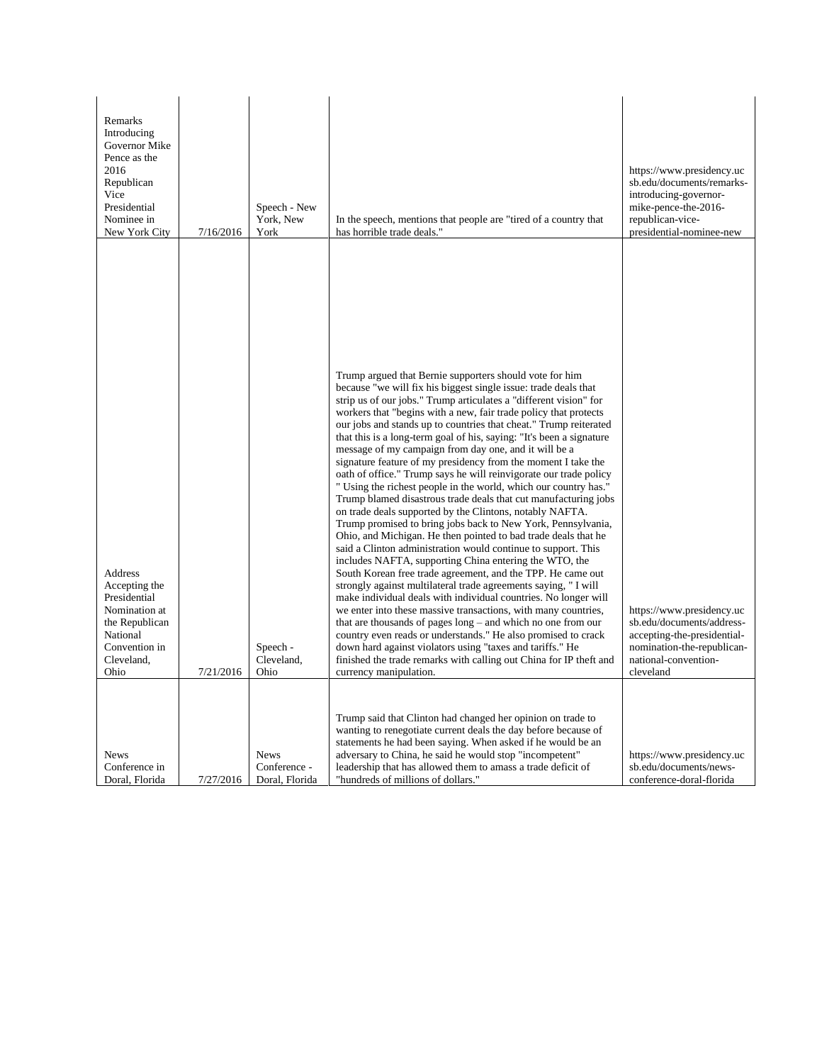| | | | | |
|---|---|---|---|---|
| Remarks Introducing Governor Mike Pence as the 2016 Republican Vice Presidential Nominee in New York City | 7/16/2016 | Speech - New York, New York | In the speech, mentions that people are "tired of a country that has horrible trade deals." | https://www.presidency.ucsb.edu/documents/remarks-introducing-governor-mike-pence-the-2016-republican-vice-presidential-nominee-new |
| Address Accepting the Presidential Nomination at the Republican National Convention in Cleveland, Ohio | 7/21/2016 | Speech - Cleveland, Ohio | Trump argued that Bernie supporters should vote for him because "we will fix his biggest single issue: trade deals that strip us of our jobs." Trump articulates a "different vision" for workers that "begins with a new, fair trade policy that protects our jobs and stands up to countries that cheat." Trump reiterated that this is a long-term goal of his, saying: "It's been a signature message of my campaign from day one, and it will be a signature feature of my presidency from the moment I take the oath of office." Trump says he will reinvigorate our trade policy " Using the richest people in the world, which our country has." Trump blamed disastrous trade deals that cut manufacturing jobs on trade deals supported by the Clintons, notably NAFTA. Trump promised to bring jobs back to New York, Pennsylvania, Ohio, and Michigan. He then pointed to bad trade deals that he said a Clinton administration would continue to support. This includes NAFTA, supporting China entering the WTO, the South Korean free trade agreement, and the TPP. He came out strongly against multilateral trade agreements saying, " I will make individual deals with individual countries. No longer will we enter into these massive transactions, with many countries, that are thousands of pages long – and which no one from our country even reads or understands." He also promised to crack down hard against violators using "taxes and tariffs." He finished the trade remarks with calling out China for IP theft and currency manipulation. | https://www.presidency.ucsb.edu/documents/address-accepting-the-presidential-nomination-the-republican-national-convention-cleveland |
| News Conference in Doral, Florida | 7/27/2016 | News Conference - Doral, Florida | Trump said that Clinton had changed her opinion on trade to wanting to renegotiate current deals the day before because of statements he had been saying. When asked if he would be an adversary to China, he said he would stop "incompetent" leadership that has allowed them to amass a trade deficit of "hundreds of millions of dollars." | https://www.presidency.ucsb.edu/documents/news-conference-doral-florida |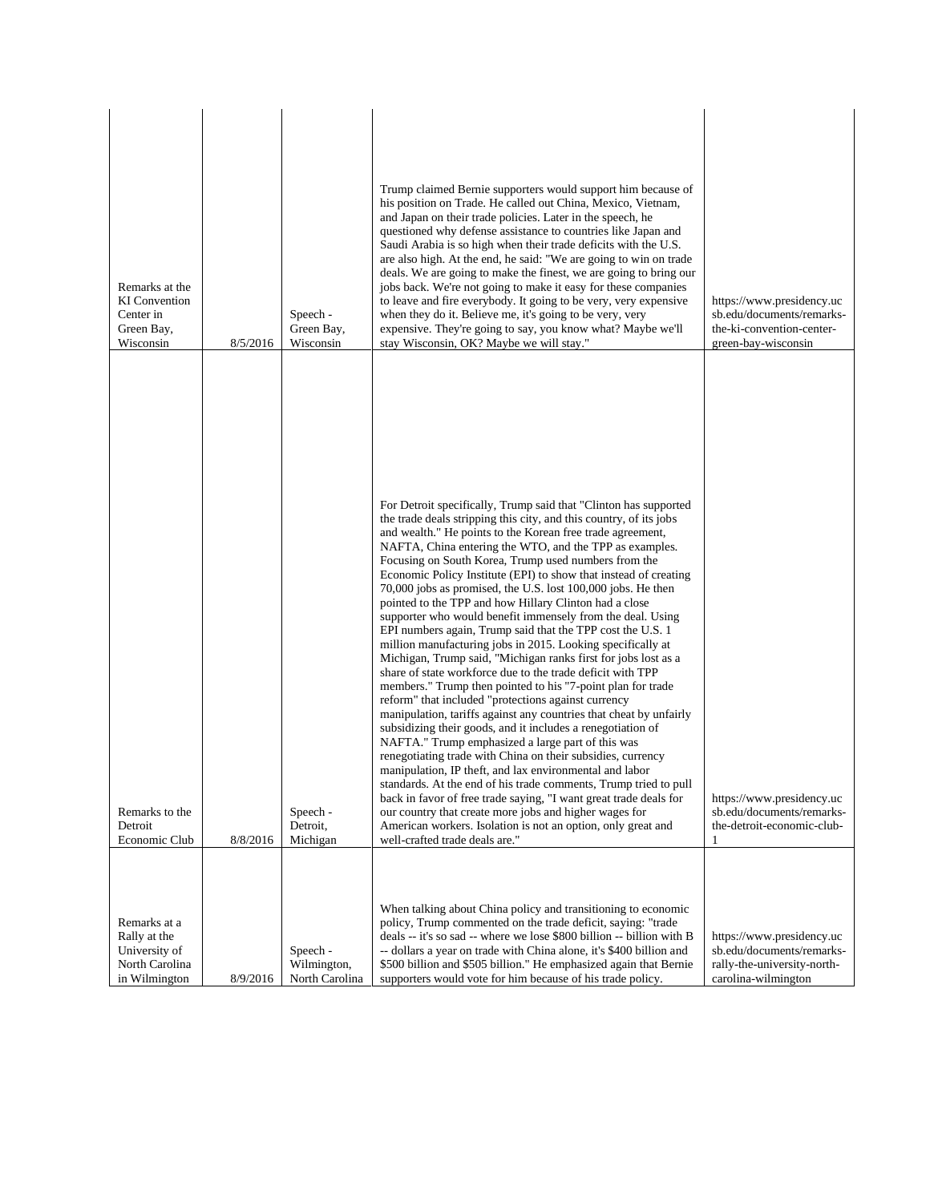| Remarks at the KI Convention Center in Green Bay, Wisconsin | 8/5/2016 | Speech - Green Bay, Wisconsin | Trump claimed Bernie supporters would support him because of his position on Trade. He called out China, Mexico, Vietnam, and Japan on their trade policies. Later in the speech, he questioned why defense assistance to countries like Japan and Saudi Arabia is so high when their trade deficits with the U.S. are also high. At the end, he said: "We are going to win on trade deals. We are going to make the finest, we are going to bring our jobs back. We're not going to make it easy for these companies to leave and fire everybody. It going to be very, very expensive when they do it. Believe me, it's going to be very, very expensive. They're going to say, you know what? Maybe we'll stay Wisconsin, OK? Maybe we will stay." | https://www.presidency.ucsb.edu/documents/remarks-the-ki-convention-center-green-bay-wisconsin |
|---|---|---|---|---|
| Remarks to the Detroit Economic Club | 8/8/2016 | Speech - Detroit, Michigan | For Detroit specifically, Trump said that "Clinton has supported the trade deals stripping this city, and this country, of its jobs and wealth." He points to the Korean free trade agreement, NAFTA, China entering the WTO, and the TPP as examples. Focusing on South Korea, Trump used numbers from the Economic Policy Institute (EPI) to show that instead of creating 70,000 jobs as promised, the U.S. lost 100,000 jobs. He then pointed to the TPP and how Hillary Clinton had a close supporter who would benefit immensely from the deal. Using EPI numbers again, Trump said that the TPP cost the U.S. 1 million manufacturing jobs in 2015. Looking specifically at Michigan, Trump said, "Michigan ranks first for jobs lost as a share of state workforce due to the trade deficit with TPP members." Trump then pointed to his "7-point plan for trade reform" that included "protections against currency manipulation, tariffs against any countries that cheat by unfairly subsidizing their goods, and it includes a renegotiation of NAFTA." Trump emphasized a large part of this was renegotiating trade with China on their subsidies, currency manipulation, IP theft, and lax environmental and labor standards. At the end of his trade comments, Trump tried to pull back in favor of free trade saying, "I want great trade deals for our country that create more jobs and higher wages for American workers. Isolation is not an option, only great and well-crafted trade deals are." | https://www.presidency.ucsb.edu/documents/remarks-the-detroit-economic-club-1 |
| Remarks at a Rally at the University of North Carolina in Wilmington | 8/9/2016 | Speech - Wilmington, North Carolina | When talking about China policy and transitioning to economic policy, Trump commented on the trade deficit, saying: "trade deals -- it's so sad -- where we lose $800 billion -- billion with B -- dollars a year on trade with China alone, it's $400 billion and $500 billion and $505 billion." He emphasized again that Bernie supporters would vote for him because of his trade policy. | https://www.presidency.ucsb.edu/documents/remarks-rally-the-university-north-carolina-wilmington |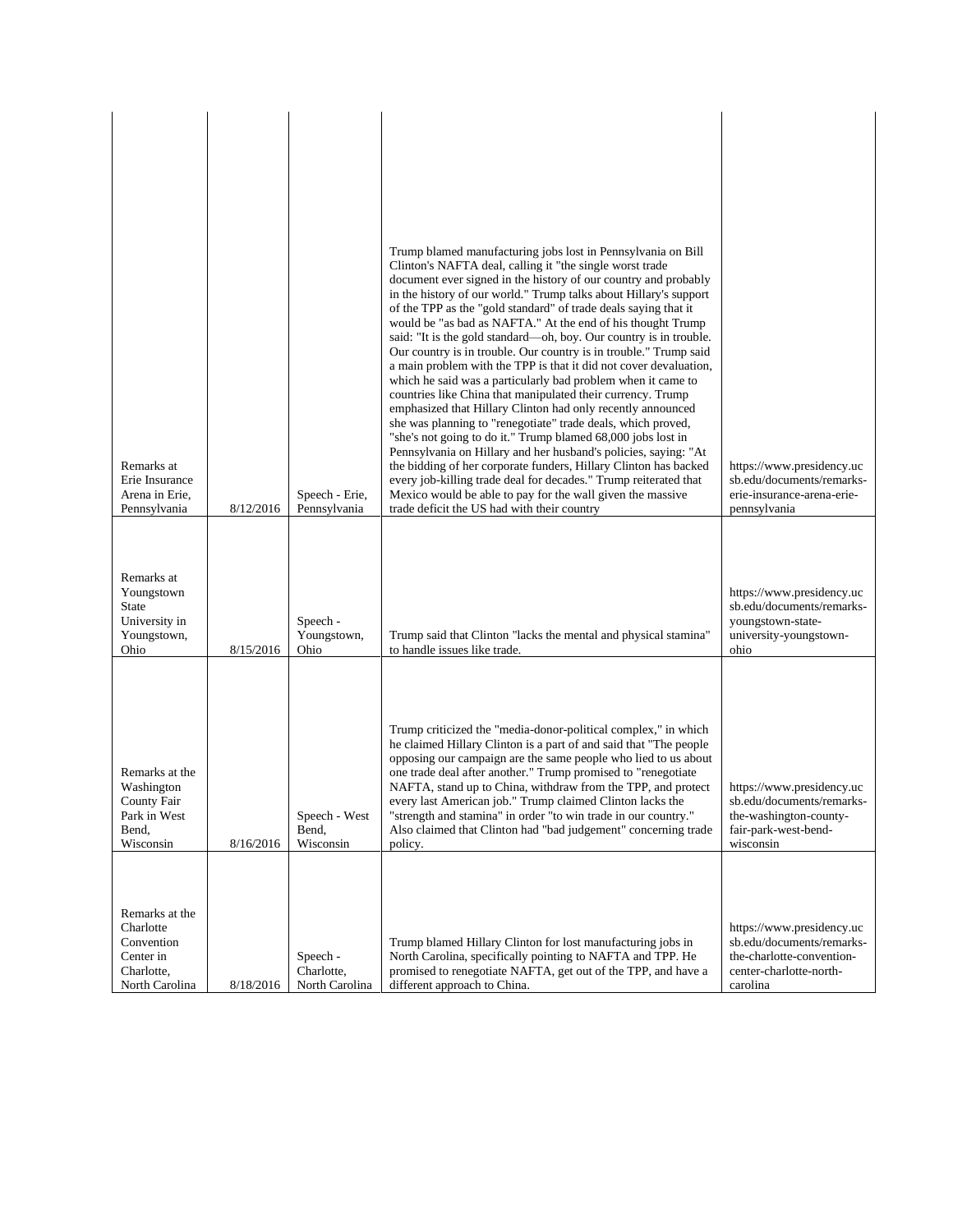| | | | | |
|---|---|---|---|---|
| Remarks at Erie Insurance Arena in Erie, Pennsylvania | 8/12/2016 | Speech - Erie, Pennsylvania | Trump blamed manufacturing jobs lost in Pennsylvania on Bill Clinton's NAFTA deal, calling it "the single worst trade document ever signed in the history of our country and probably in the history of our world." Trump talks about Hillary's support of the TPP as the "gold standard" of trade deals saying that it would be "as bad as NAFTA." At the end of his thought Trump said: "It is the gold standard—oh, boy. Our country is in trouble. Our country is in trouble. Our country is in trouble." Trump said a main problem with the TPP is that it did not cover devaluation, which he said was a particularly bad problem when it came to countries like China that manipulated their currency. Trump emphasized that Hillary Clinton had only recently announced she was planning to "renegotiate" trade deals, which proved, "she's not going to do it." Trump blamed 68,000 jobs lost in Pennsylvania on Hillary and her husband's policies, saying: "At the bidding of her corporate funders, Hillary Clinton has backed every job-killing trade deal for decades." Trump reiterated that Mexico would be able to pay for the wall given the massive trade deficit the US had with their country | https://www.presidency.ucsb.edu/documents/remarks-erie-insurance-arena-erie-pennsylvania |
| Remarks at Youngstown State University in Youngstown, Ohio | 8/15/2016 | Speech - Youngstown, Ohio | Trump said that Clinton "lacks the mental and physical stamina" to handle issues like trade. | https://www.presidency.ucsb.edu/documents/remarks-youngstown-state-university-youngstown-ohio |
| Remarks at the Washington County Fair Park in West Bend, Wisconsin | 8/16/2016 | Speech - West Bend, Wisconsin | Trump criticized the "media-donor-political complex," in which he claimed Hillary Clinton is a part of and said that "The people opposing our campaign are the same people who lied to us about one trade deal after another." Trump promised to "renegotiate NAFTA, stand up to China, withdraw from the TPP, and protect every last American job." Trump claimed Clinton lacks the "strength and stamina" in order "to win trade in our country." Also claimed that Clinton had "bad judgement" concerning trade policy. | https://www.presidency.ucsb.edu/documents/remarks-the-washington-county-fair-park-west-bend-wisconsin |
| Remarks at the Charlotte Convention Center in Charlotte, North Carolina | 8/18/2016 | Speech - Charlotte, North Carolina | Trump blamed Hillary Clinton for lost manufacturing jobs in North Carolina, specifically pointing to NAFTA and TPP. He promised to renegotiate NAFTA, get out of the TPP, and have a different approach to China. | https://www.presidency.ucsb.edu/documents/remarks-the-charlotte-convention-center-charlotte-north-carolina |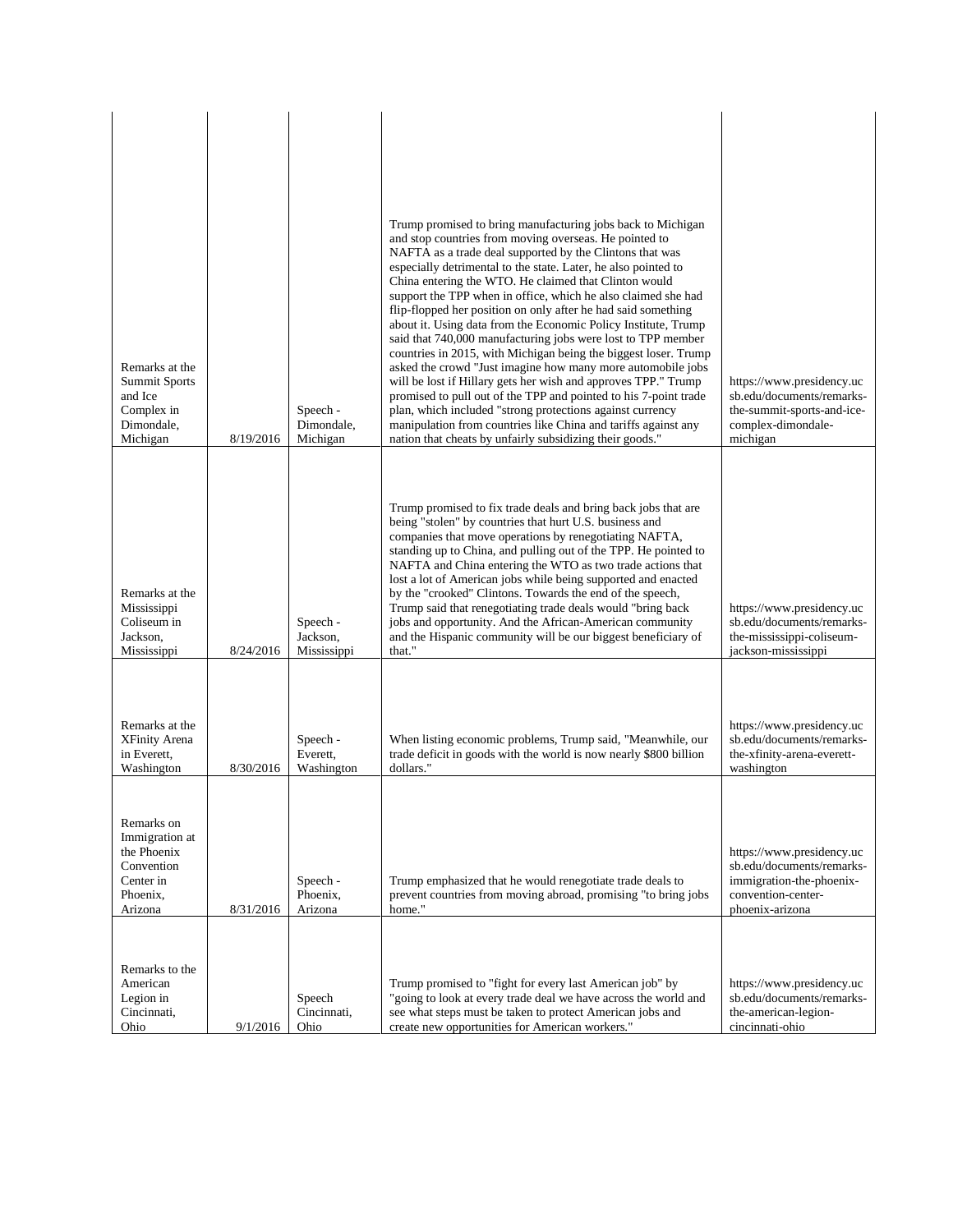| | | | | |
|---|---|---|---|---|
| Remarks at the Summit Sports and Ice Complex in Dimondale, Michigan | 8/19/2016 | Speech - Dimondale, Michigan | Trump promised to bring manufacturing jobs back to Michigan and stop countries from moving overseas. He pointed to NAFTA as a trade deal supported by the Clintons that was especially detrimental to the state. Later, he also pointed to China entering the WTO. He claimed that Clinton would support the TPP when in office, which he also claimed she had flip-flopped her position on only after he had said something about it. Using data from the Economic Policy Institute, Trump said that 740,000 manufacturing jobs were lost to TPP member countries in 2015, with Michigan being the biggest loser. Trump asked the crowd "Just imagine how many more automobile jobs will be lost if Hillary gets her wish and approves TPP." Trump promised to pull out of the TPP and pointed to his 7-point trade plan, which included "strong protections against currency manipulation from countries like China and tariffs against any nation that cheats by unfairly subsidizing their goods." | https://www.presidency.ucsb.edu/documents/remarks-the-summit-sports-and-ice-complex-dimondale-michigan |
| Remarks at the Mississippi Coliseum in Jackson, Mississippi | 8/24/2016 | Speech - Jackson, Mississippi | Trump promised to fix trade deals and bring back jobs that are being "stolen" by countries that hurt U.S. business and companies that move operations by renegotiating NAFTA, standing up to China, and pulling out of the TPP. He pointed to NAFTA and China entering the WTO as two trade actions that lost a lot of American jobs while being supported and enacted by the "crooked" Clintons. Towards the end of the speech, Trump said that renegotiating trade deals would "bring back jobs and opportunity. And the African-American community and the Hispanic community will be our biggest beneficiary of that." | https://www.presidency.ucsb.edu/documents/remarks-the-mississippi-coliseum-jackson-mississippi |
| Remarks at the XFinity Arena in Everett, Washington | 8/30/2016 | Speech - Everett, Washington | When listing economic problems, Trump said, "Meanwhile, our trade deficit in goods with the world is now nearly $800 billion dollars." | https://www.presidency.ucsb.edu/documents/remarks-the-xfinity-arena-everett-washington |
| Remarks on Immigration at the Phoenix Convention Center in Phoenix, Arizona | 8/31/2016 | Speech - Phoenix, Arizona | Trump emphasized that he would renegotiate trade deals to prevent countries from moving abroad, promising "to bring jobs home." | https://www.presidency.ucsb.edu/documents/remarks-immigration-the-phoenix-convention-center-phoenix-arizona |
| Remarks to the American Legion in Cincinnati, Ohio | 9/1/2016 | Speech Cincinnati, Ohio | Trump promised to "fight for every last American job" by "going to look at every trade deal we have across the world and see what steps must be taken to protect American jobs and create new opportunities for American workers." | https://www.presidency.ucsb.edu/documents/remarks-the-american-legion-cincinnati-ohio |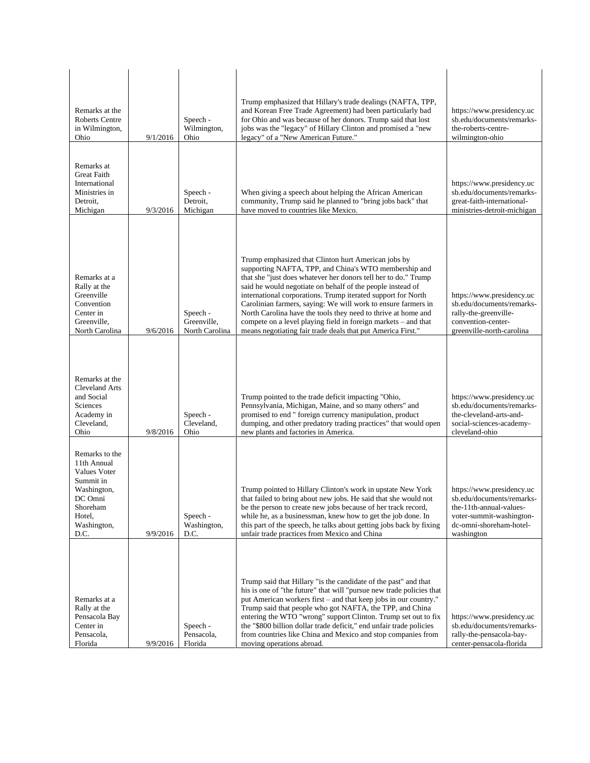| | | | | |
|---|---|---|---|---|
| Remarks at the Roberts Centre in Wilmington, Ohio | 9/1/2016 | Speech - Wilmington, Ohio | Trump emphasized that Hillary's trade dealings (NAFTA, TPP, and Korean Free Trade Agreement) had been particularly bad for Ohio and was because of her donors. Trump said that lost jobs was the "legacy" of Hillary Clinton and promised a "new legacy" of a "New American Future." | https://www.presidency.ucsb.edu/documents/remarks-the-roberts-centre-wilmington-ohio |
| Remarks at Great Faith International Ministries in Detroit, Michigan | 9/3/2016 | Speech - Detroit, Michigan | When giving a speech about helping the African American community, Trump said he planned to "bring jobs back" that have moved to countries like Mexico. | https://www.presidency.ucsb.edu/documents/remarks-great-faith-international-ministries-detroit-michigan |
| Remarks at a Rally at the Greenville Convention Center in Greenville, North Carolina | 9/6/2016 | Speech - Greenville, North Carolina | Trump emphasized that Clinton hurt American jobs by supporting NAFTA, TPP, and China's WTO membership and that she "just does whatever her donors tell her to do." Trump said he would negotiate on behalf of the people instead of international corporations. Trump iterated support for North Carolinian farmers, saying: We will work to ensure farmers in North Carolina have the tools they need to thrive at home and compete on a level playing field in foreign markets – and that means negotiating fair trade deals that put America First." | https://www.presidency.ucsb.edu/documents/remarks-rally-the-greenville-convention-center-greenville-north-carolina |
| Remarks at the Cleveland Arts and Social Sciences Academy in Cleveland, Ohio | 9/8/2016 | Speech - Cleveland, Ohio | Trump pointed to the trade deficit impacting "Ohio, Pennsylvania, Michigan, Maine, and so many others" and promised to end " foreign currency manipulation, product dumping, and other predatory trading practices" that would open new plants and factories in America. | https://www.presidency.ucsb.edu/documents/remarks-the-cleveland-arts-and-social-sciences-academy-cleveland-ohio |
| Remarks to the 11th Annual Values Voter Summit in Washington, DC Omni Shoreham Hotel, Washington, D.C. | 9/9/2016 | Speech - Washington, D.C. | Trump pointed to Hillary Clinton's work in upstate New York that failed to bring about new jobs. He said that she would not be the person to create new jobs because of her track record, while he, as a businessman, knew how to get the job done. In this part of the speech, he talks about getting jobs back by fixing unfair trade practices from Mexico and China | https://www.presidency.ucsb.edu/documents/remarks-the-11th-annual-values-voter-summit-washington-dc-omni-shoreham-hotel-washington |
| Remarks at a Rally at the Pensacola Bay Center in Pensacola, Florida | 9/9/2016 | Speech - Pensacola, Florida | Trump said that Hillary "is the candidate of the past" and that his is one of "the future" that will "pursue new trade policies that put American workers first – and that keep jobs in our country." Trump said that people who got NAFTA, the TPP, and China entering the WTO "wrong" support Clinton. Trump set out to fix the "$800 billion dollar trade deficit," end unfair trade policies from countries like China and Mexico and stop companies from moving operations abroad. | https://www.presidency.ucsb.edu/documents/remarks-rally-the-pensacola-bay-center-pensacola-florida |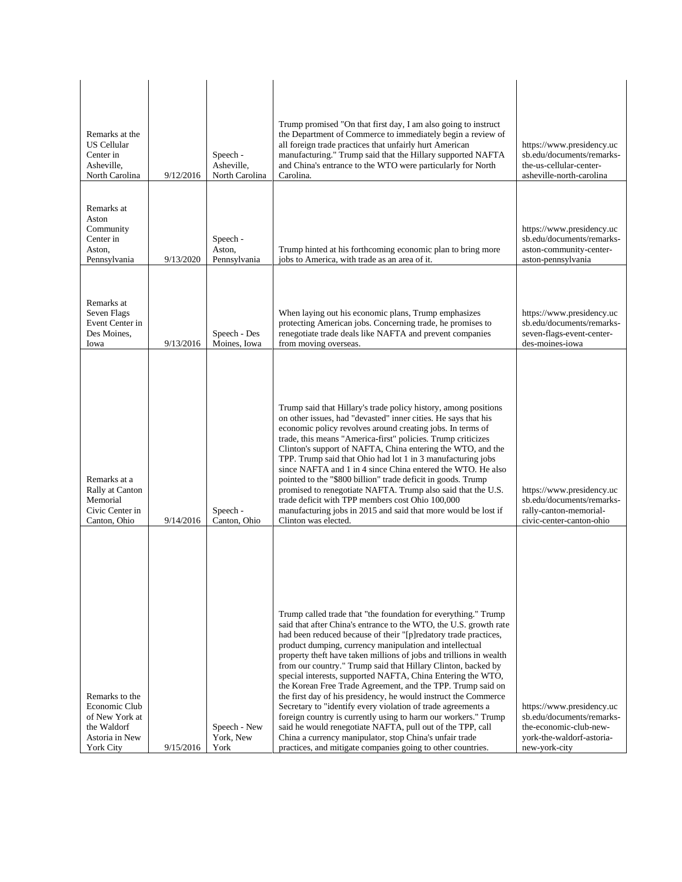| | | | | |
|---|---|---|---|---|
| Remarks at the US Cellular Center in Asheville, North Carolina | 9/12/2016 | Speech - Asheville, North Carolina | Trump promised "On that first day, I am also going to instruct the Department of Commerce to immediately begin a review of all foreign trade practices that unfairly hurt American manufacturing." Trump said that the Hillary supported NAFTA and China's entrance to the WTO were particularly for North Carolina. | https://www.presidency.ucsb.edu/documents/remarks-the-us-cellular-center-asheville-north-carolina |
| Remarks at Aston Community Center in Aston, Pennsylvania | 9/13/2020 | Speech - Aston, Pennsylvania | Trump hinted at his forthcoming economic plan to bring more jobs to America, with trade as an area of it. | https://www.presidency.ucsb.edu/documents/remarks-aston-community-center-aston-pennsylvania |
| Remarks at Seven Flags Event Center in Des Moines, Iowa | 9/13/2016 | Speech - Des Moines, Iowa | When laying out his economic plans, Trump emphasizes protecting American jobs. Concerning trade, he promises to renegotiate trade deals like NAFTA and prevent companies from moving overseas. | https://www.presidency.ucsb.edu/documents/remarks-seven-flags-event-center-des-moines-iowa |
| Remarks at a Rally at Canton Memorial Civic Center in Canton, Ohio | 9/14/2016 | Speech - Canton, Ohio | Trump said that Hillary's trade policy history, among positions on other issues, had "devasted" inner cities. He says that his economic policy revolves around creating jobs. In terms of trade, this means "America-first" policies. Trump criticizes Clinton's support of NAFTA, China entering the WTO, and the TPP. Trump said that Ohio had lot 1 in 3 manufacturing jobs since NAFTA and 1 in 4 since China entered the WTO. He also pointed to the "$800 billion" trade deficit in goods. Trump promised to renegotiate NAFTA. Trump also said that the U.S. trade deficit with TPP members cost Ohio 100,000 manufacturing jobs in 2015 and said that more would be lost if Clinton was elected. | https://www.presidency.ucsb.edu/documents/remarks-rally-canton-memorial-civic-center-canton-ohio |
| Remarks to the Economic Club of New York at the Waldorf Astoria in New York City | 9/15/2016 | Speech - New York, New York | Trump called trade that "the foundation for everything." Trump said that after China's entrance to the WTO, the U.S. growth rate had been reduced because of their "[p]redatory trade practices, product dumping, currency manipulation and intellectual property theft have taken millions of jobs and trillions in wealth from our country." Trump said that Hillary Clinton, backed by special interests, supported NAFTA, China Entering the WTO, the Korean Free Trade Agreement, and the TPP. Trump said on the first day of his presidency, he would instruct the Commerce Secretary to "identify every violation of trade agreements a foreign country is currently using to harm our workers." Trump said he would renegotiate NAFTA, pull out of the TPP, call China a currency manipulator, stop China's unfair trade practices, and mitigate companies going to other countries. | https://www.presidency.ucsb.edu/documents/remarks-the-economic-club-new-york-the-waldorf-astoria-new-york-city |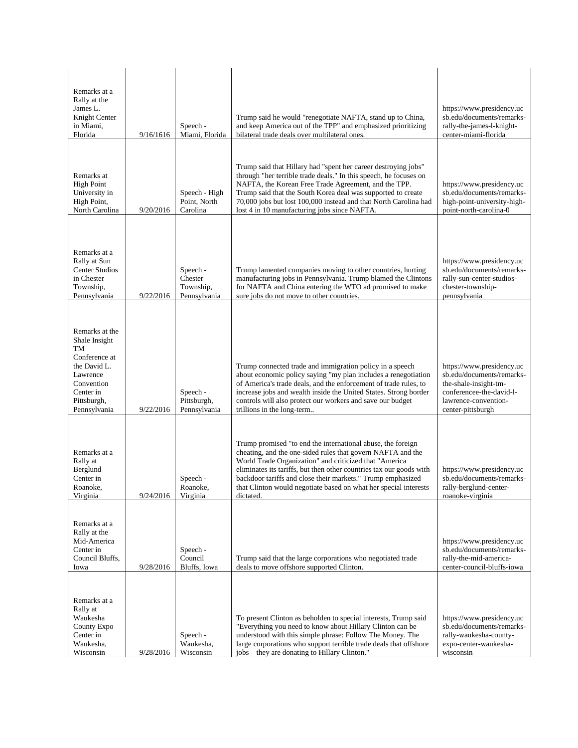| Remarks at a Rally at the James L. Knight Center in Miami, Florida | 9/16/1616 | Speech - Miami, Florida | Trump said he would "renegotiate NAFTA, stand up to China, and keep America out of the TPP" and emphasized prioritizing bilateral trade deals over multilateral ones. | https://www.presidency.ucsb.edu/documents/remarks-rally-the-james-l-knight-center-miami-florida |
|---|---|---|---|---|
| Remarks at High Point University in High Point, North Carolina | 9/20/2016 | Speech - High Point, North Carolina | Trump said that Hillary had "spent her career destroying jobs" through "her terrible trade deals." In this speech, he focuses on NAFTA, the Korean Free Trade Agreement, and the TPP. Trump said that the South Korea deal was supported to create 70,000 jobs but lost 100,000 instead and that North Carolina had lost 4 in 10 manufacturing jobs since NAFTA. | https://www.presidency.ucsb.edu/documents/remarks-high-point-university-high-point-north-carolina-0 |
| Remarks at a Rally at Sun Center Studios in Chester Township, Pennsylvania | 9/22/2016 | Speech - Chester Township, Pennsylvania | Trump lamented companies moving to other countries, hurting manufacturing jobs in Pennsylvania. Trump blamed the Clintons for NAFTA and China entering the WTO ad promised to make sure jobs do not move to other countries. | https://www.presidency.ucsb.edu/documents/remarks-rally-sun-center-studios-chester-township-pennsylvania |
| Remarks at the Shale Insight TM Conference at the David L. Lawrence Convention Center in Pittsburgh, Pennsylvania | 9/22/2016 | Speech - Pittsburgh, Pennsylvania | Trump connected trade and immigration policy in a speech about economic policy saying "my plan includes a renegotiation of America's trade deals, and the enforcement of trade rules, to increase jobs and wealth inside the United States. Strong border controls will also protect our workers and save our budget trillions in the long-term.. | https://www.presidency.ucsb.edu/documents/remarks-the-shale-insight-tm-conferencee-the-david-l-lawrence-convention-center-pittsburgh |
| Remarks at a Rally at Berglund Center in Roanoke, Virginia | 9/24/2016 | Speech - Roanoke, Virginia | Trump promised "to end the international abuse, the foreign cheating, and the one-sided rules that govern NAFTA and the World Trade Organization" and criticized that "America eliminates its tariffs, but then other countries tax our goods with backdoor tariffs and close their markets." Trump emphasized that Clinton would negotiate based on what her special interests dictated. | https://www.presidency.ucsb.edu/documents/remarks-rally-berglund-center-roanoke-virginia |
| Remarks at a Rally at the Mid-America Center in Council Bluffs, Iowa | 9/28/2016 | Speech - Council Bluffs, Iowa | Trump said that the large corporations who negotiated trade deals to move offshore supported Clinton. | https://www.presidency.ucsb.edu/documents/remarks-rally-the-mid-america-center-council-bluffs-iowa |
| Remarks at a Rally at Waukesha County Expo Center in Waukesha, Wisconsin | 9/28/2016 | Speech - Waukesha, Wisconsin | To present Clinton as beholden to special interests, Trump said "Everything you need to know about Hillary Clinton can be understood with this simple phrase: Follow The Money. The large corporations who support terrible trade deals that offshore jobs – they are donating to Hillary Clinton." | https://www.presidency.ucsb.edu/documents/remarks-rally-waukesha-county-expo-center-waukesha-wisconsin |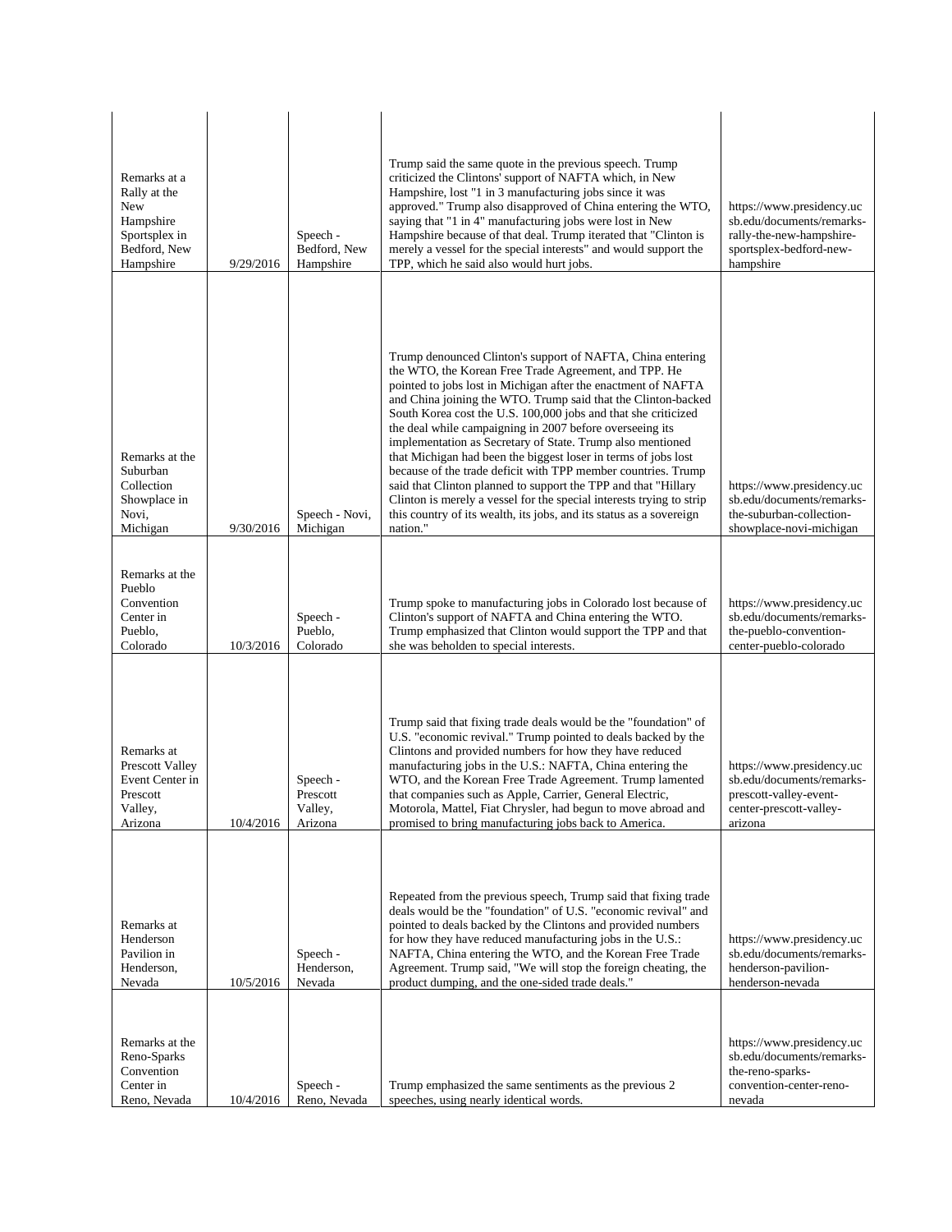| Remarks at a Rally at the New Hampshire Sportsplex in Bedford, New Hampshire | 9/29/2016 | Speech - Bedford, New Hampshire | Trump said the same quote in the previous speech. Trump criticized the Clintons' support of NAFTA which, in New Hampshire, lost "1 in 3 manufacturing jobs since it was approved." Trump also disapproved of China entering the WTO, saying that "1 in 4" manufacturing jobs were lost in New Hampshire because of that deal. Trump iterated that "Clinton is merely a vessel for the special interests" and would support the TPP, which he said also would hurt jobs. | https://www.presidency.ucsb.edu/documents/remarks-rally-the-new-hampshire-sportsplex-bedford-new-hampshire |
|---|---|---|---|---|
| Remarks at the Suburban Collection Showplace in Novi, Michigan | 9/30/2016 | Speech - Novi, Michigan | Trump denounced Clinton's support of NAFTA, China entering the WTO, the Korean Free Trade Agreement, and TPP. He pointed to jobs lost in Michigan after the enactment of NAFTA and China joining the WTO. Trump said that the Clinton-backed South Korea cost the U.S. 100,000 jobs and that she criticized the deal while campaigning in 2007 before overseeing its implementation as Secretary of State. Trump also mentioned that Michigan had been the biggest loser in terms of jobs lost because of the trade deficit with TPP member countries. Trump said that Clinton planned to support the TPP and that "Hillary Clinton is merely a vessel for the special interests trying to strip this country of its wealth, its jobs, and its status as a sovereign nation." | https://www.presidency.ucsb.edu/documents/remarks-the-suburban-collection-showplace-novi-michigan |
| Remarks at the Pueblo Convention Center in Pueblo, Colorado | 10/3/2016 | Speech - Pueblo, Colorado | Trump spoke to manufacturing jobs in Colorado lost because of Clinton's support of NAFTA and China entering the WTO. Trump emphasized that Clinton would support the TPP and that she was beholden to special interests. | https://www.presidency.ucsb.edu/documents/remarks-the-pueblo-convention-center-pueblo-colorado |
| Remarks at Prescott Valley Event Center in Prescott Valley, Arizona | 10/4/2016 | Speech - Prescott Valley, Arizona | Trump said that fixing trade deals would be the "foundation" of U.S. "economic revival." Trump pointed to deals backed by the Clintons and provided numbers for how they have reduced manufacturing jobs in the U.S.: NAFTA, China entering the WTO, and the Korean Free Trade Agreement. Trump lamented that companies such as Apple, Carrier, General Electric, Motorola, Mattel, Fiat Chrysler, had begun to move abroad and promised to bring manufacturing jobs back to America. | https://www.presidency.ucsb.edu/documents/remarks-prescott-valley-event-center-prescott-valley-arizona |
| Remarks at Henderson Pavilion in Henderson, Nevada | 10/5/2016 | Speech - Henderson, Nevada | Repeated from the previous speech, Trump said that fixing trade deals would be the "foundation" of U.S. "economic revival" and pointed to deals backed by the Clintons and provided numbers for how they have reduced manufacturing jobs in the U.S.: NAFTA, China entering the WTO, and the Korean Free Trade Agreement. Trump said, "We will stop the foreign cheating, the product dumping, and the one-sided trade deals." | https://www.presidency.ucsb.edu/documents/remarks-henderson-pavilion-henderson-nevada |
| Remarks at the Reno-Sparks Convention Center in Reno, Nevada | 10/4/2016 | Speech - Reno, Nevada | Trump emphasized the same sentiments as the previous 2 speeches, using nearly identical words. | https://www.presidency.ucsb.edu/documents/remarks-the-reno-sparks-convention-center-reno-nevada |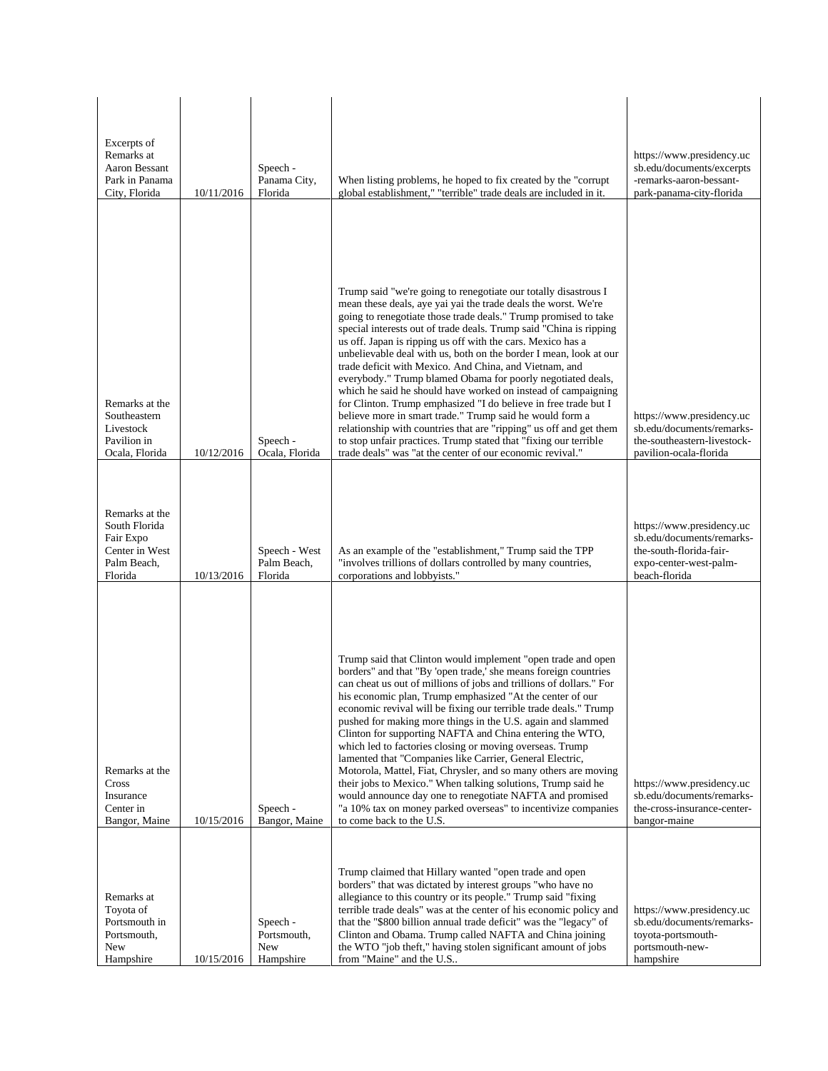| | | | | |
|---|---|---|---|---|
| Excerpts of Remarks at Aaron Bessant Park in Panama City, Florida | 10/11/2016 | Speech - Panama City, Florida | When listing problems, he hoped to fix created by the "corrupt global establishment," "terrible" trade deals are included in it. | https://www.presidency.ucsb.edu/documents/excerpts-remarks-aaron-bessant-park-panama-city-florida |
| Remarks at the Southeastern Livestock Pavilion in Ocala, Florida | 10/12/2016 | Speech - Ocala, Florida | Trump said "we're going to renegotiate our totally disastrous I mean these deals, aye yai yai the trade deals the worst. We're going to renegotiate those trade deals." Trump promised to take special interests out of trade deals. Trump said "China is ripping us off. Japan is ripping us off with the cars. Mexico has a unbelievable deal with us, both on the border I mean, look at our trade deficit with Mexico. And China, and Vietnam, and everybody." Trump blamed Obama for poorly negotiated deals, which he said he should have worked on instead of campaigning for Clinton. Trump emphasized "I do believe in free trade but I believe more in smart trade." Trump said he would form a relationship with countries that are "ripping" us off and get them to stop unfair practices. Trump stated that "fixing our terrible trade deals" was "at the center of our economic revival." | https://www.presidency.ucsb.edu/documents/remarks-the-southeastern-livestock-pavilion-ocala-florida |
| Remarks at the South Florida Fair Expo Center in West Palm Beach, Florida | 10/13/2016 | Speech - West Palm Beach, Florida | As an example of the "establishment," Trump said the TPP "involves trillions of dollars controlled by many countries, corporations and lobbyists." | https://www.presidency.ucsb.edu/documents/remarks-the-south-florida-fair-expo-center-west-palm-beach-florida |
| Remarks at the Cross Insurance Center in Bangor, Maine | 10/15/2016 | Speech - Bangor, Maine | Trump said that Clinton would implement "open trade and open borders" and that "By 'open trade,' she means foreign countries can cheat us out of millions of jobs and trillions of dollars." For his economic plan, Trump emphasized "At the center of our economic revival will be fixing our terrible trade deals." Trump pushed for making more things in the U.S. again and slammed Clinton for supporting NAFTA and China entering the WTO, which led to factories closing or moving overseas. Trump lamented that "Companies like Carrier, General Electric, Motorola, Mattel, Fiat, Chrysler, and so many others are moving their jobs to Mexico." When talking solutions, Trump said he would announce day one to renegotiate NAFTA and promised "a 10% tax on money parked overseas" to incentivize companies to come back to the U.S. | https://www.presidency.ucsb.edu/documents/remarks-the-cross-insurance-center-bangor-maine |
| Remarks at Toyota of Portsmouth in Portsmouth, New Hampshire | 10/15/2016 | Speech - Portsmouth, New Hampshire | Trump claimed that Hillary wanted "open trade and open borders" that was dictated by interest groups "who have no allegiance to this country or its people." Trump said "fixing terrible trade deals" was at the center of his economic policy and that the "$800 billion annual trade deficit" was the "legacy" of Clinton and Obama. Trump called NAFTA and China joining the WTO "job theft," having stolen significant amount of jobs from "Maine" and the U.S.. | https://www.presidency.ucsb.edu/documents/remarks-toyota-portsmouth-portsmouth-new-hampshire |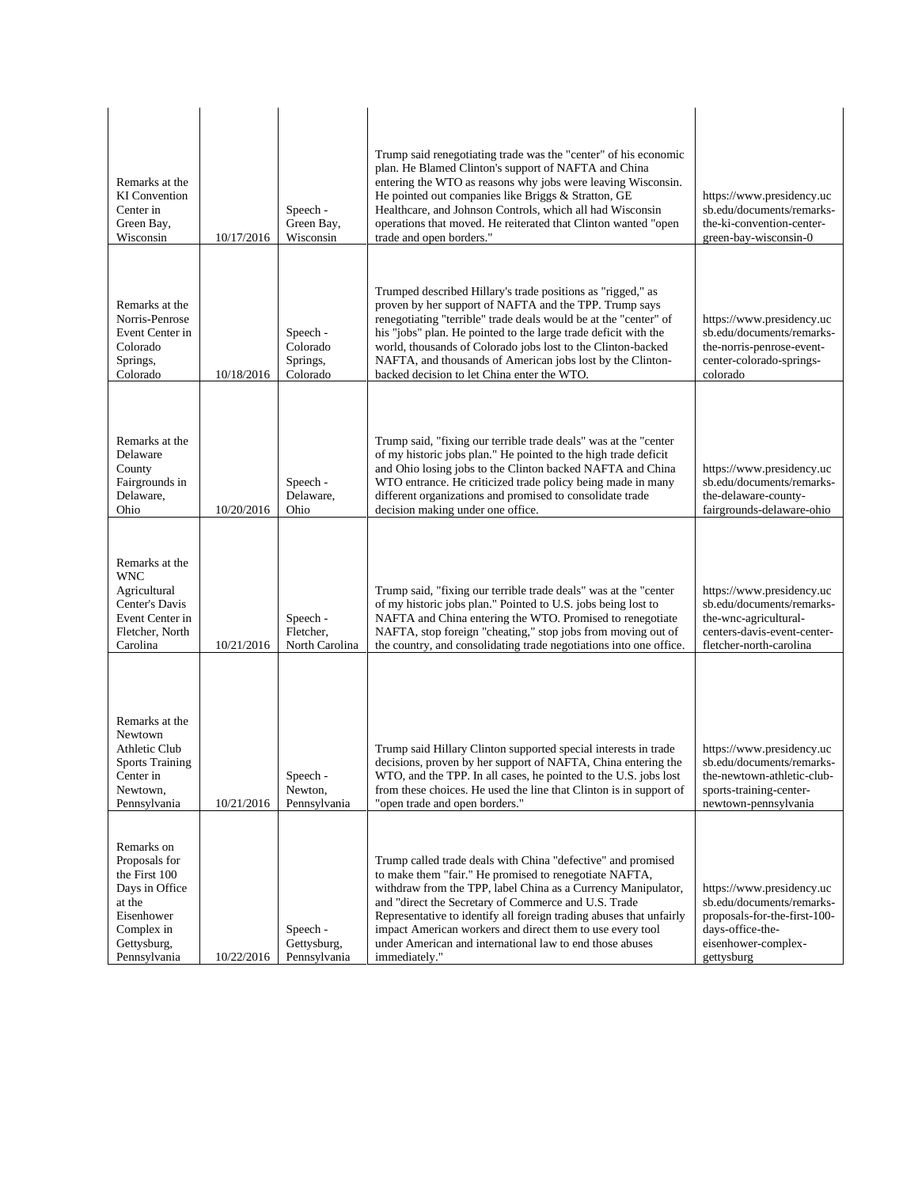| | | | | |
|---|---|---|---|---|
| Remarks at the KI Convention Center in Green Bay, Wisconsin | 10/17/2016 | Speech - Green Bay, Wisconsin | Trump said renegotiating trade was the "center" of his economic plan. He Blamed Clinton's support of NAFTA and China entering the WTO as reasons why jobs were leaving Wisconsin. He pointed out companies like Briggs & Stratton, GE Healthcare, and Johnson Controls, which all had Wisconsin operations that moved. He reiterated that Clinton wanted "open trade and open borders." | https://www.presidency.ucsb.edu/documents/remarks-the-ki-convention-center-green-bay-wisconsin-0 |
| Remarks at the Norris-Penrose Event Center in Colorado Springs, Colorado | 10/18/2016 | Speech - Colorado Springs, Colorado | Trumped described Hillary's trade positions as "rigged," as proven by her support of NAFTA and the TPP. Trump says renegotiating "terrible" trade deals would be at the "center" of his "jobs" plan. He pointed to the large trade deficit with the world, thousands of Colorado jobs lost to the Clinton-backed NAFTA, and thousands of American jobs lost by the Clinton-backed decision to let China enter the WTO. | https://www.presidency.ucsb.edu/documents/remarks-the-norris-penrose-event-center-colorado-springs-colorado |
| Remarks at the Delaware County Fairgrounds in Delaware, Ohio | 10/20/2016 | Speech - Delaware, Ohio | Trump said, "fixing our terrible trade deals" was at the "center of my historic jobs plan." He pointed to the high trade deficit and Ohio losing jobs to the Clinton backed NAFTA and China WTO entrance. He criticized trade policy being made in many different organizations and promised to consolidate trade decision making under one office. | https://www.presidency.ucsb.edu/documents/remarks-the-delaware-county-fairgrounds-delaware-ohio |
| Remarks at the WNC Agricultural Center's Davis Event Center in Fletcher, North Carolina | 10/21/2016 | Speech - Fletcher, North Carolina | Trump said, "fixing our terrible trade deals" was at the "center of my historic jobs plan." Pointed to U.S. jobs being lost to NAFTA and China entering the WTO. Promised to renegotiate NAFTA, stop foreign "cheating," stop jobs from moving out of the country, and consolidating trade negotiations into one office. | https://www.presidency.ucsb.edu/documents/remarks-the-wnc-agricultural-centers-davis-event-center-fletcher-north-carolina |
| Remarks at the Newtown Athletic Club Sports Training Center in Newtown, Pennsylvania | 10/21/2016 | Speech - Newton, Pennsylvania | Trump said Hillary Clinton supported special interests in trade decisions, proven by her support of NAFTA, China entering the WTO, and the TPP. In all cases, he pointed to the U.S. jobs lost from these choices. He used the line that Clinton is in support of "open trade and open borders." | https://www.presidency.ucsb.edu/documents/remarks-the-newtown-athletic-club-sports-training-center-newtown-pennsylvania |
| Remarks on Proposals for the First 100 Days in Office at the Eisenhower Complex in Gettysburg, Pennsylvania | 10/22/2016 | Speech - Gettysburg, Pennsylvania | Trump called trade deals with China "defective" and promised to make them "fair." He promised to renegotiate NAFTA, withdraw from the TPP, label China as a Currency Manipulator, and "direct the Secretary of Commerce and U.S. Trade Representative to identify all foreign trading abuses that unfairly impact American workers and direct them to use every tool under American and international law to end those abuses immediately." | https://www.presidency.ucsb.edu/documents/remarks-proposals-for-the-first-100-days-office-the-eisenhower-complex-gettysburg |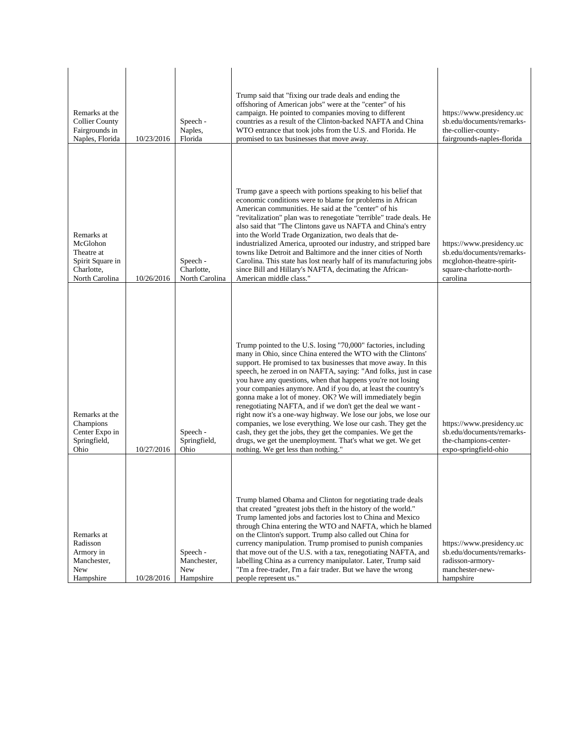| Remarks at the Collier County Fairgrounds in Naples, Florida | 10/23/2016 | Speech - Naples, Florida | Trump said that "fixing our trade deals and ending the offshoring of American jobs" were at the "center" of his campaign. He pointed to companies moving to different countries as a result of the Clinton-backed NAFTA and China WTO entrance that took jobs from the U.S. and Florida. He promised to tax businesses that move away. | https://www.presidency.ucsb.edu/documents/remarks-the-collier-county-fairgrounds-naples-florida |
|---|---|---|---|---|
| Remarks at McGlohon Theatre at Spirit Square in Charlotte, North Carolina | 10/26/2016 | Speech - Charlotte, North Carolina | Trump gave a speech with portions speaking to his belief that economic conditions were to blame for problems in African American communities. He said at the "center" of his "revitalization" plan was to renegotiate "terrible" trade deals. He also said that "The Clintons gave us NAFTA and China's entry into the World Trade Organization, two deals that de-industrialized America, uprooted our industry, and stripped bare towns like Detroit and Baltimore and the inner cities of North Carolina. This state has lost nearly half of its manufacturing jobs since Bill and Hillary's NAFTA, decimating the African-American middle class." | https://www.presidency.ucsb.edu/documents/remarks-mcglohon-theatre-spirit-square-charlotte-north-carolina |
| Remarks at the Champions Center Expo in Springfield, Ohio | 10/27/2016 | Speech - Springfield, Ohio | Trump pointed to the U.S. losing "70,000" factories, including many in Ohio, since China entered the WTO with the Clintons' support. He promised to tax businesses that move away. In this speech, he zeroed in on NAFTA, saying: "And folks, just in case you have any questions, when that happens you're not losing your companies anymore. And if you do, at least the country's gonna make a lot of money. OK? We will immediately begin renegotiating NAFTA, and if we don't get the deal we want - right now it's a one-way highway. We lose our jobs, we lose our companies, we lose everything. We lose our cash. They get the cash, they get the jobs, they get the companies. We get the drugs, we get the unemployment. That's what we get. We get nothing. We get less than nothing." | https://www.presidency.ucsb.edu/documents/remarks-the-champions-center-expo-springfield-ohio |
| Remarks at Radisson Armory in Manchester, New Hampshire | 10/28/2016 | Speech - Manchester, New Hampshire | Trump blamed Obama and Clinton for negotiating trade deals that created "greatest jobs theft in the history of the world." Trump lamented jobs and factories lost to China and Mexico through China entering the WTO and NAFTA, which he blamed on the Clinton's support. Trump also called out China for currency manipulation. Trump promised to punish companies that move out of the U.S. with a tax, renegotiating NAFTA, and labelling China as a currency manipulator. Later, Trump said "I'm a free-trader, I'm a fair trader. But we have the wrong people represent us." | https://www.presidency.ucsb.edu/documents/remarks-radisson-armory-manchester-new-hampshire |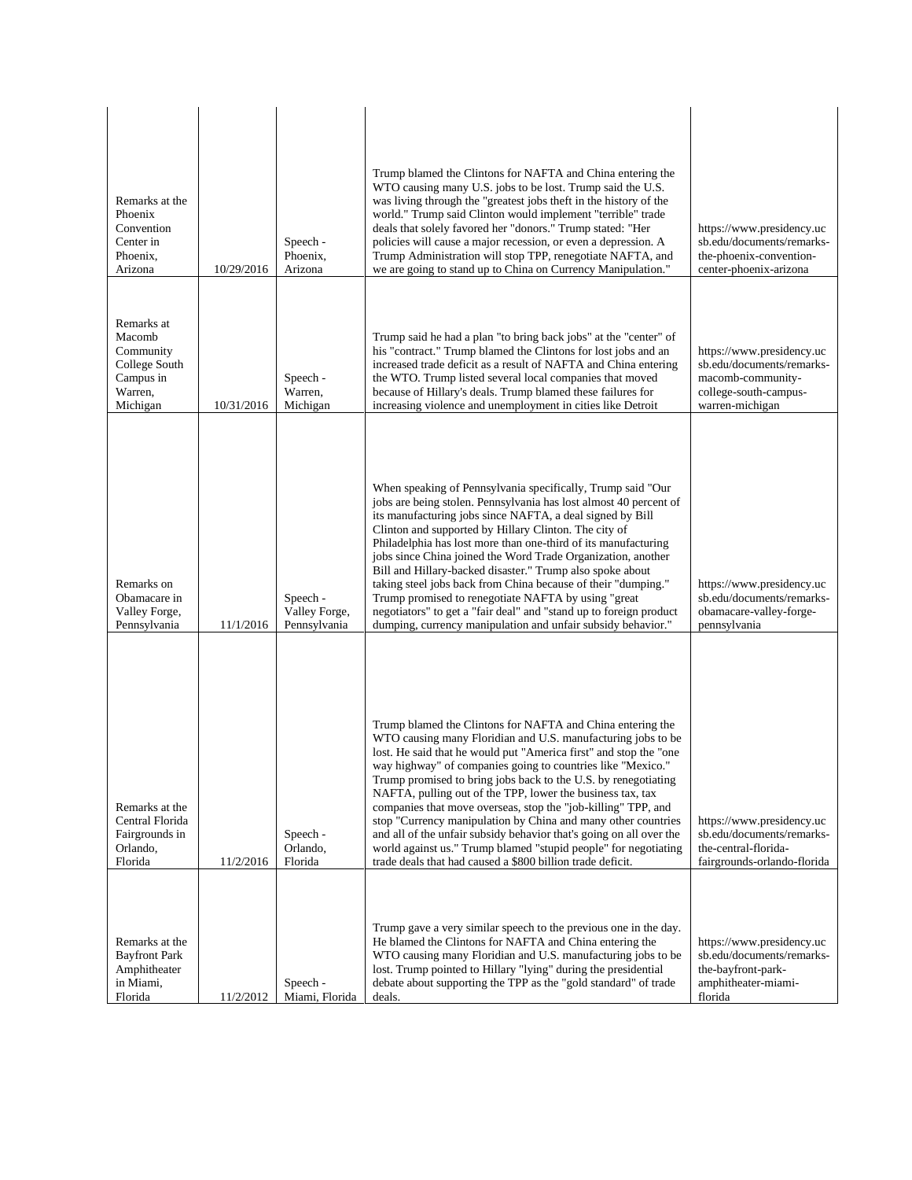| | | | | |
|---|---|---|---|---|
| Remarks at the Phoenix Convention Center in Phoenix, Arizona | 10/29/2016 | Speech - Phoenix, Arizona | Trump blamed the Clintons for NAFTA and China entering the WTO causing many U.S. jobs to be lost. Trump said the U.S. was living through the "greatest jobs theft in the history of the world." Trump said Clinton would implement "terrible" trade deals that solely favored her "donors." Trump stated: "Her policies will cause a major recession, or even a depression. A Trump Administration will stop TPP, renegotiate NAFTA, and we are going to stand up to China on Currency Manipulation." | https://www.presidency.ucsb.edu/documents/remarks-the-phoenix-convention-center-phoenix-arizona |
| Remarks at Macomb Community College South Campus in Warren, Michigan | 10/31/2016 | Speech - Warren, Michigan | Trump said he had a plan "to bring back jobs" at the "center" of his "contract." Trump blamed the Clintons for lost jobs and an increased trade deficit as a result of NAFTA and China entering the WTO. Trump listed several local companies that moved because of Hillary's deals. Trump blamed these failures for increasing violence and unemployment in cities like Detroit | https://www.presidency.ucsb.edu/documents/remarks-macomb-community-college-south-campus-warren-michigan |
| Remarks on Obamacare in Valley Forge, Pennsylvania | 11/1/2016 | Speech - Valley Forge, Pennsylvania | When speaking of Pennsylvania specifically, Trump said "Our jobs are being stolen. Pennsylvania has lost almost 40 percent of its manufacturing jobs since NAFTA, a deal signed by Bill Clinton and supported by Hillary Clinton. The city of Philadelphia has lost more than one-third of its manufacturing jobs since China joined the Word Trade Organization, another Bill and Hillary-backed disaster." Trump also spoke about taking steel jobs back from China because of their "dumping." Trump promised to renegotiate NAFTA by using "great negotiators" to get a "fair deal" and "stand up to foreign product dumping, currency manipulation and unfair subsidy behavior." | https://www.presidency.ucsb.edu/documents/remarks-obamacare-valley-forge-pennsylvania |
| Remarks at the Central Florida Fairgrounds in Orlando, Florida | 11/2/2016 | Speech - Orlando, Florida | Trump blamed the Clintons for NAFTA and China entering the WTO causing many Floridian and U.S. manufacturing jobs to be lost. He said that he would put "America first" and stop the "one way highway" of companies going to countries like "Mexico." Trump promised to bring jobs back to the U.S. by renegotiating NAFTA, pulling out of the TPP, lower the business tax, tax companies that move overseas, stop the "job-killing" TPP, and stop "Currency manipulation by China and many other countries and all of the unfair subsidy behavior that's going on all over the world against us." Trump blamed "stupid people" for negotiating trade deals that had caused a \$800 billion trade deficit. | https://www.presidency.ucsb.edu/documents/remarks-the-central-florida-fairgrounds-orlando-florida |
| Remarks at the Bayfront Park Amphitheater in Miami, Florida | 11/2/2012 | Speech - Miami, Florida | Trump gave a very similar speech to the previous one in the day. He blamed the Clintons for NAFTA and China entering the WTO causing many Floridian and U.S. manufacturing jobs to be lost. Trump pointed to Hillary "lying" during the presidential debate about supporting the TPP as the "gold standard" of trade deals. | https://www.presidency.ucsb.edu/documents/remarks-the-bayfront-park-amphitheater-miami-florida |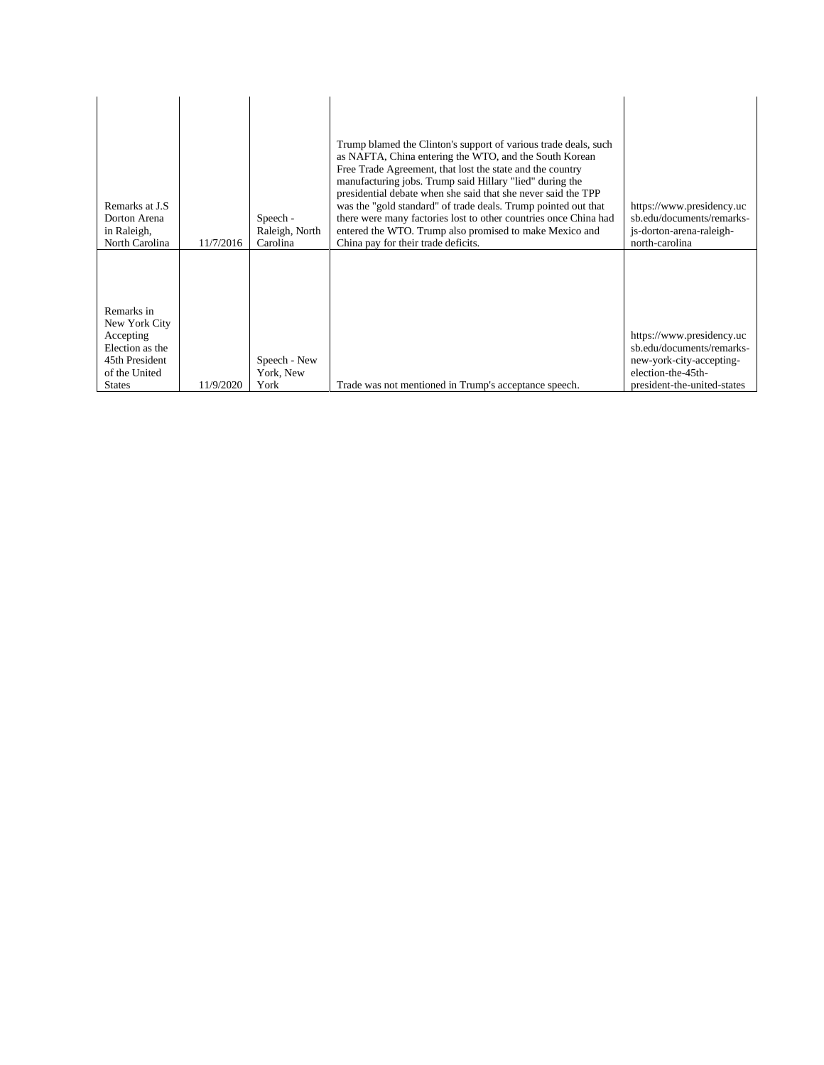| | | | | |
|---|---|---|---|---|
| Remarks at J.S Dorton Arena in Raleigh, North Carolina | 11/7/2016 | Speech - Raleigh, North Carolina | Trump blamed the Clinton's support of various trade deals, such as NAFTA, China entering the WTO, and the South Korean Free Trade Agreement, that lost the state and the country manufacturing jobs. Trump said Hillary "lied" during the presidential debate when she said that she never said the TPP was the "gold standard" of trade deals. Trump pointed out that there were many factories lost to other countries once China had entered the WTO. Trump also promised to make Mexico and China pay for their trade deficits. | https://www.presidency.ucsb.edu/documents/remarks-js-dorton-arena-raleigh-north-carolina |
| Remarks in New York City Accepting Election as the 45th President of the United States | 11/9/2020 | Speech - New York, New York | Trade was not mentioned in Trump's acceptance speech. | https://www.presidency.ucsb.edu/documents/remarks-new-york-city-accepting-election-the-45th-president-the-united-states |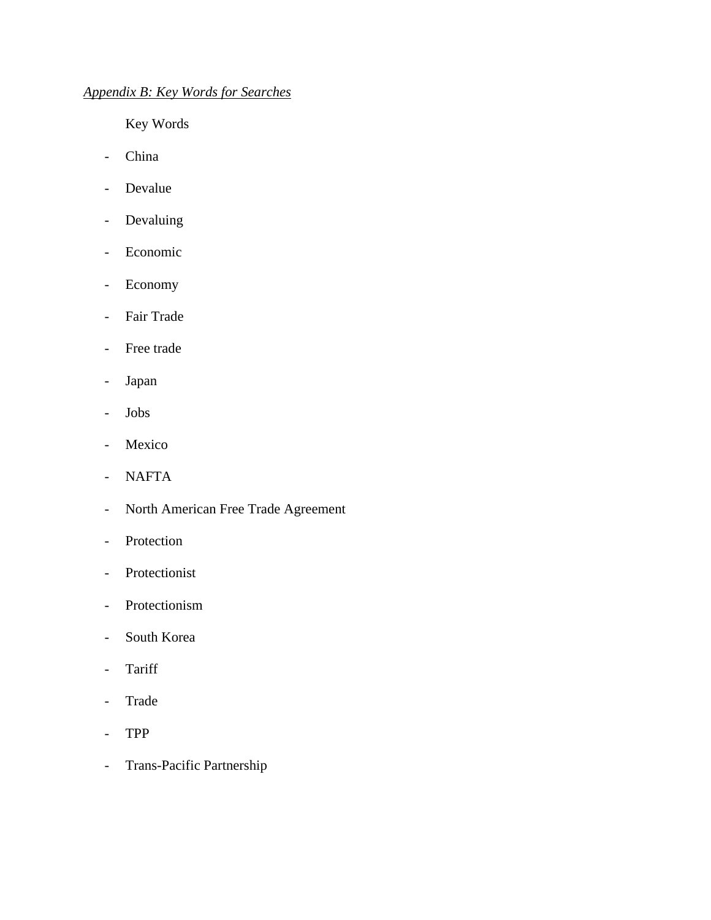*Appendix B: Key Words for Searches*

Key Words

- China
- Devalue
- Devaluing
- Economic
- Economy
- Fair Trade
- Free trade
- Japan
- Jobs
- Mexico
- NAFTA
- North American Free Trade Agreement
- Protection
- Protectionist
- Protectionism
- South Korea
- Tariff
- Trade
- TPP
- Trans-Pacific Partnership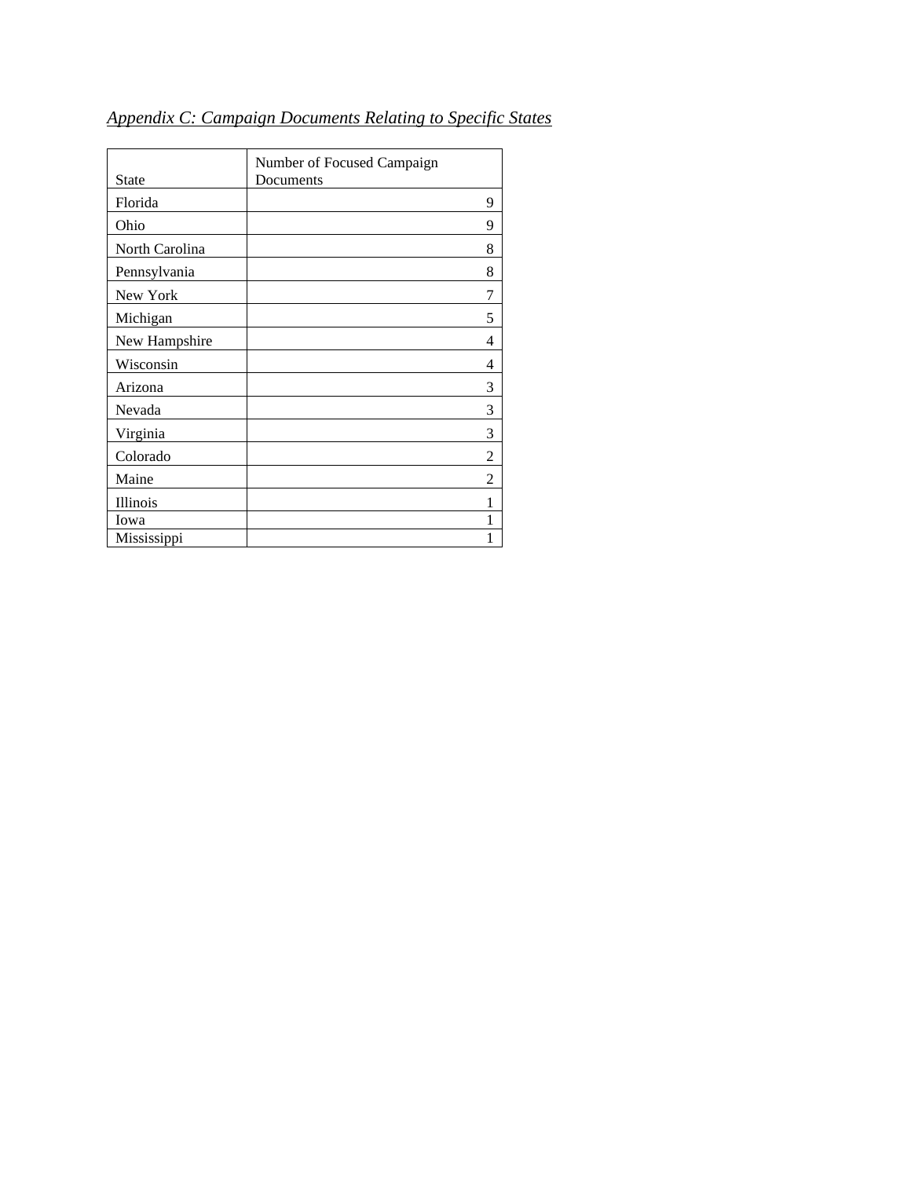*Appendix C: Campaign Documents Relating to Specific States*

| State | Number of Focused Campaign Documents |
|---|---|
| Florida | 9 |
| Ohio | 9 |
| North Carolina | 8 |
| Pennsylvania | 8 |
| New York | 7 |
| Michigan | 5 |
| New Hampshire | 4 |
| Wisconsin | 4 |
| Arizona | 3 |
| Nevada | 3 |
| Virginia | 3 |
| Colorado | 2 |
| Maine | 2 |
| Illinois | 1 |
| Iowa | 1 |
| Mississippi | 1 |